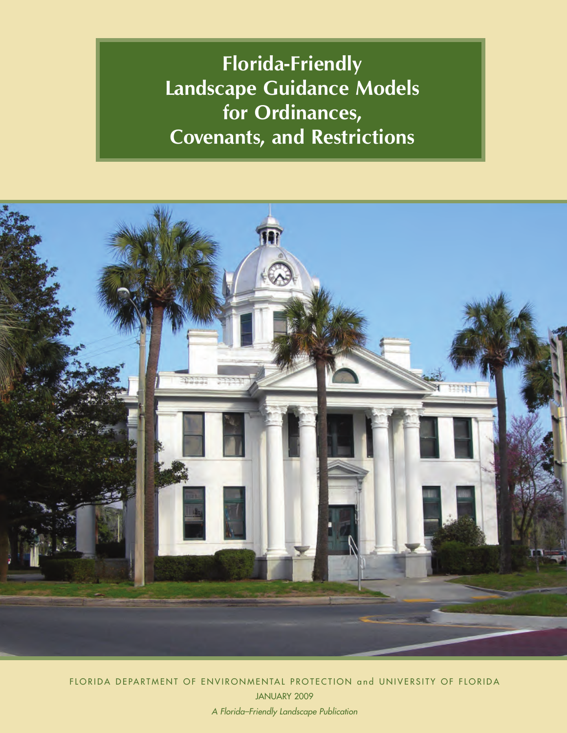# Florida-Friendly Landscape Guidance Models for Ordinances, Covenants, and Restrictions

FLORIDA DEPARTMENT OF ENVIRONMENTAL PROTECTION and UNIVERSITY OF FLORIDA

JANUARY 2009

*A Florida–Friendly Landscape Publication*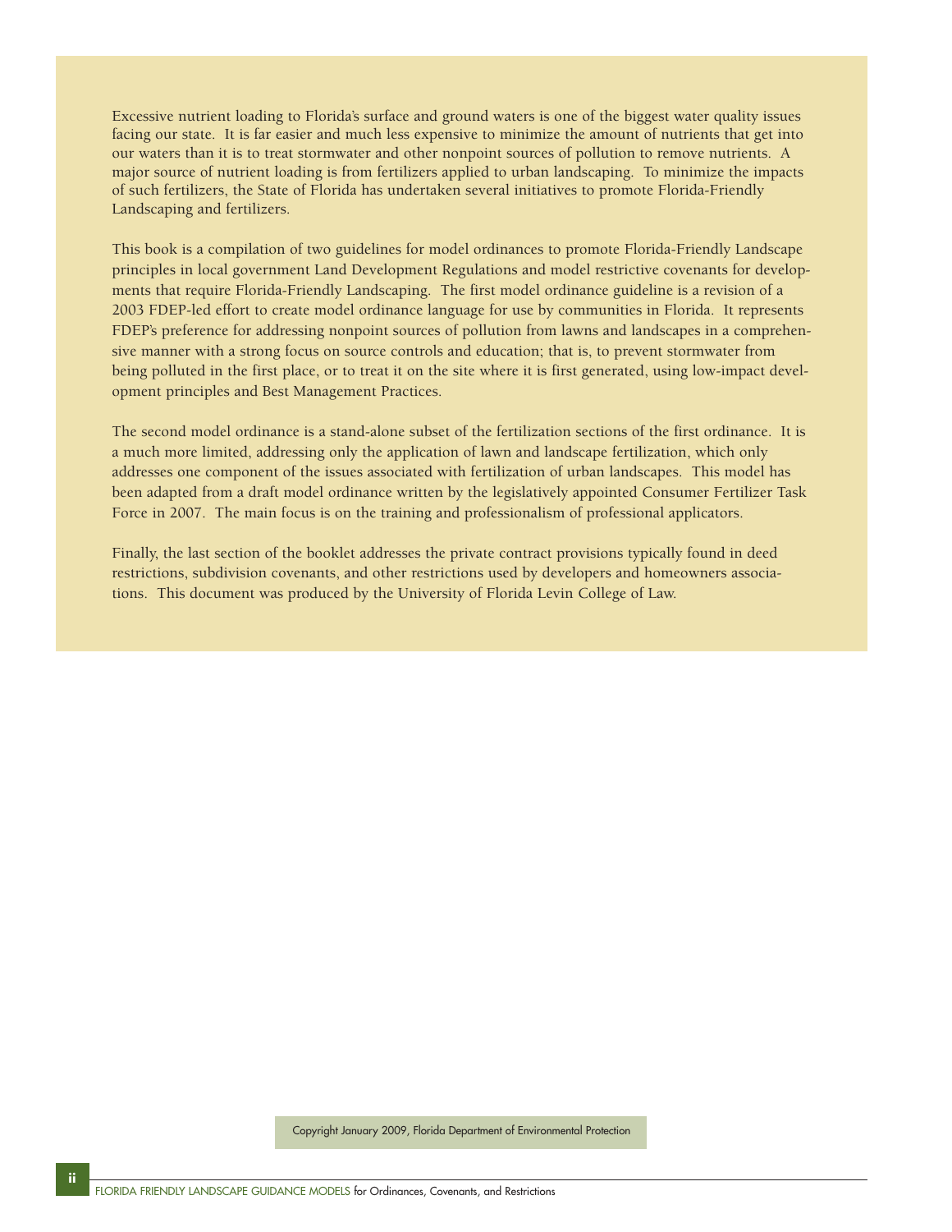Excessive nutrient loading to Florida's surface and ground waters is one of the biggest water quality issues facing our state. It is far easier and much less expensive to minimize the amount of nutrients that get into our waters than it is to treat stormwater and other nonpoint sources of pollution to remove nutrients. A major source of nutrient loading is from fertilizers applied to urban landscaping. To minimize the impacts of such fertilizers, the State of Florida has undertaken several initiatives to promote Florida-Friendly Landscaping and fertilizers.

This book is a compilation of two guidelines for model ordinances to promote Florida-Friendly Landscape principles in local government Land Development Regulations and model restrictive covenants for developments that require Florida-Friendly Landscaping. The first model ordinance guideline is a revision of a 2003 FDEP-led effort to create model ordinance language for use by communities in Florida. It represents FDEP's preference for addressing nonpoint sources of pollution from lawns and landscapes in a comprehensive manner with a strong focus on source controls and education; that is, to prevent stormwater from being polluted in the first place, or to treat it on the site where it is first generated, using low-impact development principles and Best Management Practices.

The second model ordinance is a stand-alone subset of the fertilization sections of the first ordinance. It is a much more limited, addressing only the application of lawn and landscape fertilization, which only addresses one component of the issues associated with fertilization of urban landscapes. This model has been adapted from a draft model ordinance written by the legislatively appointed Consumer Fertilizer Task Force in 2007. The main focus is on the training and professionalism of professional applicators.

Finally, the last section of the booklet addresses the private contract provisions typically found in deed restrictions, subdivision covenants, and other restrictions used by developers and homeowners associations. This document was produced by the University of Florida Levin College of Law.

Copyright January 2009, Florida Department of Environmental Protection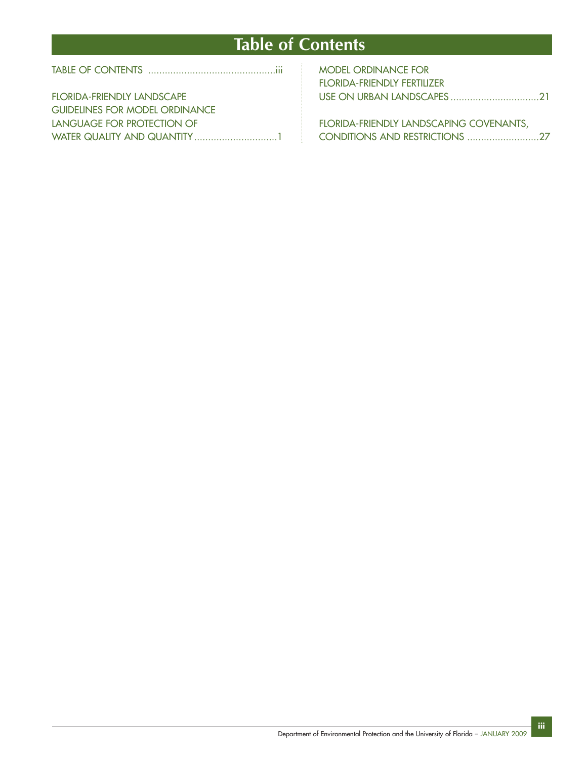# Table of Contents

TABLE OF CONTENTS ............................................iii

FLORIDA-FRIENDLY LANDSCAPE GUIDELINES FOR MODEL ORDINANCE LANGUAGE FOR PROTECTION OF WATER QUALITY AND QUANTITY.............................1

MODEL ORDINANCE FOR FLORIDA-FRIENDLY FERTILIZER USE ON URBAN LANDSCAPES...............................21

FLORIDA-FRIENDLY LANDSCAPING COVENANTS, CONDITIONS AND RESTRICTIONS .........................27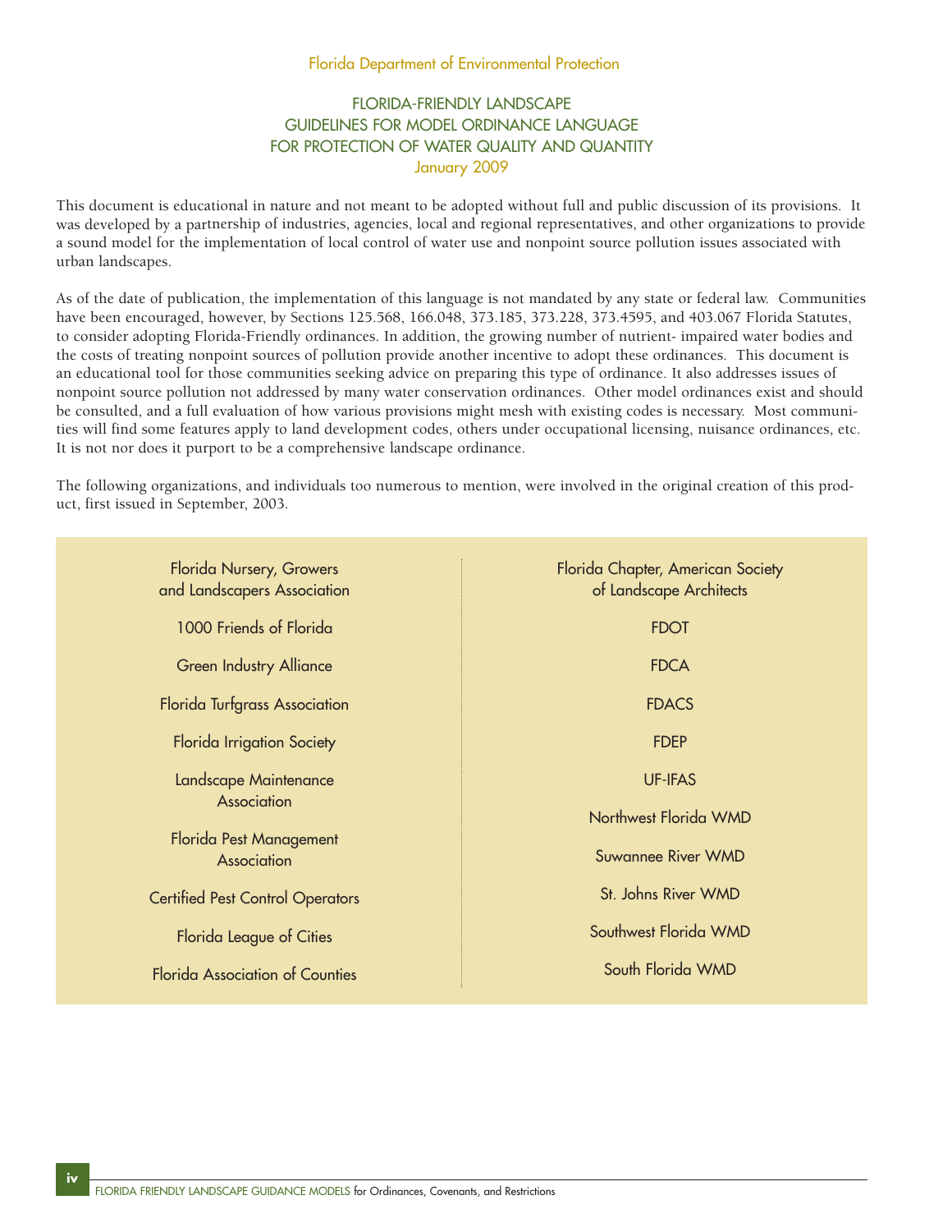Florida Department of Environmental Protection

# FLORIDA-FRIENDLY LANDSCAPE GUIDELINES FOR MODEL ORDINANCE LANGUAGE FOR PROTECTION OF WATER QUALITY AND QUANTITY

January 2009

This document is educational in nature and not meant to be adopted without full and public discussion of its provisions. It was developed by a partnership of industries, agencies, local and regional representatives, and other organizations to provide a sound model for the implementation of local control of water use and nonpoint source pollution issues associated with urban landscapes.

As of the date of publication, the implementation of this language is not mandated by any state or federal law. Communities have been encouraged, however, by Sections 125.568, 166.048, 373.185, 373.228, 373.4595, and 403.067 Florida Statutes, to consider adopting Florida-Friendly ordinances. In addition, the growing number of nutrient- impaired water bodies and the costs of treating nonpoint sources of pollution provide another incentive to adopt these ordinances. This document is an educational tool for those communities seeking advice on preparing this type of ordinance. It also addresses issues of nonpoint source pollution not addressed by many water conservation ordinances. Other model ordinances exist and should be consulted, and a full evaluation of how various provisions might mesh with existing codes is necessary. Most communities will find some features apply to land development codes, others under occupational licensing, nuisance ordinances, etc. It is not nor does it purport to be a comprehensive landscape ordinance.

The following organizations, and individuals too numerous to mention, were involved in the original creation of this product, first issued in September, 2003.

Florida Nursery, Growers and Landscapers Association

1000 Friends of Florida

Green Industry Alliance

Florida Turfgrass Association

Florida Irrigation Society

Landscape Maintenance Association

Florida Pest Management Association

Certified Pest Control Operators

Florida League of Cities

Florida Association of Counties

Florida Chapter, American Society of Landscape Architects

FDOT

FDCA

FDACS

FDEP

UF-IFAS

Northwest Florida WMD

Suwannee River WMD

St. Johns River WMD

Southwest Florida WMD

South Florida WMD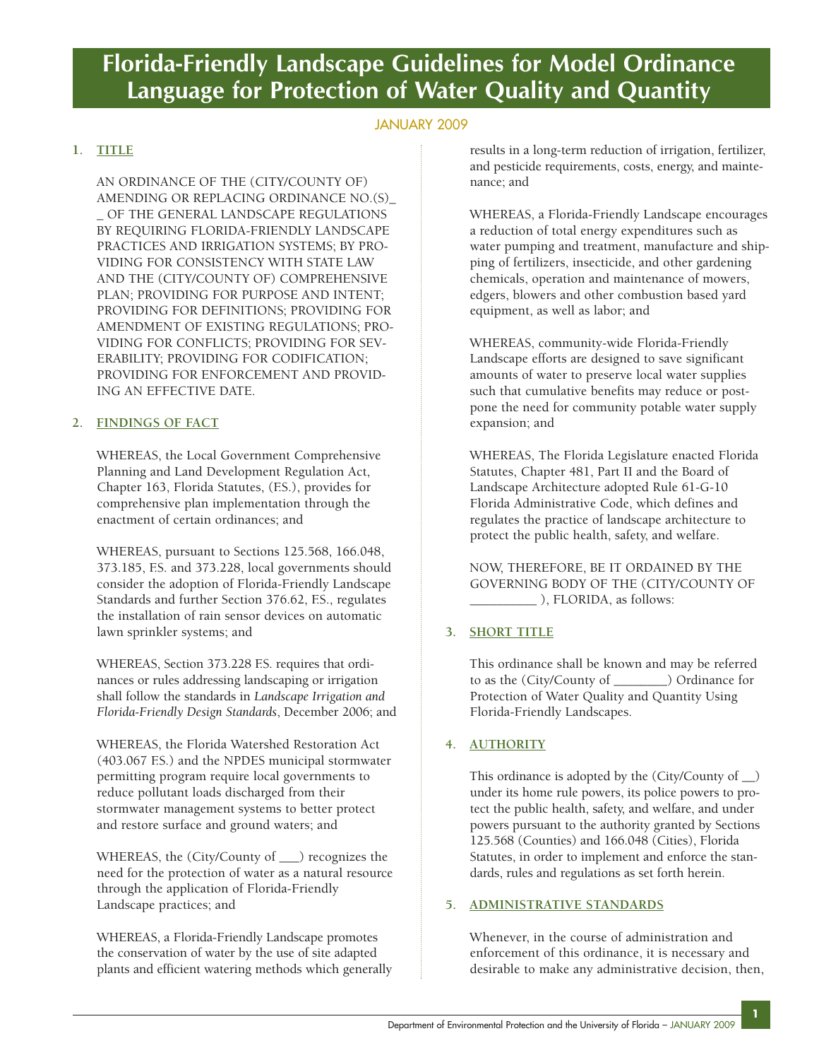# Florida-Friendly Landscape Guidelines for Model Ordinance Language for Protection of Water Quality and Quantity

JANUARY 2009

## 1. TITLE

AN ORDINANCE OF THE (CITY/COUNTY OF) AMENDING OR REPLACING ORDINANCE NO.(S)_ _ OF THE GENERAL LANDSCAPE REGULATIONS BY REQUIRING FLORIDA-FRIENDLY LANDSCAPE PRACTICES AND IRRIGATION SYSTEMS; BY PROVIDING FOR CONSISTENCY WITH STATE LAW AND THE (CITY/COUNTY OF) COMPREHENSIVE PLAN; PROVIDING FOR PURPOSE AND INTENT; PROVIDING FOR DEFINITIONS; PROVIDING FOR AMENDMENT OF EXISTING REGULATIONS; PROVIDING FOR CONFLICTS; PROVIDING FOR SEVERABILITY; PROVIDING FOR CODIFICATION; PROVIDING FOR ENFORCEMENT AND PROVIDING AN EFFECTIVE DATE.

## 2. FINDINGS OF FACT

WHEREAS, the Local Government Comprehensive Planning and Land Development Regulation Act, Chapter 163, Florida Statutes, (F.S.), provides for comprehensive plan implementation through the enactment of certain ordinances; and

WHEREAS, pursuant to Sections 125.568, 166.048, 373.185, F.S. and 373.228, local governments should consider the adoption of Florida-Friendly Landscape Standards and further Section 376.62, F.S., regulates the installation of rain sensor devices on automatic lawn sprinkler systems; and

WHEREAS, Section 373.228 F.S. requires that ordinances or rules addressing landscaping or irrigation shall follow the standards in *Landscape Irrigation and Florida-Friendly Design Standards*, December 2006; and

WHEREAS, the Florida Watershed Restoration Act (403.067 F.S.) and the NPDES municipal stormwater permitting program require local governments to reduce pollutant loads discharged from their stormwater management systems to better protect and restore surface and ground waters; and

WHEREAS, the (City/County of ___) recognizes the need for the protection of water as a natural resource through the application of Florida-Friendly Landscape practices; and

WHEREAS, a Florida-Friendly Landscape promotes the conservation of water by the use of site adapted plants and efficient watering methods which generally results in a long-term reduction of irrigation, fertilizer, and pesticide requirements, costs, energy, and maintenance; and

WHEREAS, a Florida-Friendly Landscape encourages a reduction of total energy expenditures such as water pumping and treatment, manufacture and shipping of fertilizers, insecticide, and other gardening chemicals, operation and maintenance of mowers, edgers, blowers and other combustion based yard equipment, as well as labor; and

WHEREAS, community-wide Florida-Friendly Landscape efforts are designed to save significant amounts of water to preserve local water supplies such that cumulative benefits may reduce or postpone the need for community potable water supply expansion; and

WHEREAS, The Florida Legislature enacted Florida Statutes, Chapter 481, Part II and the Board of Landscape Architecture adopted Rule 61-G-10 Florida Administrative Code, which defines and regulates the practice of landscape architecture to protect the public health, safety, and welfare.

NOW, THEREFORE, BE IT ORDAINED BY THE GOVERNING BODY OF THE (CITY/COUNTY OF __________ ), FLORIDA, as follows:

## 3. SHORT TITLE

This ordinance shall be known and may be referred to as the (City/County of ________) Ordinance for Protection of Water Quality and Quantity Using Florida-Friendly Landscapes.

## 4. AUTHORITY

This ordinance is adopted by the (City/County of __) under its home rule powers, its police powers to protect the public health, safety, and welfare, and under powers pursuant to the authority granted by Sections 125.568 (Counties) and 166.048 (Cities), Florida Statutes, in order to implement and enforce the standards, rules and regulations as set forth herein.

## 5. ADMINISTRATIVE STANDARDS

Whenever, in the course of administration and enforcement of this ordinance, it is necessary and desirable to make any administrative decision, then,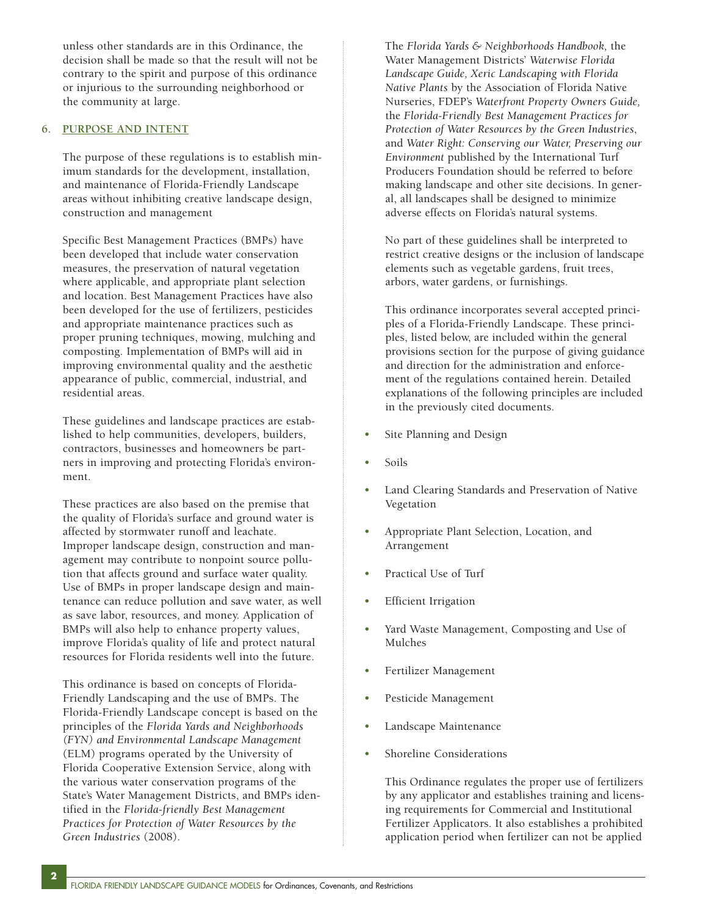unless other standards are in this Ordinance, the decision shall be made so that the result will not be contrary to the spirit and purpose of this ordinance or injurious to the surrounding neighborhood or the community at large.

## 6. PURPOSE AND INTENT

The purpose of these regulations is to establish minimum standards for the development, installation, and maintenance of Florida-Friendly Landscape areas without inhibiting creative landscape design, construction and management

Specific Best Management Practices (BMPs) have been developed that include water conservation measures, the preservation of natural vegetation where applicable, and appropriate plant selection and location. Best Management Practices have also been developed for the use of fertilizers, pesticides and appropriate maintenance practices such as proper pruning techniques, mowing, mulching and composting. Implementation of BMPs will aid in improving environmental quality and the aesthetic appearance of public, commercial, industrial, and residential areas.

These guidelines and landscape practices are established to help communities, developers, builders, contractors, businesses and homeowners be partners in improving and protecting Florida's environment.

These practices are also based on the premise that the quality of Florida's surface and ground water is affected by stormwater runoff and leachate. Improper landscape design, construction and management may contribute to nonpoint source pollution that affects ground and surface water quality. Use of BMPs in proper landscape design and maintenance can reduce pollution and save water, as well as save labor, resources, and money. Application of BMPs will also help to enhance property values, improve Florida's quality of life and protect natural resources for Florida residents well into the future.

This ordinance is based on concepts of Florida-Friendly Landscaping and the use of BMPs. The Florida-Friendly Landscape concept is based on the principles of the *Florida Yards and Neighborhoods (FYN) and Environmental Landscape Management* (ELM) programs operated by the University of Florida Cooperative Extension Service, along with the various water conservation programs of the State's Water Management Districts, and BMPs identified in the *Florida-friendly Best Management Practices for Protection of Water Resources by the Green Industries* (2008).

The *Florida Yards & Neighborhoods Handbook,* the Water Management Districts' *Waterwise Florida Landscape Guide, Xeric Landscaping with Florida Native Plants* by the Association of Florida Native Nurseries, FDEP's *Waterfront Property Owners Guide,* the *Florida-Friendly Best Management Practices for Protection of Water Resources by the Green Industries*, and *Water Right: Conserving our Water, Preserving our Environment* published by the International Turf Producers Foundation should be referred to before making landscape and other site decisions. In general, all landscapes shall be designed to minimize adverse effects on Florida's natural systems.

No part of these guidelines shall be interpreted to restrict creative designs or the inclusion of landscape elements such as vegetable gardens, fruit trees, arbors, water gardens, or furnishings.

This ordinance incorporates several accepted principles of a Florida-Friendly Landscape. These principles, listed below, are included within the general provisions section for the purpose of giving guidance and direction for the administration and enforcement of the regulations contained herein. Detailed explanations of the following principles are included in the previously cited documents.

- Site Planning and Design
- Soils
- Land Clearing Standards and Preservation of Native Vegetation
- Appropriate Plant Selection, Location, and Arrangement
- Practical Use of Turf
- Efficient Irrigation
- Yard Waste Management, Composting and Use of Mulches
- Fertilizer Management
- Pesticide Management
- Landscape Maintenance
- Shoreline Considerations

This Ordinance regulates the proper use of fertilizers by any applicator and establishes training and licensing requirements for Commercial and Institutional Fertilizer Applicators. It also establishes a prohibited application period when fertilizer can not be applied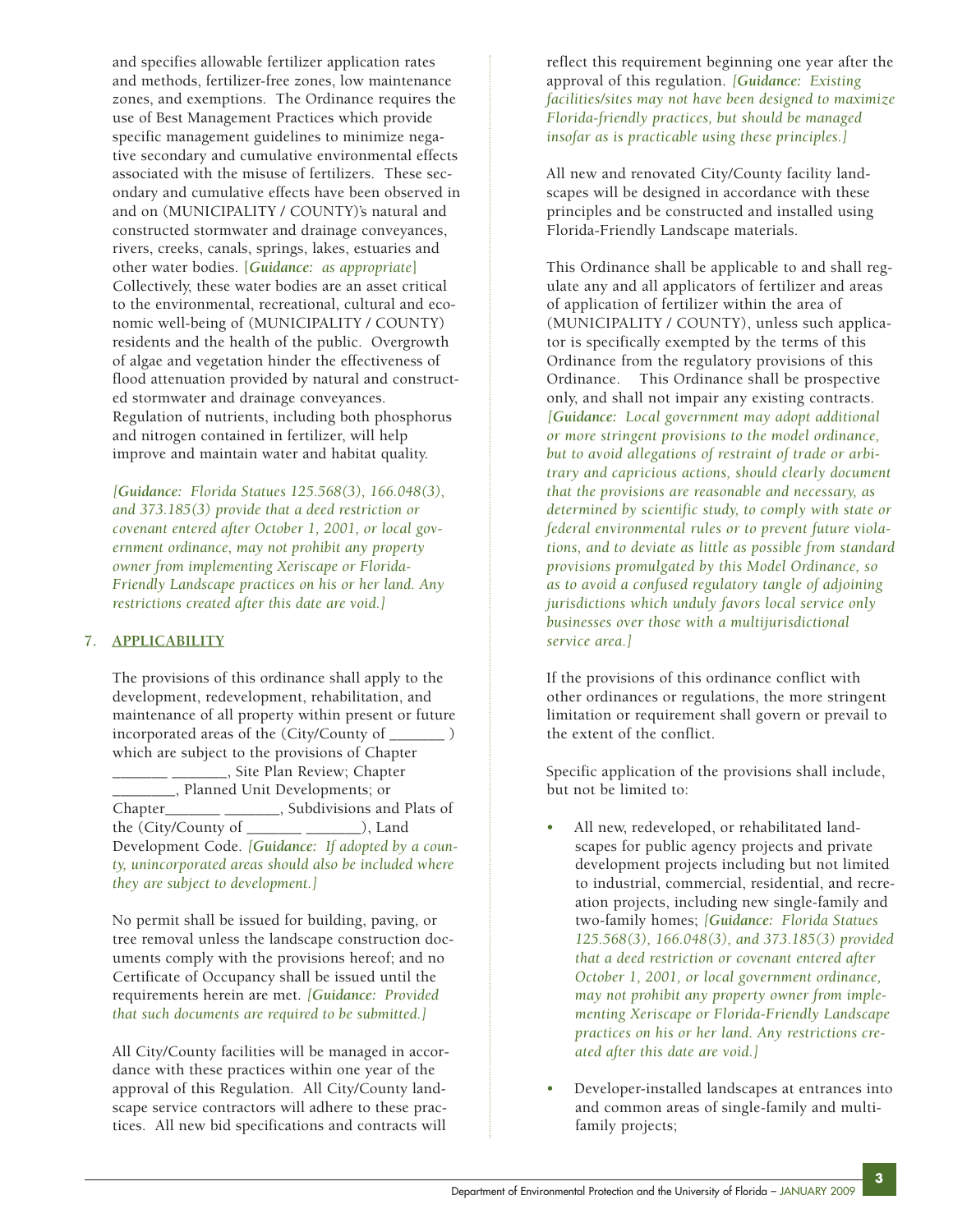and specifies allowable fertilizer application rates and methods, fertilizer-free zones, low maintenance zones, and exemptions. The Ordinance requires the use of Best Management Practices which provide specific management guidelines to minimize negative secondary and cumulative environmental effects associated with the misuse of fertilizers. These secondary and cumulative effects have been observed in and on (MUNICIPALITY / COUNTY)'s natural and constructed stormwater and drainage conveyances, rivers, creeks, canals, springs, lakes, estuaries and other water bodies. [***Guidance:*** *as appropriate*] Collectively, these water bodies are an asset critical to the environmental, recreational, cultural and economic well-being of (MUNICIPALITY / COUNTY) residents and the health of the public. Overgrowth of algae and vegetation hinder the effectiveness of flood attenuation provided by natural and constructed stormwater and drainage conveyances. Regulation of nutrients, including both phosphorus and nitrogen contained in fertilizer, will help improve and maintain water and habitat quality.

*[**Guidance:** Florida Statues 125.568(3), 166.048(3), and 373.185(3) provide that a deed restriction or covenant entered after October 1, 2001, or local government ordinance, may not prohibit any property owner from implementing Xeriscape or Florida-Friendly Landscape practices on his or her land. Any restrictions created after this date are void.]*

## 7. APPLICABILITY

The provisions of this ordinance shall apply to the development, redevelopment, rehabilitation, and maintenance of all property within present or future incorporated areas of the (City/County of _______ ) which are subject to the provisions of Chapter _______ _______, Site Plan Review; Chapter ________, Planned Unit Developments; or Chapter_______ _______, Subdivisions and Plats of the (City/County of _______ _______), Land Development Code. *[**Guidance:** If adopted by a county, unincorporated areas should also be included where they are subject to development.]*

No permit shall be issued for building, paving, or tree removal unless the landscape construction documents comply with the provisions hereof; and no Certificate of Occupancy shall be issued until the requirements herein are met. *[**Guidance:** Provided that such documents are required to be submitted.]*

All City/County facilities will be managed in accordance with these practices within one year of the approval of this Regulation. All City/County landscape service contractors will adhere to these practices. All new bid specifications and contracts will reflect this requirement beginning one year after the approval of this regulation. *[**Guidance:** Existing facilities/sites may not have been designed to maximize Florida-friendly practices, but should be managed insofar as is practicable using these principles.]*

All new and renovated City/County facility landscapes will be designed in accordance with these principles and be constructed and installed using Florida-Friendly Landscape materials.

This Ordinance shall be applicable to and shall regulate any and all applicators of fertilizer and areas of application of fertilizer within the area of (MUNICIPALITY / COUNTY), unless such applicator is specifically exempted by the terms of this Ordinance from the regulatory provisions of this Ordinance. This Ordinance shall be prospective only, and shall not impair any existing contracts. *[**Guidance:** Local government may adopt additional or more stringent provisions to the model ordinance, but to avoid allegations of restraint of trade or arbitrary and capricious actions, should clearly document that the provisions are reasonable and necessary, as determined by scientific study, to comply with state or federal environmental rules or to prevent future violations, and to deviate as little as possible from standard provisions promulgated by this Model Ordinance, so as to avoid a confused regulatory tangle of adjoining jurisdictions which unduly favors local service only businesses over those with a multijurisdictional service area.]*

If the provisions of this ordinance conflict with other ordinances or regulations, the more stringent limitation or requirement shall govern or prevail to the extent of the conflict.

Specific application of the provisions shall include, but not be limited to:

- All new, redeveloped, or rehabilitated landscapes for public agency projects and private development projects including but not limited to industrial, commercial, residential, and recreation projects, including new single-family and two-family homes; *[**Guidance:** Florida Statues 125.568(3), 166.048(3), and 373.185(3) provided that a deed restriction or covenant entered after October 1, 2001, or local government ordinance, may not prohibit any property owner from implementing Xeriscape or Florida-Friendly Landscape practices on his or her land. Any restrictions created after this date are void.]*
- Developer-installed landscapes at entrances into and common areas of single-family and multi-family projects;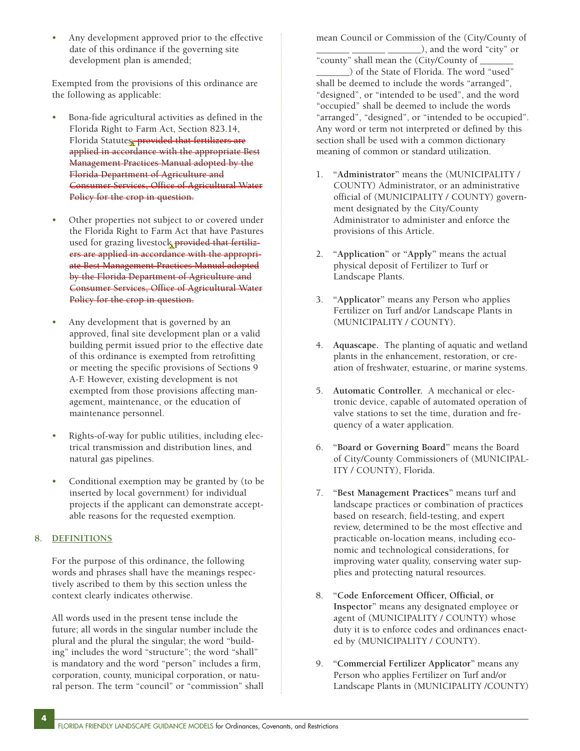- Any development approved prior to the effective date of this ordinance if the governing site development plan is amended;

Exempted from the provisions of this ordinance are the following as applicable:

- Bona-fide agricultural activities as defined in the Florida Right to Farm Act, Section 823.14, Florida Statutes~~, provided that fertilizers are applied in accordance with the appropriate Best Management Practices Manual adopted by the Florida Department of Agriculture and Consumer Services, Office of Agricultural Water Policy for the crop in question.~~

- Other properties not subject to or covered under the Florida Right to Farm Act that have Pastures used for grazing livestock~~, provided that fertilizers are applied in accordance with the appropriate Best Management Practices Manual adopted by the Florida Department of Agriculture and Consumer Services, Office of Agricultural Water Policy for the crop in question.~~

- Any development that is governed by an approved, final site development plan or a valid building permit issued prior to the effective date of this ordinance is exempted from retrofitting or meeting the specific provisions of Sections 9 A-F. However, existing development is not exempted from those provisions affecting management, maintenance, or the education of maintenance personnel.

- Rights-of-way for public utilities, including electrical transmission and distribution lines, and natural gas pipelines.

- Conditional exemption may be granted by (to be inserted by local government) for individual projects if the applicant can demonstrate acceptable reasons for the requested exemption.

## 8. DEFINITIONS

For the purpose of this ordinance, the following words and phrases shall have the meanings respectively ascribed to them by this section unless the context clearly indicates otherwise.

All words used in the present tense include the future; all words in the singular number include the plural and the plural the singular; the word "building" includes the word "structure"; the word "shall" is mandatory and the word "person" includes a firm, corporation, county, municipal corporation, or natural person. The term "council" or "commission" shall mean Council or Commission of the (City/County of _______ _______ _______), and the word "city" or "county" shall mean the (City/County of _______ _______) of the State of Florida. The word "used" shall be deemed to include the words "arranged", "designed", or "intended to be used", and the word "occupied" shall be deemed to include the words "arranged", "designed", or "intended to be occupied". Any word or term not interpreted or defined by this section shall be used with a common dictionary meaning of common or standard utilization.

1. "**Administrator**" means the (MUNICIPALITY / COUNTY) Administrator, or an administrative official of (MUNICIPALITY / COUNTY) government designated by the City/County Administrator to administer and enforce the provisions of this Article.

2. "**Application**" or "**Apply**" means the actual physical deposit of Fertilizer to Turf or Landscape Plants.

3. "**Applicator**" means any Person who applies Fertilizer on Turf and/or Landscape Plants in (MUNICIPALITY / COUNTY).

4. **Aquascape.** The planting of aquatic and wetland plants in the enhancement, restoration, or creation of freshwater, estuarine, or marine systems.

5. **Automatic Controller.** A mechanical or electronic device, capable of automated operation of valve stations to set the time, duration and frequency of a water application.

6. "**Board or Governing Board**" means the Board of City/County Commissioners of (MUNICIPALITY / COUNTY), Florida.

7. "**Best Management Practices**" means turf and landscape practices or combination of practices based on research, field-testing, and expert review, determined to be the most effective and practicable on-location means, including economic and technological considerations, for improving water quality, conserving water supplies and protecting natural resources.

8. "**Code Enforcement Officer, Official, or Inspector**" means any designated employee or agent of (MUNICIPALITY / COUNTY) whose duty it is to enforce codes and ordinances enacted by (MUNICIPALITY / COUNTY).

9. "**Commercial Fertilizer Applicator**" means any Person who applies Fertilizer on Turf and/or Landscape Plants in (MUNICIPALITY /COUNTY)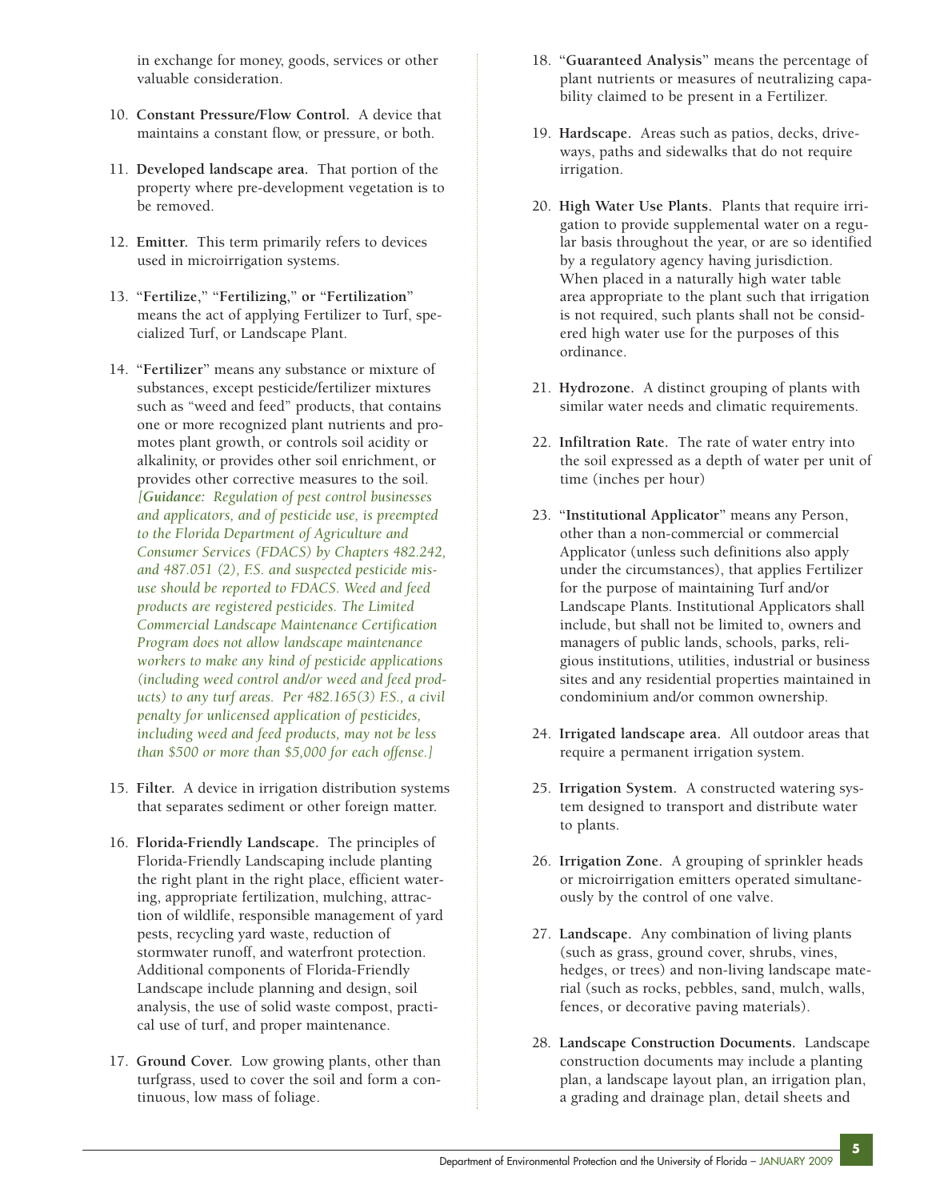in exchange for money, goods, services or other valuable consideration.

10. **Constant Pressure/Flow Control.** A device that maintains a constant flow, or pressure, or both.

11. **Developed landscape area.** That portion of the property where pre-development vegetation is to be removed.

12. **Emitter.** This term primarily refers to devices used in microirrigation systems.

13. "**Fertilize**," "**Fertilizing**," **or** "**Fertilization**" means the act of applying Fertilizer to Turf, specialized Turf, or Landscape Plant.

14. "**Fertilizer**" means any substance or mixture of substances, except pesticide/fertilizer mixtures such as "weed and feed" products, that contains one or more recognized plant nutrients and promotes plant growth, or controls soil acidity or alkalinity, or provides other soil enrichment, or provides other corrective measures to the soil. *[**Guidance:** Regulation of pest control businesses and applicators, and of pesticide use, is preempted to the Florida Department of Agriculture and Consumer Services (FDACS) by Chapters 482.242, and 487.051 (2), F.S. and suspected pesticide misuse should be reported to FDACS. Weed and feed products are registered pesticides. The Limited Commercial Landscape Maintenance Certification Program does not allow landscape maintenance workers to make any kind of pesticide applications (including weed control and/or weed and feed products) to any turf areas. Per 482.165(3) F.S., a civil penalty for unlicensed application of pesticides, including weed and feed products, may not be less than $500 or more than $5,000 for each offense.]*

15. **Filter.** A device in irrigation distribution systems that separates sediment or other foreign matter.

16. **Florida-Friendly Landscape.** The principles of Florida-Friendly Landscaping include planting the right plant in the right place, efficient watering, appropriate fertilization, mulching, attraction of wildlife, responsible management of yard pests, recycling yard waste, reduction of stormwater runoff, and waterfront protection. Additional components of Florida-Friendly Landscape include planning and design, soil analysis, the use of solid waste compost, practical use of turf, and proper maintenance.

17. **Ground Cover.** Low growing plants, other than turfgrass, used to cover the soil and form a continuous, low mass of foliage.

18. "**Guaranteed Analysis**" means the percentage of plant nutrients or measures of neutralizing capability claimed to be present in a Fertilizer.

19. **Hardscape.** Areas such as patios, decks, driveways, paths and sidewalks that do not require irrigation.

20. **High Water Use Plants.** Plants that require irrigation to provide supplemental water on a regular basis throughout the year, or are so identified by a regulatory agency having jurisdiction. When placed in a naturally high water table area appropriate to the plant such that irrigation is not required, such plants shall not be considered high water use for the purposes of this ordinance.

21. **Hydrozone.** A distinct grouping of plants with similar water needs and climatic requirements.

22. **Infiltration Rate.** The rate of water entry into the soil expressed as a depth of water per unit of time (inches per hour)

23. "**Institutional Applicator**" means any Person, other than a non-commercial or commercial Applicator (unless such definitions also apply under the circumstances), that applies Fertilizer for the purpose of maintaining Turf and/or Landscape Plants. Institutional Applicators shall include, but shall not be limited to, owners and managers of public lands, schools, parks, religious institutions, utilities, industrial or business sites and any residential properties maintained in condominium and/or common ownership.

24. **Irrigated landscape area.** All outdoor areas that require a permanent irrigation system.

25. **Irrigation System.** A constructed watering system designed to transport and distribute water to plants.

26. **Irrigation Zone.** A grouping of sprinkler heads or microirrigation emitters operated simultaneously by the control of one valve.

27. **Landscape.** Any combination of living plants (such as grass, ground cover, shrubs, vines, hedges, or trees) and non-living landscape material (such as rocks, pebbles, sand, mulch, walls, fences, or decorative paving materials).

28. **Landscape Construction Documents.** Landscape construction documents may include a planting plan, a landscape layout plan, an irrigation plan, a grading and drainage plan, detail sheets and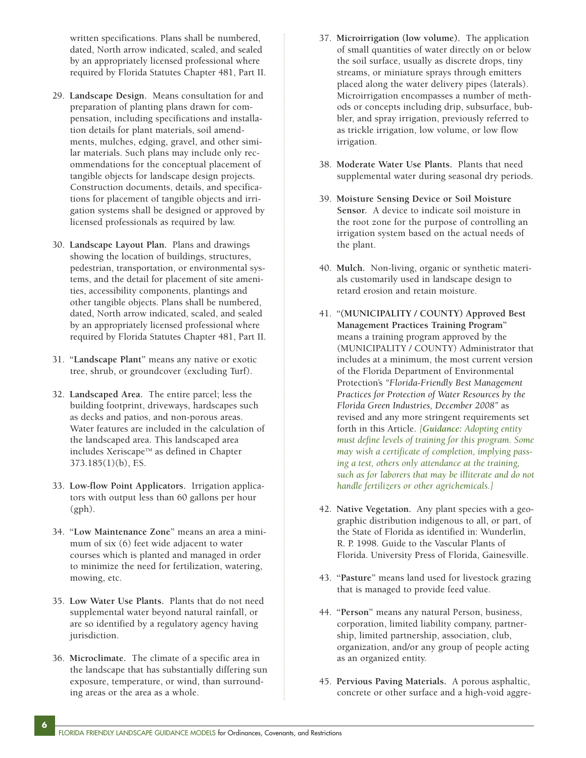written specifications. Plans shall be numbered, dated, North arrow indicated, scaled, and sealed by an appropriately licensed professional where required by Florida Statutes Chapter 481, Part II.

29. **Landscape Design.** Means consultation for and preparation of planting plans drawn for compensation, including specifications and installation details for plant materials, soil amendments, mulches, edging, gravel, and other similar materials. Such plans may include only recommendations for the conceptual placement of tangible objects for landscape design projects. Construction documents, details, and specifications for placement of tangible objects and irrigation systems shall be designed or approved by licensed professionals as required by law.

30. **Landscape Layout Plan.** Plans and drawings showing the location of buildings, structures, pedestrian, transportation, or environmental systems, and the detail for placement of site amenities, accessibility components, plantings and other tangible objects. Plans shall be numbered, dated, North arrow indicated, scaled, and sealed by an appropriately licensed professional where required by Florida Statutes Chapter 481, Part II.

31. "**Landscape Plant**" means any native or exotic tree, shrub, or groundcover (excluding Turf).

32. **Landscaped Area.** The entire parcel; less the building footprint, driveways, hardscapes such as decks and patios, and non-porous areas. Water features are included in the calculation of the landscaped area. This landscaped area includes Xeriscape™ as defined in Chapter 373.185(1)(b), F.S.

33. **Low-flow Point Applicators.** Irrigation applicators with output less than 60 gallons per hour (gph).

34. "**Low Maintenance Zone**" means an area a minimum of six (6) feet wide adjacent to water courses which is planted and managed in order to minimize the need for fertilization, watering, mowing, etc.

35. **Low Water Use Plants.** Plants that do not need supplemental water beyond natural rainfall, or are so identified by a regulatory agency having jurisdiction.

36. **Microclimate.** The climate of a specific area in the landscape that has substantially differing sun exposure, temperature, or wind, than surrounding areas or the area as a whole.

37. **Microirrigation (low volume).** The application of small quantities of water directly on or below the soil surface, usually as discrete drops, tiny streams, or miniature sprays through emitters placed along the water delivery pipes (laterals). Microirrigation encompasses a number of methods or concepts including drip, subsurface, bubbler, and spray irrigation, previously referred to as trickle irrigation, low volume, or low flow irrigation.

38. **Moderate Water Use Plants.** Plants that need supplemental water during seasonal dry periods.

39. **Moisture Sensing Device or Soil Moisture Sensor.** A device to indicate soil moisture in the root zone for the purpose of controlling an irrigation system based on the actual needs of the plant.

40. **Mulch.** Non-living, organic or synthetic materials customarily used in landscape design to retard erosion and retain moisture.

41. "**(MUNICIPALITY / COUNTY) Approved Best Management Practices Training Program**" means a training program approved by the (MUNICIPALITY / COUNTY) Administrator that includes at a minimum, the most current version of the Florida Department of Environmental Protection's *"Florida-Friendly Best Management Practices for Protection of Water Resources by the Florida Green Industries, December 2008"* as revised and any more stringent requirements set forth in this Article. *[**Guidance:** Adopting entity must define levels of training for this program. Some may wish a certificate of completion, implying passing a test, others only attendance at the training, such as for laborers that may be illiterate and do not handle fertilizers or other agrichemicals.]*

42. **Native Vegetation.** Any plant species with a geographic distribution indigenous to all, or part, of the State of Florida as identified in: Wunderlin, R. P. 1998. Guide to the Vascular Plants of Florida. University Press of Florida, Gainesville.

43. "**Pasture**" means land used for livestock grazing that is managed to provide feed value.

44. "**Person**" means any natural Person, business, corporation, limited liability company, partnership, limited partnership, association, club, organization, and/or any group of people acting as an organized entity.

45. **Pervious Paving Materials.** A porous asphaltic, concrete or other surface and a high-void aggre-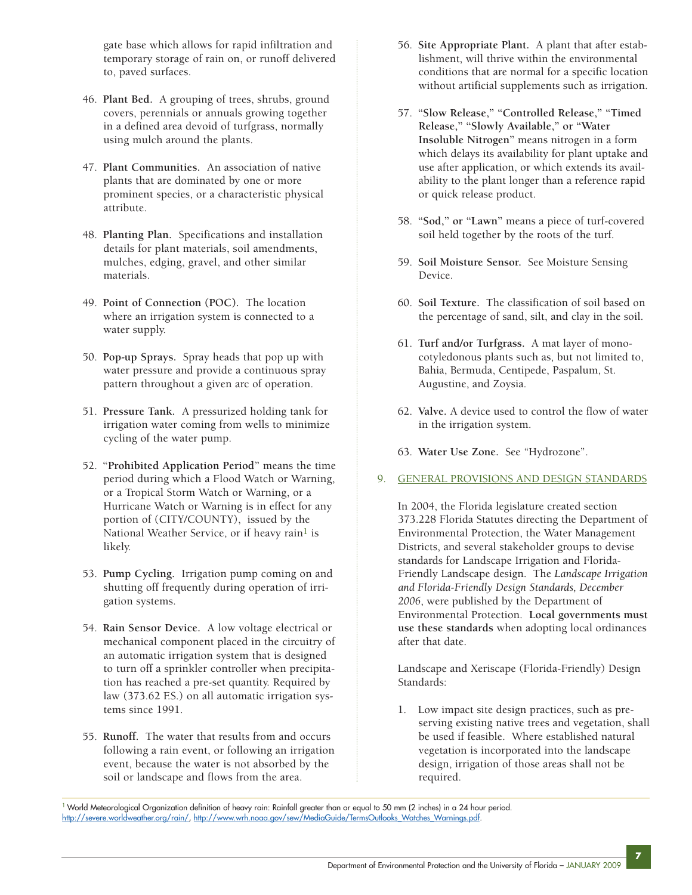gate base which allows for rapid infiltration and temporary storage of rain on, or runoff delivered to, paved surfaces.

46. **Plant Bed.** A grouping of trees, shrubs, ground covers, perennials or annuals growing together in a defined area devoid of turfgrass, normally using mulch around the plants.

47. **Plant Communities.** An association of native plants that are dominated by one or more prominent species, or a characteristic physical attribute.

48. **Planting Plan.** Specifications and installation details for plant materials, soil amendments, mulches, edging, gravel, and other similar materials.

49. **Point of Connection (POC).** The location where an irrigation system is connected to a water supply.

50. **Pop-up Sprays.** Spray heads that pop up with water pressure and provide a continuous spray pattern throughout a given arc of operation.

51. **Pressure Tank.** A pressurized holding tank for irrigation water coming from wells to minimize cycling of the water pump.

52. "**Prohibited Application Period**" means the time period during which a Flood Watch or Warning, or a Tropical Storm Watch or Warning, or a Hurricane Watch or Warning is in effect for any portion of (CITY/COUNTY), issued by the National Weather Service, or if heavy rain[1] is likely.

53. **Pump Cycling.** Irrigation pump coming on and shutting off frequently during operation of irrigation systems.

54. **Rain Sensor Device.** A low voltage electrical or mechanical component placed in the circuitry of an automatic irrigation system that is designed to turn off a sprinkler controller when precipitation has reached a pre-set quantity. Required by law (373.62 F.S.) on all automatic irrigation systems since 1991.

55. **Runoff.** The water that results from and occurs following a rain event, or following an irrigation event, because the water is not absorbed by the soil or landscape and flows from the area.

56. **Site Appropriate Plant.** A plant that after establishment, will thrive within the environmental conditions that are normal for a specific location without artificial supplements such as irrigation.

57. "**Slow Release**," "**Controlled Release**," "**Timed Release**," "**Slowly Available**," **or** "**Water Insoluble Nitrogen**" means nitrogen in a form which delays its availability for plant uptake and use after application, or which extends its availability to the plant longer than a reference rapid or quick release product.

58. "**Sod**," **or** "**Lawn**" means a piece of turf-covered soil held together by the roots of the turf.

59. **Soil Moisture Sensor.** See Moisture Sensing Device.

60. **Soil Texture.** The classification of soil based on the percentage of sand, silt, and clay in the soil.

61. **Turf and/or Turfgrass.** A mat layer of monocotyledonous plants such as, but not limited to, Bahia, Bermuda, Centipede, Paspalum, St. Augustine, and Zoysia.

62. **Valve.** A device used to control the flow of water in the irrigation system.

63. **Water Use Zone.** See "Hydrozone".

## 9. GENERAL PROVISIONS AND DESIGN STANDARDS

In 2004, the Florida legislature created section 373.228 Florida Statutes directing the Department of Environmental Protection, the Water Management Districts, and several stakeholder groups to devise standards for Landscape Irrigation and Florida-Friendly Landscape design. The *Landscape Irrigation and Florida-Friendly Design Standards, December 2006*, were published by the Department of Environmental Protection. **Local governments must use these standards** when adopting local ordinances after that date.

Landscape and Xeriscape (Florida-Friendly) Design Standards:

1. Low impact site design practices, such as preserving existing native trees and vegetation, shall be used if feasible. Where established natural vegetation is incorporated into the landscape design, irrigation of those areas shall not be required.

[1] World Meteorological Organization definition of heavy rain: Rainfall greater than or equal to 50 mm (2 inches) in a 24 hour period. http://severe.worldweather.org/rain/, http://www.wrh.noaa.gov/sew/MediaGuide/TermsOutlooks_Watches_Warnings.pdf.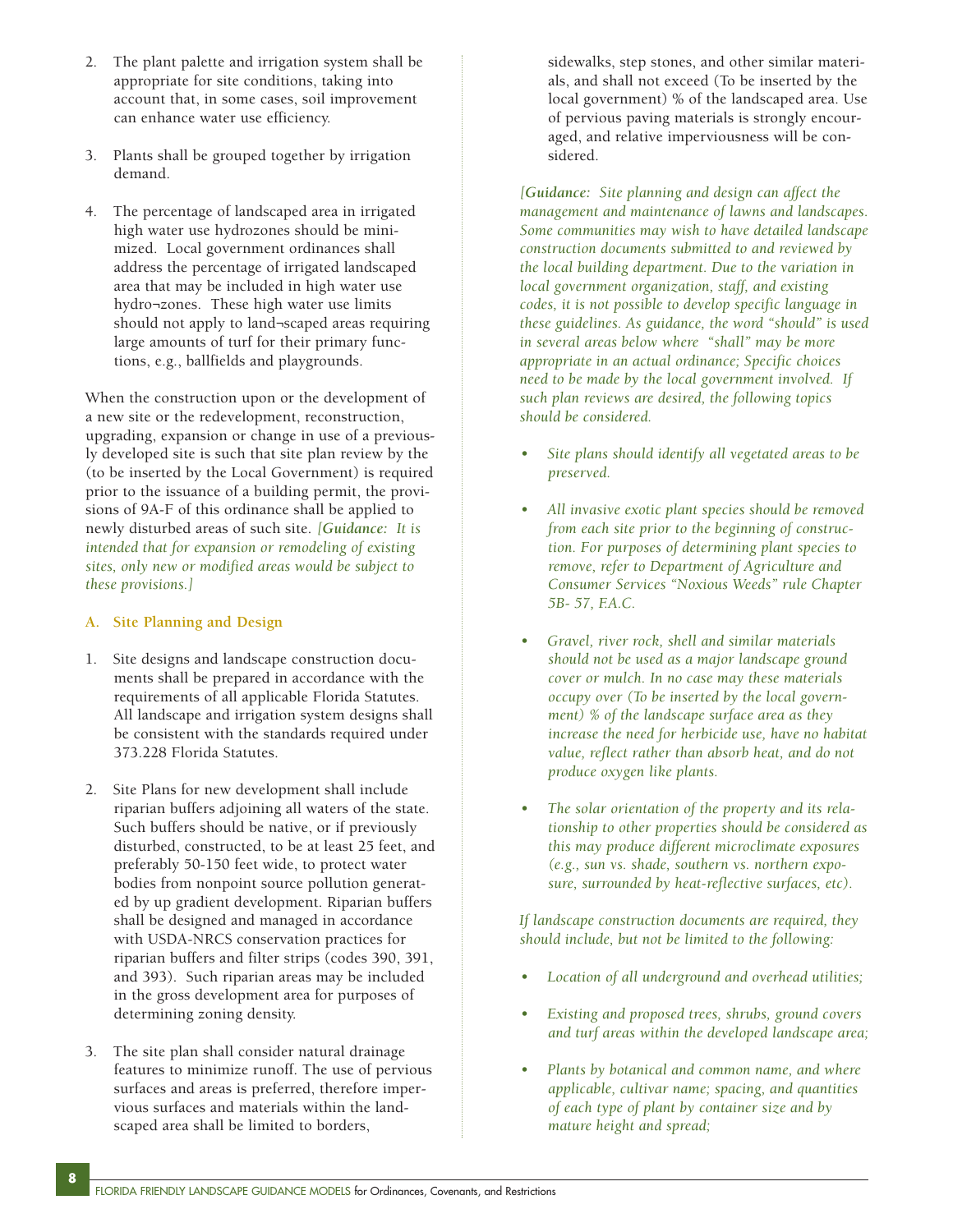2. The plant palette and irrigation system shall be appropriate for site conditions, taking into account that, in some cases, soil improvement can enhance water use efficiency.

3. Plants shall be grouped together by irrigation demand.

4. The percentage of landscaped area in irrigated high water use hydrozones should be minimized. Local government ordinances shall address the percentage of irrigated landscaped area that may be included in high water use hydro¬zones. These high water use limits should not apply to land¬scaped areas requiring large amounts of turf for their primary functions, e.g., ballfields and playgrounds.

When the construction upon or the development of a new site or the redevelopment, reconstruction, upgrading, expansion or change in use of a previously developed site is such that site plan review by the (to be inserted by the Local Government) is required prior to the issuance of a building permit, the provisions of 9A-F of this ordinance shall be applied to newly disturbed areas of such site. *[**Guidance:** It is intended that for expansion or remodeling of existing sites, only new or modified areas would be subject to these provisions.]*

### A. Site Planning and Design

1. Site designs and landscape construction documents shall be prepared in accordance with the requirements of all applicable Florida Statutes. All landscape and irrigation system designs shall be consistent with the standards required under 373.228 Florida Statutes.

2. Site Plans for new development shall include riparian buffers adjoining all waters of the state. Such buffers should be native, or if previously disturbed, constructed, to be at least 25 feet, and preferably 50-150 feet wide, to protect water bodies from nonpoint source pollution generated by up gradient development. Riparian buffers shall be designed and managed in accordance with USDA-NRCS conservation practices for riparian buffers and filter strips (codes 390, 391, and 393). Such riparian areas may be included in the gross development area for purposes of determining zoning density.

3. The site plan shall consider natural drainage features to minimize runoff. The use of pervious surfaces and areas is preferred, therefore impervious surfaces and materials within the landscaped area shall be limited to borders, sidewalks, step stones, and other similar materials, and shall not exceed (To be inserted by the local government) % of the landscaped area. Use of pervious paving materials is strongly encouraged, and relative imperviousness will be considered.

*[**Guidance:** Site planning and design can affect the management and maintenance of lawns and landscapes. Some communities may wish to have detailed landscape construction documents submitted to and reviewed by the local building department. Due to the variation in local government organization, staff, and existing codes, it is not possible to develop specific language in these guidelines. As guidance, the word "should" is used in several areas below where "shall" may be more appropriate in an actual ordinance; Specific choices need to be made by the local government involved. If such plan reviews are desired, the following topics should be considered.*

- *Site plans should identify all vegetated areas to be preserved.*
- *All invasive exotic plant species should be removed from each site prior to the beginning of construction. For purposes of determining plant species to remove, refer to Department of Agriculture and Consumer Services "Noxious Weeds" rule Chapter 5B- 57, F.A.C.*
- *Gravel, river rock, shell and similar materials should not be used as a major landscape ground cover or mulch. In no case may these materials occupy over (To be inserted by the local government) % of the landscape surface area as they increase the need for herbicide use, have no habitat value, reflect rather than absorb heat, and do not produce oxygen like plants.*
- *The solar orientation of the property and its relationship to other properties should be considered as this may produce different microclimate exposures (e.g., sun vs. shade, southern vs. northern exposure, surrounded by heat-reflective surfaces, etc).*

*If landscape construction documents are required, they should include, but not be limited to the following:*

- *Location of all underground and overhead utilities;*
- *Existing and proposed trees, shrubs, ground covers and turf areas within the developed landscape area;*
- *Plants by botanical and common name, and where applicable, cultivar name; spacing, and quantities of each type of plant by container size and by mature height and spread;*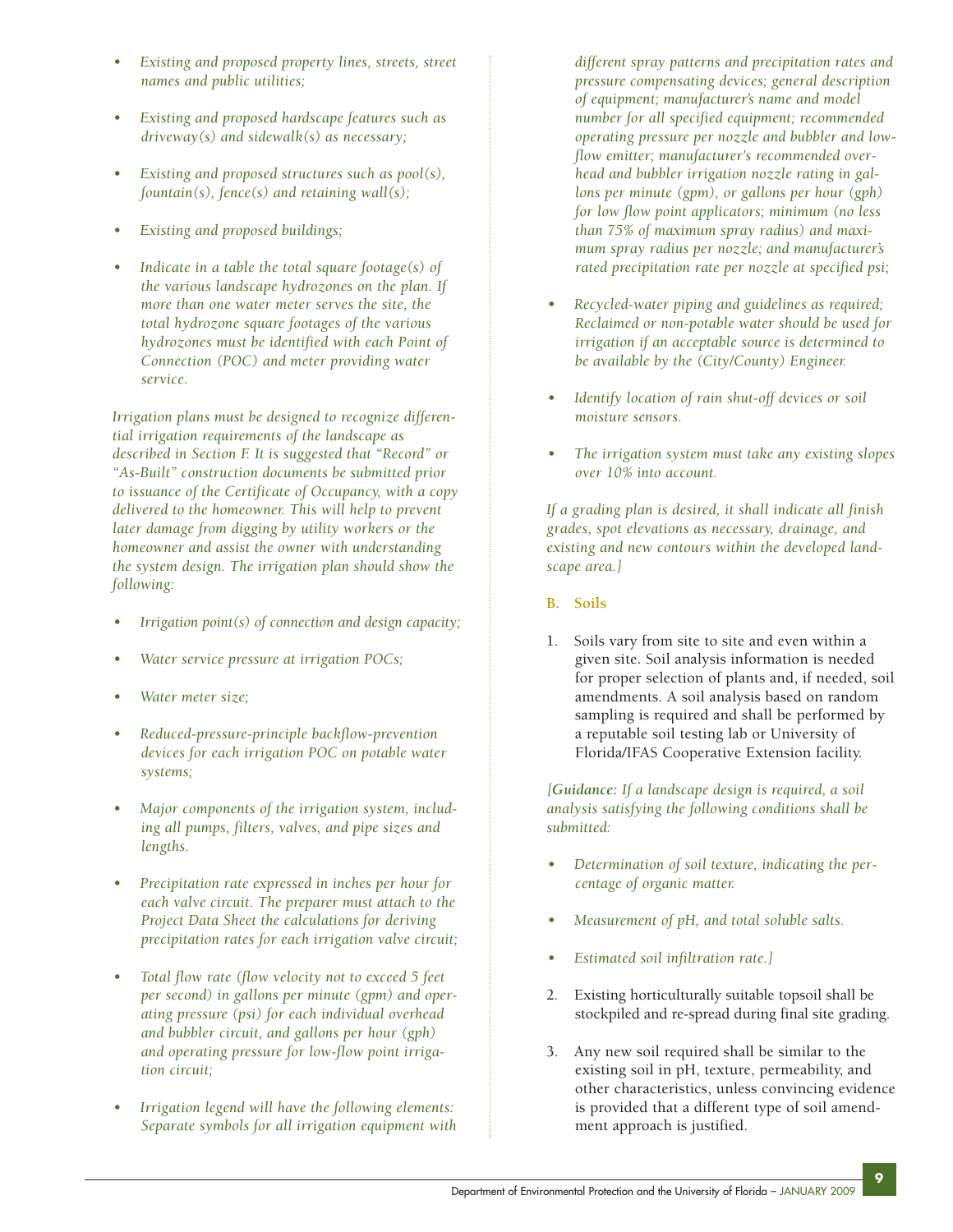- *Existing and proposed property lines, streets, street names and public utilities;*

- *Existing and proposed hardscape features such as driveway(s) and sidewalk(s) as necessary;*

- *Existing and proposed structures such as pool(s), fountain(s), fence(s) and retaining wall(s);*

- *Existing and proposed buildings;*

- *Indicate in a table the total square footage(s) of the various landscape hydrozones on the plan. If more than one water meter serves the site, the total hydrozone square footages of the various hydrozones must be identified with each Point of Connection (POC) and meter providing water service.*

*Irrigation plans must be designed to recognize differential irrigation requirements of the landscape as described in Section F. It is suggested that "Record" or "As-Built" construction documents be submitted prior to issuance of the Certificate of Occupancy, with a copy delivered to the homeowner. This will help to prevent later damage from digging by utility workers or the homeowner and assist the owner with understanding the system design. The irrigation plan should show the following:*

- *Irrigation point(s) of connection and design capacity;*

- *Water service pressure at irrigation POCs;*

- *Water meter size;*

- *Reduced-pressure-principle backflow-prevention devices for each irrigation POC on potable water systems;*

- *Major components of the irrigation system, including all pumps, filters, valves, and pipe sizes and lengths.*

- *Precipitation rate expressed in inches per hour for each valve circuit. The preparer must attach to the Project Data Sheet the calculations for deriving precipitation rates for each irrigation valve circuit;*

- *Total flow rate (flow velocity not to exceed 5 feet per second) in gallons per minute (gpm) and operating pressure (psi) for each individual overhead and bubbler circuit, and gallons per hour (gph) and operating pressure for low-flow point irrigation circuit;*

- *Irrigation legend will have the following elements: Separate symbols for all irrigation equipment with different spray patterns and precipitation rates and pressure compensating devices; general description of equipment; manufacturer's name and model number for all specified equipment; recommended operating pressure per nozzle and bubbler and low-flow emitter; manufacturer's recommended overhead and bubbler irrigation nozzle rating in gallons per minute (gpm), or gallons per hour (gph) for low flow point applicators; minimum (no less than 75% of maximum spray radius) and maximum spray radius per nozzle; and manufacturer's rated precipitation rate per nozzle at specified psi;*

- *Recycled-water piping and guidelines as required; Reclaimed or non-potable water should be used for irrigation if an acceptable source is determined to be available by the (City/County) Engineer.*

- *Identify location of rain shut-off devices or soil moisture sensors.*

- *The irrigation system must take any existing slopes over 10% into account.*

*If a grading plan is desired, it shall indicate all finish grades, spot elevations as necessary, drainage, and existing and new contours within the developed landscape area.]*

### B. Soils

1. Soils vary from site to site and even within a given site. Soil analysis information is needed for proper selection of plants and, if needed, soil amendments. A soil analysis based on random sampling is required and shall be performed by a reputable soil testing lab or University of Florida/IFAS Cooperative Extension facility.

*[**Guidance:** If a landscape design is required, a soil analysis satisfying the following conditions shall be submitted:*

- *Determination of soil texture, indicating the percentage of organic matter.*

- *Measurement of pH, and total soluble salts.*

- *Estimated soil infiltration rate.]*

2. Existing horticulturally suitable topsoil shall be stockpiled and re-spread during final site grading.

3. Any new soil required shall be similar to the existing soil in pH, texture, permeability, and other characteristics, unless convincing evidence is provided that a different type of soil amendment approach is justified.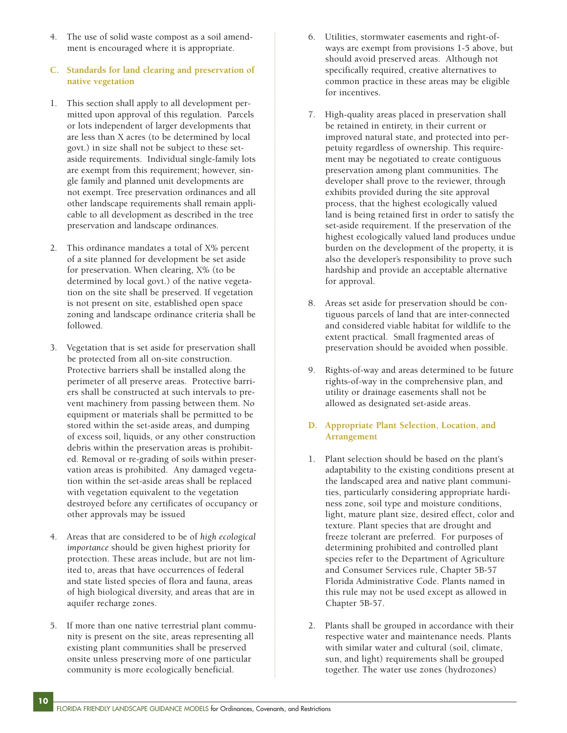4. The use of solid waste compost as a soil amendment is encouraged where it is appropriate.

### C. Standards for land clearing and preservation of native vegetation

1. This section shall apply to all development permitted upon approval of this regulation. Parcels or lots independent of larger developments that are less than X acres (to be determined by local govt.) in size shall not be subject to these set-aside requirements. Individual single-family lots are exempt from this requirement; however, single family and planned unit developments are not exempt. Tree preservation ordinances and all other landscape requirements shall remain applicable to all development as described in the tree preservation and landscape ordinances.

2. This ordinance mandates a total of X% percent of a site planned for development be set aside for preservation. When clearing, X% (to be determined by local govt.) of the native vegetation on the site shall be preserved. If vegetation is not present on site, established open space zoning and landscape ordinance criteria shall be followed.

3. Vegetation that is set aside for preservation shall be protected from all on-site construction. Protective barriers shall be installed along the perimeter of all preserve areas. Protective barriers shall be constructed at such intervals to prevent machinery from passing between them. No equipment or materials shall be permitted to be stored within the set-aside areas, and dumping of excess soil, liquids, or any other construction debris within the preservation areas is prohibited. Removal or re-grading of soils within preservation areas is prohibited. Any damaged vegetation within the set-aside areas shall be replaced with vegetation equivalent to the vegetation destroyed before any certificates of occupancy or other approvals may be issued

4. Areas that are considered to be of *high ecological importance* should be given highest priority for protection. These areas include, but are not limited to, areas that have occurrences of federal and state listed species of flora and fauna, areas of high biological diversity, and areas that are in aquifer recharge zones.

5. If more than one native terrestrial plant community is present on the site, areas representing all existing plant communities shall be preserved onsite unless preserving more of one particular community is more ecologically beneficial.

6. Utilities, stormwater easements and right-of-ways are exempt from provisions 1-5 above, but should avoid preserved areas. Although not specifically required, creative alternatives to common practice in these areas may be eligible for incentives.

7. High-quality areas placed in preservation shall be retained in entirety, in their current or improved natural state, and protected into perpetuity regardless of ownership. This requirement may be negotiated to create contiguous preservation among plant communities. The developer shall prove to the reviewer, through exhibits provided during the site approval process, that the highest ecologically valued land is being retained first in order to satisfy the set-aside requirement. If the preservation of the highest ecologically valued land produces undue burden on the development of the property, it is also the developer's responsibility to prove such hardship and provide an acceptable alternative for approval.

8. Areas set aside for preservation should be contiguous parcels of land that are inter-connected and considered viable habitat for wildlife to the extent practical. Small fragmented areas of preservation should be avoided when possible.

9. Rights-of-way and areas determined to be future rights-of-way in the comprehensive plan, and utility or drainage easements shall not be allowed as designated set-aside areas.

### D. Appropriate Plant Selection, Location, and Arrangement

1. Plant selection should be based on the plant's adaptability to the existing conditions present at the landscaped area and native plant communities, particularly considering appropriate hardiness zone, soil type and moisture conditions, light, mature plant size, desired effect, color and texture. Plant species that are drought and freeze tolerant are preferred. For purposes of determining prohibited and controlled plant species refer to the Department of Agriculture and Consumer Services rule, Chapter 5B-57 Florida Administrative Code. Plants named in this rule may not be used except as allowed in Chapter 5B-57.

2. Plants shall be grouped in accordance with their respective water and maintenance needs. Plants with similar water and cultural (soil, climate, sun, and light) requirements shall be grouped together. The water use zones (hydrozones)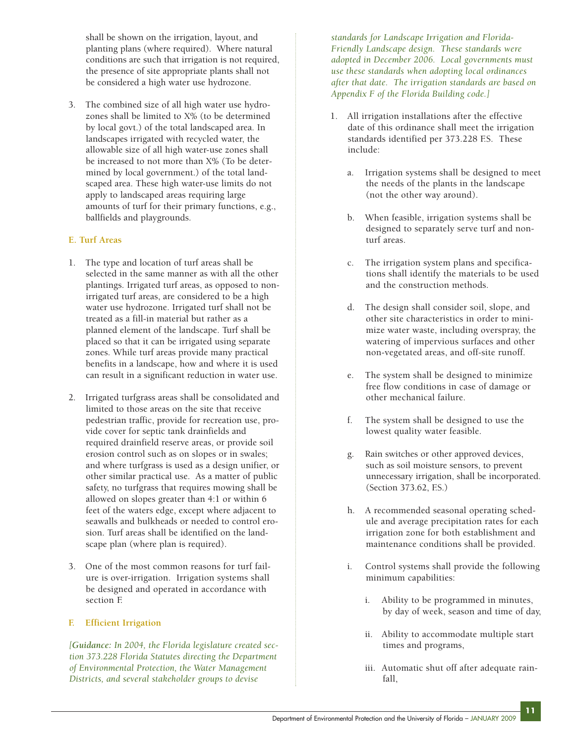shall be shown on the irrigation, layout, and planting plans (where required). Where natural conditions are such that irrigation is not required, the presence of site appropriate plants shall not be considered a high water use hydrozone.

3. The combined size of all high water use hydrozones shall be limited to X% (to be determined by local govt.) of the total landscaped area. In landscapes irrigated with recycled water, the allowable size of all high water-use zones shall be increased to not more than X% (To be determined by local government.) of the total landscaped area. These high water-use limits do not apply to landscaped areas requiring large amounts of turf for their primary functions, e.g., ballfields and playgrounds.

### E. Turf Areas

1. The type and location of turf areas shall be selected in the same manner as with all the other plantings. Irrigated turf areas, as opposed to non-irrigated turf areas, are considered to be a high water use hydrozone. Irrigated turf shall not be treated as a fill-in material but rather as a planned element of the landscape. Turf shall be placed so that it can be irrigated using separate zones. While turf areas provide many practical benefits in a landscape, how and where it is used can result in a significant reduction in water use.

2. Irrigated turfgrass areas shall be consolidated and limited to those areas on the site that receive pedestrian traffic, provide for recreation use, provide cover for septic tank drainfields and required drainfield reserve areas, or provide soil erosion control such as on slopes or in swales; and where turfgrass is used as a design unifier, or other similar practical use. As a matter of public safety, no turfgrass that requires mowing shall be allowed on slopes greater than 4:1 or within 6 feet of the waters edge, except where adjacent to seawalls and bulkheads or needed to control erosion. Turf areas shall be identified on the landscape plan (where plan is required).

3. One of the most common reasons for turf failure is over-irrigation. Irrigation systems shall be designed and operated in accordance with section F.

### F. Efficient Irrigation

*[**Guidance:** In 2004, the Florida legislature created section 373.228 Florida Statutes directing the Department of Environmental Protection, the Water Management Districts, and several stakeholder groups to devise standards for Landscape Irrigation and Florida-Friendly Landscape design. These standards were adopted in December 2006. Local governments must use these standards when adopting local ordinances after that date. The irrigation standards are based on Appendix F of the Florida Building code.]*

1. All irrigation installations after the effective date of this ordinance shall meet the irrigation standards identified per 373.228 F.S. These include:

   a. Irrigation systems shall be designed to meet the needs of the plants in the landscape (not the other way around).

   b. When feasible, irrigation systems shall be designed to separately serve turf and non-turf areas.

   c. The irrigation system plans and specifications shall identify the materials to be used and the construction methods.

   d. The design shall consider soil, slope, and other site characteristics in order to minimize water waste, including overspray, the watering of impervious surfaces and other non-vegetated areas, and off-site runoff.

   e. The system shall be designed to minimize free flow conditions in case of damage or other mechanical failure.

   f. The system shall be designed to use the lowest quality water feasible.

   g. Rain switches or other approved devices, such as soil moisture sensors, to prevent unnecessary irrigation, shall be incorporated. (Section 373.62, F.S.)

   h. A recommended seasonal operating schedule and average precipitation rates for each irrigation zone for both establishment and maintenance conditions shall be provided.

   i. Control systems shall provide the following minimum capabilities:

      i. Ability to be programmed in minutes, by day of week, season and time of day,

      ii. Ability to accommodate multiple start times and programs,

      iii. Automatic shut off after adequate rainfall,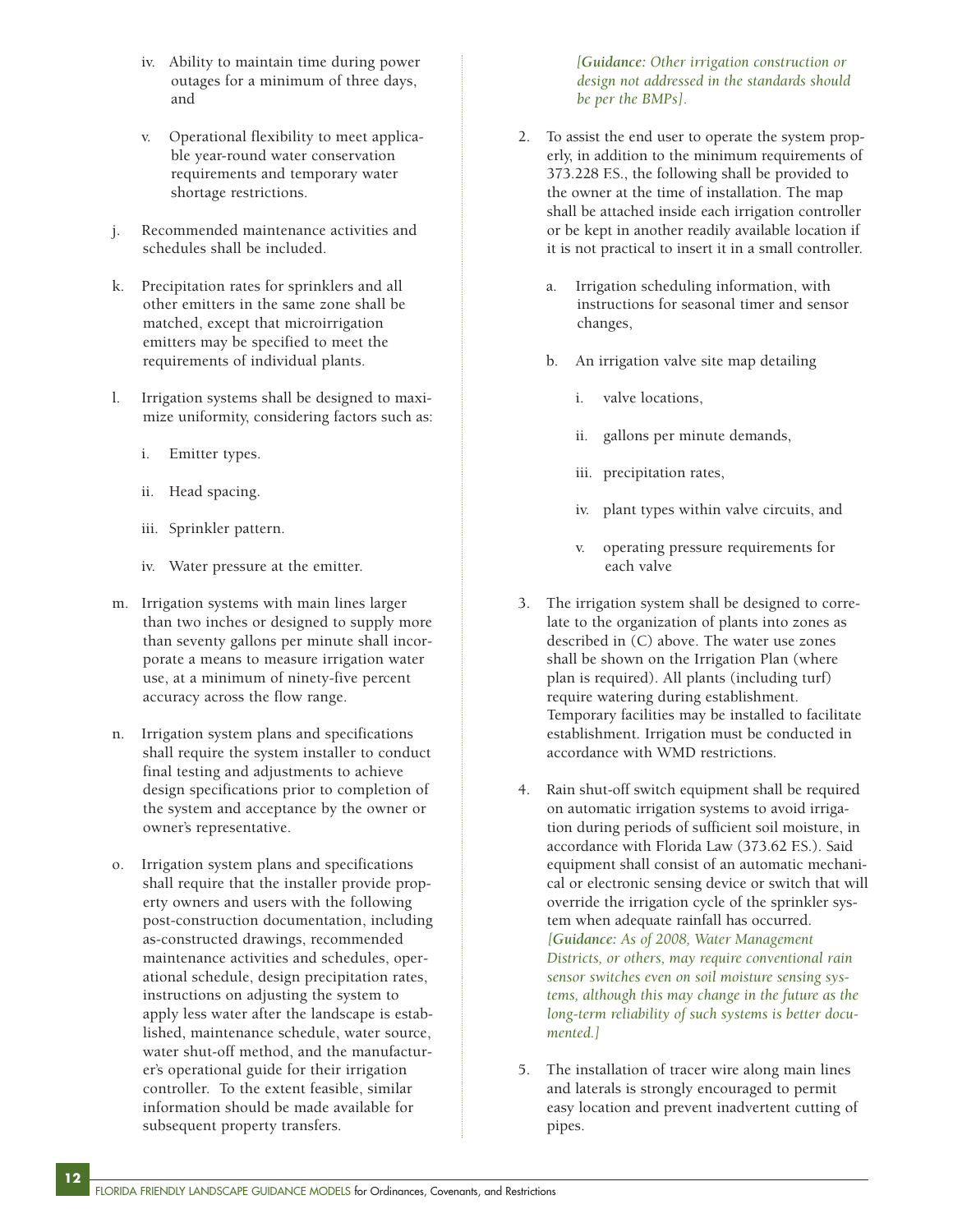iv. Ability to maintain time during power outages for a minimum of three days, and

v. Operational flexibility to meet applicable year-round water conservation requirements and temporary water shortage restrictions.

j. Recommended maintenance activities and schedules shall be included.

k. Precipitation rates for sprinklers and all other emitters in the same zone shall be matched, except that microirrigation emitters may be specified to meet the requirements of individual plants.

l. Irrigation systems shall be designed to maximize uniformity, considering factors such as:

   i. Emitter types.

   ii. Head spacing.

   iii. Sprinkler pattern.

   iv. Water pressure at the emitter.

m. Irrigation systems with main lines larger than two inches or designed to supply more than seventy gallons per minute shall incorporate a means to measure irrigation water use, at a minimum of ninety-five percent accuracy across the flow range.

n. Irrigation system plans and specifications shall require the system installer to conduct final testing and adjustments to achieve design specifications prior to completion of the system and acceptance by the owner or owner's representative.

o. Irrigation system plans and specifications shall require that the installer provide property owners and users with the following post-construction documentation, including as-constructed drawings, recommended maintenance activities and schedules, operational schedule, design precipitation rates, instructions on adjusting the system to apply less water after the landscape is established, maintenance schedule, water source, water shut-off method, and the manufacturer's operational guide for their irrigation controller. To the extent feasible, similar information should be made available for subsequent property transfers.

*[**Guidance:** Other irrigation construction or design not addressed in the standards should be per the BMPs].*

2. To assist the end user to operate the system properly, in addition to the minimum requirements of 373.228 F.S., the following shall be provided to the owner at the time of installation. The map shall be attached inside each irrigation controller or be kept in another readily available location if it is not practical to insert it in a small controller.

   a. Irrigation scheduling information, with instructions for seasonal timer and sensor changes,

   b. An irrigation valve site map detailing

      i. valve locations,

      ii. gallons per minute demands,

      iii. precipitation rates,

      iv. plant types within valve circuits, and

      v. operating pressure requirements for each valve

3. The irrigation system shall be designed to correlate to the organization of plants into zones as described in (C) above. The water use zones shall be shown on the Irrigation Plan (where plan is required). All plants (including turf) require watering during establishment. Temporary facilities may be installed to facilitate establishment. Irrigation must be conducted in accordance with WMD restrictions.

4. Rain shut-off switch equipment shall be required on automatic irrigation systems to avoid irrigation during periods of sufficient soil moisture, in accordance with Florida Law (373.62 F.S.). Said equipment shall consist of an automatic mechanical or electronic sensing device or switch that will override the irrigation cycle of the sprinkler system when adequate rainfall has occurred. *[**Guidance:** As of 2008, Water Management Districts, or others, may require conventional rain sensor switches even on soil moisture sensing systems, although this may change in the future as the long-term reliability of such systems is better documented.]*

5. The installation of tracer wire along main lines and laterals is strongly encouraged to permit easy location and prevent inadvertent cutting of pipes.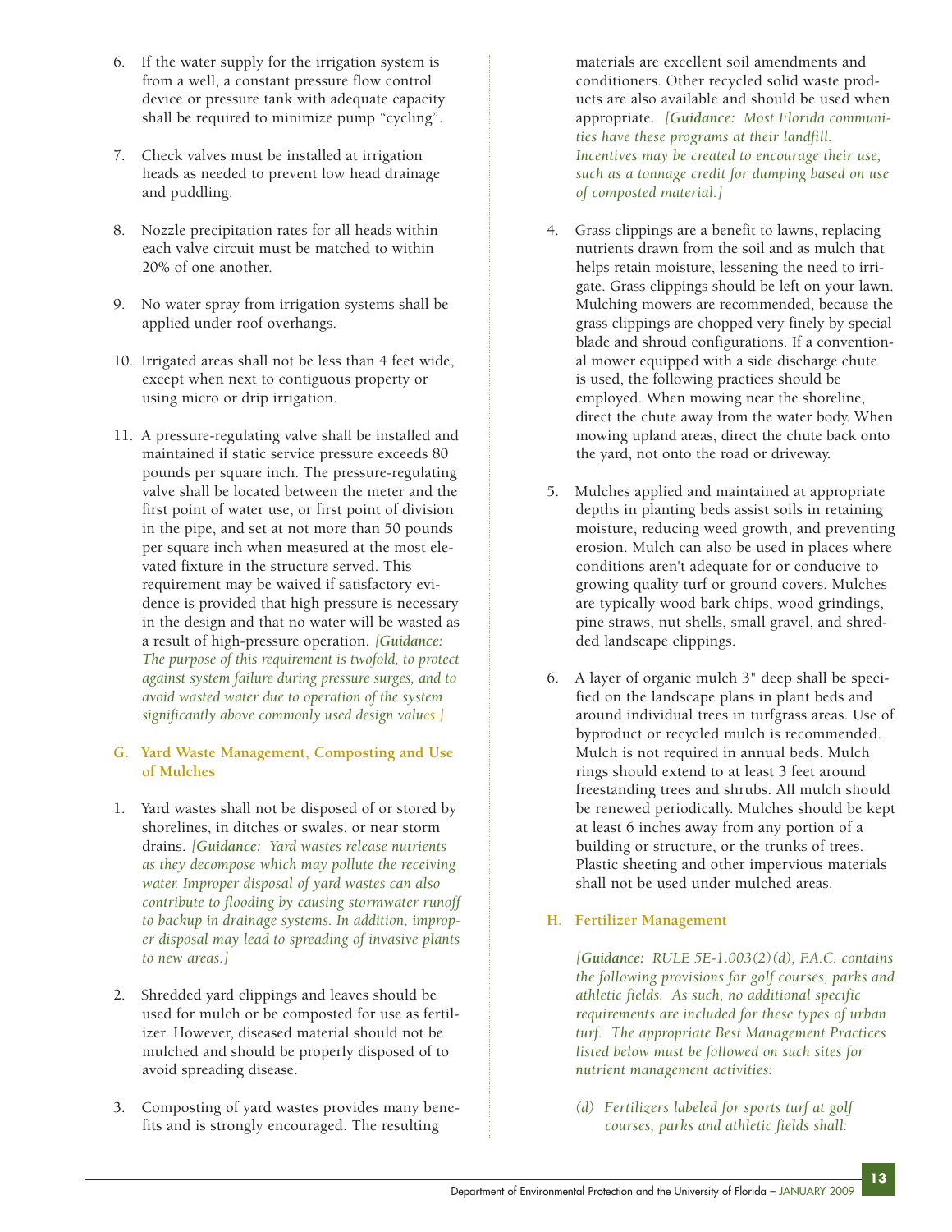6. If the water supply for the irrigation system is from a well, a constant pressure flow control device or pressure tank with adequate capacity shall be required to minimize pump "cycling".

7. Check valves must be installed at irrigation heads as needed to prevent low head drainage and puddling.

8. Nozzle precipitation rates for all heads within each valve circuit must be matched to within 20% of one another.

9. No water spray from irrigation systems shall be applied under roof overhangs.

10. Irrigated areas shall not be less than 4 feet wide, except when next to contiguous property or using micro or drip irrigation.

11. A pressure-regulating valve shall be installed and maintained if static service pressure exceeds 80 pounds per square inch. The pressure-regulating valve shall be located between the meter and the first point of water use, or first point of division in the pipe, and set at not more than 50 pounds per square inch when measured at the most elevated fixture in the structure served. This requirement may be waived if satisfactory evidence is provided that high pressure is necessary in the design and that no water will be wasted as a result of high-pressure operation. *[**Guidance:** The purpose of this requirement is twofold, to protect against system failure during pressure surges, and to avoid wasted water due to operation of the system significantly above commonly used design values.]*

### G. Yard Waste Management, Composting and Use of Mulches

1. Yard wastes shall not be disposed of or stored by shorelines, in ditches or swales, or near storm drains. *[**Guidance:** Yard wastes release nutrients as they decompose which may pollute the receiving water. Improper disposal of yard wastes can also contribute to flooding by causing stormwater runoff to backup in drainage systems. In addition, improper disposal may lead to spreading of invasive plants to new areas.]*

2. Shredded yard clippings and leaves should be used for mulch or be composted for use as fertilizer. However, diseased material should not be mulched and should be properly disposed of to avoid spreading disease.

3. Composting of yard wastes provides many benefits and is strongly encouraged. The resulting materials are excellent soil amendments and conditioners. Other recycled solid waste products are also available and should be used when appropriate. *[**Guidance:** Most Florida communities have these programs at their landfill. Incentives may be created to encourage their use, such as a tonnage credit for dumping based on use of composted material.]*

4. Grass clippings are a benefit to lawns, replacing nutrients drawn from the soil and as mulch that helps retain moisture, lessening the need to irrigate. Grass clippings should be left on your lawn. Mulching mowers are recommended, because the grass clippings are chopped very finely by special blade and shroud configurations. If a conventional mower equipped with a side discharge chute is used, the following practices should be employed. When mowing near the shoreline, direct the chute away from the water body. When mowing upland areas, direct the chute back onto the yard, not onto the road or driveway.

5. Mulches applied and maintained at appropriate depths in planting beds assist soils in retaining moisture, reducing weed growth, and preventing erosion. Mulch can also be used in places where conditions aren't adequate for or conducive to growing quality turf or ground covers. Mulches are typically wood bark chips, wood grindings, pine straws, nut shells, small gravel, and shredded landscape clippings.

6. A layer of organic mulch 3" deep shall be specified on the landscape plans in plant beds and around individual trees in turfgrass areas. Use of byproduct or recycled mulch is recommended. Mulch is not required in annual beds. Mulch rings should extend to at least 3 feet around freestanding trees and shrubs. All mulch should be renewed periodically. Mulches should be kept at least 6 inches away from any portion of a building or structure, or the trunks of trees. Plastic sheeting and other impervious materials shall not be used under mulched areas.

### H. Fertilizer Management

*[**Guidance:** RULE 5E-1.003(2)(d), F.A.C. contains the following provisions for golf courses, parks and athletic fields. As such, no additional specific requirements are included for these types of urban turf. The appropriate Best Management Practices listed below must be followed on such sites for nutrient management activities:*

*(d) Fertilizers labeled for sports turf at golf courses, parks and athletic fields shall:*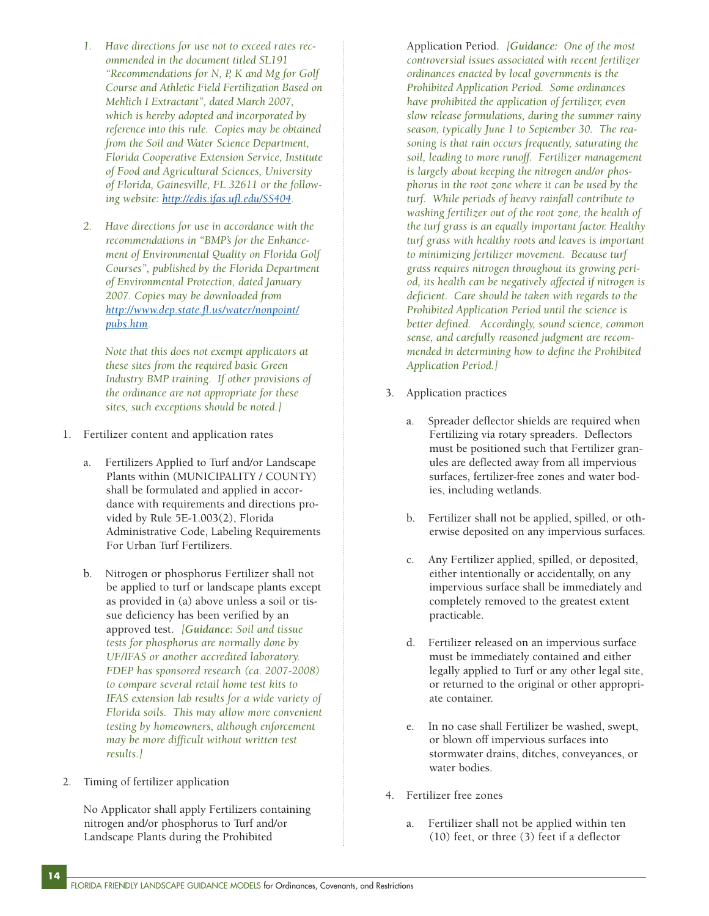1. *Have directions for use not to exceed rates recommended in the document titled SL191 "Recommendations for N, P, K and Mg for Golf Course and Athletic Field Fertilization Based on Mehlich I Extractant", dated March 2007, which is hereby adopted and incorporated by reference into this rule. Copies may be obtained from the Soil and Water Science Department, Florida Cooperative Extension Service, Institute of Food and Agricultural Sciences, University of Florida, Gainesville, FL 32611 or the following website: http://edis.ifas.ufl.edu/SS404.*

2. *Have directions for use in accordance with the recommendations in "BMP's for the Enhancement of Environmental Quality on Florida Golf Courses", published by the Florida Department of Environmental Protection, dated January 2007. Copies may be downloaded from http://www.dep.state.fl.us/water/nonpoint/pubs.htm.*

   *Note that this does not exempt applicators at these sites from the required basic Green Industry BMP training. If other provisions of the ordinance are not appropriate for these sites, such exceptions should be noted.]*

1. Fertilizer content and application rates

   a. Fertilizers Applied to Turf and/or Landscape Plants within (MUNICIPALITY / COUNTY) shall be formulated and applied in accordance with requirements and directions provided by Rule 5E-1.003(2), Florida Administrative Code, Labeling Requirements For Urban Turf Fertilizers.

   b. Nitrogen or phosphorus Fertilizer shall not be applied to turf or landscape plants except as provided in (a) above unless a soil or tissue deficiency has been verified by an approved test. *[**Guidance:** Soil and tissue tests for phosphorus are normally done by UF/IFAS or another accredited laboratory. FDEP has sponsored research (ca. 2007-2008) to compare several retail home test kits to IFAS extension lab results for a wide variety of Florida soils. This may allow more convenient testing by homeowners, although enforcement may be more difficult without written test results.]*

2. Timing of fertilizer application

   No Applicator shall apply Fertilizers containing nitrogen and/or phosphorus to Turf and/or Landscape Plants during the Prohibited Application Period. *[**Guidance:** One of the most controversial issues associated with recent fertilizer ordinances enacted by local governments is the Prohibited Application Period. Some ordinances have prohibited the application of fertilizer, even slow release formulations, during the summer rainy season, typically June 1 to September 30. The reasoning is that rain occurs frequently, saturating the soil, leading to more runoff. Fertilizer management is largely about keeping the nitrogen and/or phosphorus in the root zone where it can be used by the turf. While periods of heavy rainfall contribute to washing fertilizer out of the root zone, the health of the turf grass is an equally important factor. Healthy turf grass with healthy roots and leaves is important to minimizing fertilizer movement. Because turf grass requires nitrogen throughout its growing period, its health can be negatively affected if nitrogen is deficient. Care should be taken with regards to the Prohibited Application Period until the science is better defined. Accordingly, sound science, common sense, and carefully reasoned judgment are recommended in determining how to define the Prohibited Application Period.]*

3. Application practices

   a. Spreader deflector shields are required when Fertilizing via rotary spreaders. Deflectors must be positioned such that Fertilizer granules are deflected away from all impervious surfaces, fertilizer-free zones and water bodies, including wetlands.

   b. Fertilizer shall not be applied, spilled, or otherwise deposited on any impervious surfaces.

   c. Any Fertilizer applied, spilled, or deposited, either intentionally or accidentally, on any impervious surface shall be immediately and completely removed to the greatest extent practicable.

   d. Fertilizer released on an impervious surface must be immediately contained and either legally applied to Turf or any other legal site, or returned to the original or other appropriate container.

   e. In no case shall Fertilizer be washed, swept, or blown off impervious surfaces into stormwater drains, ditches, conveyances, or water bodies.

4. Fertilizer free zones

   a. Fertilizer shall not be applied within ten (10) feet, or three (3) feet if a deflector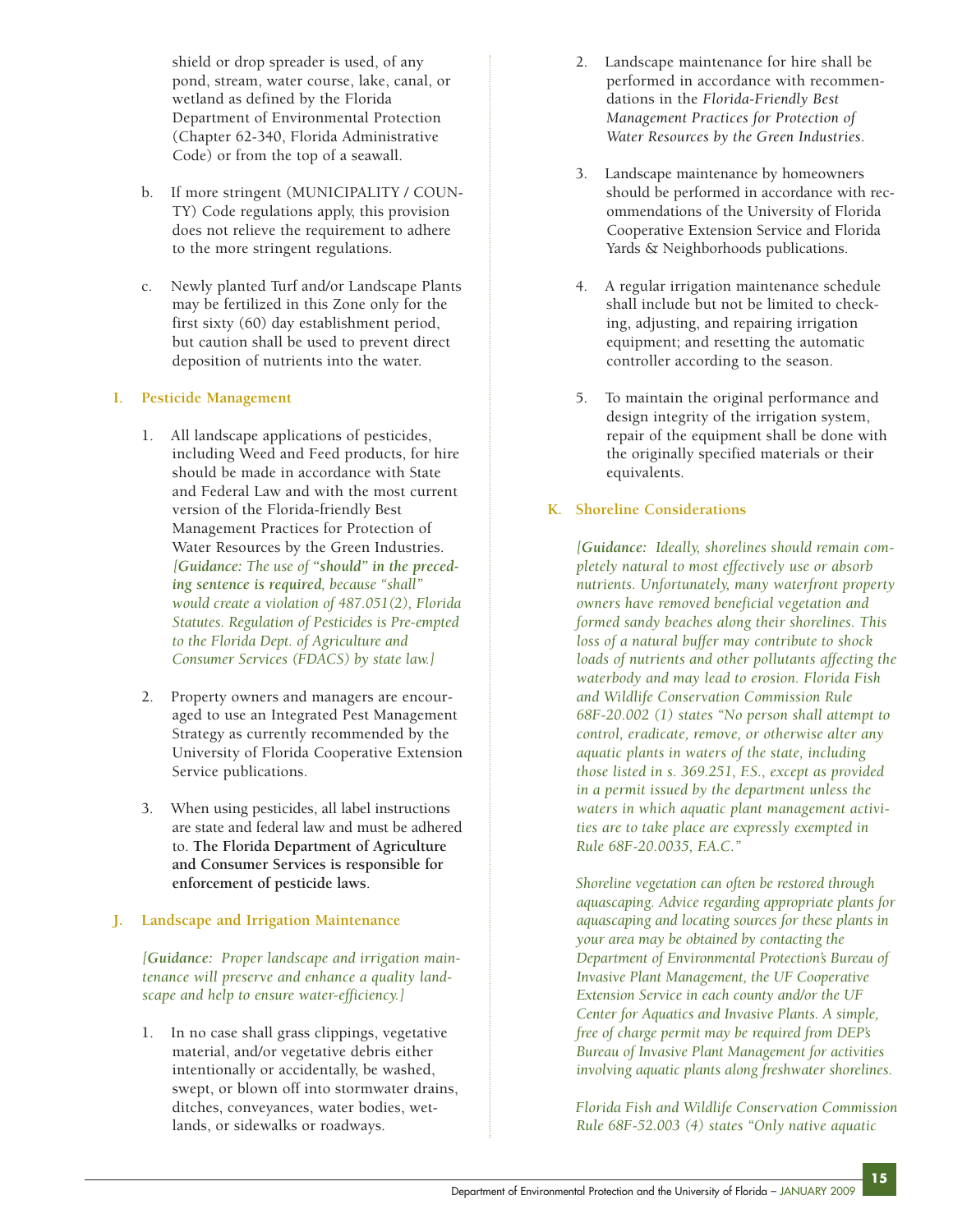shield or drop spreader is used, of any pond, stream, water course, lake, canal, or wetland as defined by the Florida Department of Environmental Protection (Chapter 62-340, Florida Administrative Code) or from the top of a seawall.

b. If more stringent (MUNICIPALITY / COUNTY) Code regulations apply, this provision does not relieve the requirement to adhere to the more stringent regulations.

c. Newly planted Turf and/or Landscape Plants may be fertilized in this Zone only for the first sixty (60) day establishment period, but caution shall be used to prevent direct deposition of nutrients into the water.

### I. Pesticide Management

1. All landscape applications of pesticides, including Weed and Feed products, for hire should be made in accordance with State and Federal Law and with the most current version of the Florida-friendly Best Management Practices for Protection of Water Resources by the Green Industries. *[**Guidance:** The use of "**should" in the preceding sentence is required**, because "shall" would create a violation of 487.051(2), Florida Statutes. Regulation of Pesticides is Pre-empted to the Florida Dept. of Agriculture and Consumer Services (FDACS) by state law.]*

2. Property owners and managers are encouraged to use an Integrated Pest Management Strategy as currently recommended by the University of Florida Cooperative Extension Service publications.

3. When using pesticides, all label instructions are state and federal law and must be adhered to. **The Florida Department of Agriculture and Consumer Services is responsible for enforcement of pesticide laws**.

### J. Landscape and Irrigation Maintenance

*[**Guidance:** Proper landscape and irrigation maintenance will preserve and enhance a quality landscape and help to ensure water-efficiency.]*

1. In no case shall grass clippings, vegetative material, and/or vegetative debris either intentionally or accidentally, be washed, swept, or blown off into stormwater drains, ditches, conveyances, water bodies, wetlands, or sidewalks or roadways.

2. Landscape maintenance for hire shall be performed in accordance with recommendations in the *Florida-Friendly Best Management Practices for Protection of Water Resources by the Green Industries*.

3. Landscape maintenance by homeowners should be performed in accordance with recommendations of the University of Florida Cooperative Extension Service and Florida Yards & Neighborhoods publications.

4. A regular irrigation maintenance schedule shall include but not be limited to checking, adjusting, and repairing irrigation equipment; and resetting the automatic controller according to the season.

5. To maintain the original performance and design integrity of the irrigation system, repair of the equipment shall be done with the originally specified materials or their equivalents.

### K. Shoreline Considerations

*[**Guidance:** Ideally, shorelines should remain completely natural to most effectively use or absorb nutrients. Unfortunately, many waterfront property owners have removed beneficial vegetation and formed sandy beaches along their shorelines. This loss of a natural buffer may contribute to shock loads of nutrients and other pollutants affecting the waterbody and may lead to erosion. Florida Fish and Wildlife Conservation Commission Rule 68F-20.002 (1) states "No person shall attempt to control, eradicate, remove, or otherwise alter any aquatic plants in waters of the state, including those listed in s. 369.251, F.S., except as provided in a permit issued by the department unless the waters in which aquatic plant management activities are to take place are expressly exempted in Rule 68F-20.0035, F.A.C."*

*Shoreline vegetation can often be restored through aquascaping. Advice regarding appropriate plants for aquascaping and locating sources for these plants in your area may be obtained by contacting the Department of Environmental Protection's Bureau of Invasive Plant Management, the UF Cooperative Extension Service in each county and/or the UF Center for Aquatics and Invasive Plants. A simple, free of charge permit may be required from DEP's Bureau of Invasive Plant Management for activities involving aquatic plants along freshwater shorelines.*

*Florida Fish and Wildlife Conservation Commission Rule 68F-52.003 (4) states "Only native aquatic*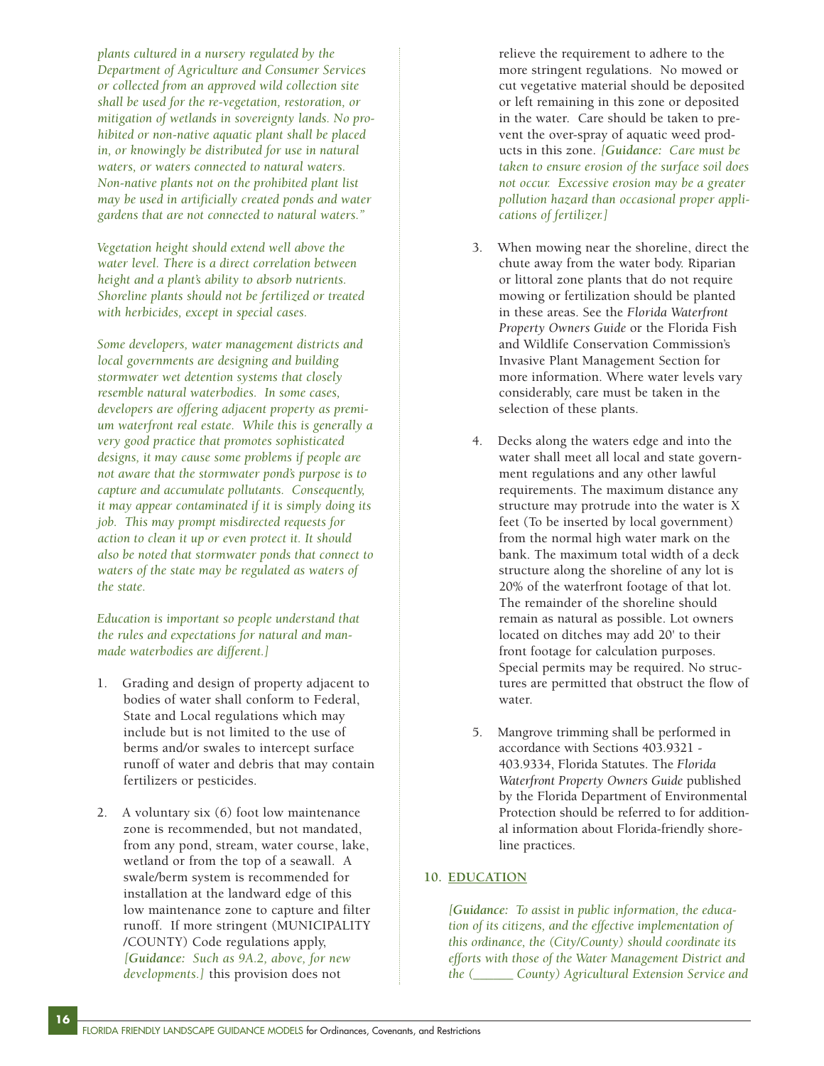*plants cultured in a nursery regulated by the Department of Agriculture and Consumer Services or collected from an approved wild collection site shall be used for the re-vegetation, restoration, or mitigation of wetlands in sovereignty lands. No prohibited or non-native aquatic plant shall be placed in, or knowingly be distributed for use in natural waters, or waters connected to natural waters. Non-native plants not on the prohibited plant list may be used in artificially created ponds and water gardens that are not connected to natural waters."*

*Vegetation height should extend well above the water level. There is a direct correlation between height and a plant's ability to absorb nutrients. Shoreline plants should not be fertilized or treated with herbicides, except in special cases.*

*Some developers, water management districts and local governments are designing and building stormwater wet detention systems that closely resemble natural waterbodies. In some cases, developers are offering adjacent property as premium waterfront real estate. While this is generally a very good practice that promotes sophisticated designs, it may cause some problems if people are not aware that the stormwater pond's purpose is to capture and accumulate pollutants. Consequently, it may appear contaminated if it is simply doing its job. This may prompt misdirected requests for action to clean it up or even protect it. It should also be noted that stormwater ponds that connect to waters of the state may be regulated as waters of the state.*

*Education is important so people understand that the rules and expectations for natural and man-made waterbodies are different.]*

1. Grading and design of property adjacent to bodies of water shall conform to Federal, State and Local regulations which may include but is not limited to the use of berms and/or swales to intercept surface runoff of water and debris that may contain fertilizers or pesticides.

2. A voluntary six (6) foot low maintenance zone is recommended, but not mandated, from any pond, stream, water course, lake, wetland or from the top of a seawall. A swale/berm system is recommended for installation at the landward edge of this low maintenance zone to capture and filter runoff. If more stringent (MUNICIPALITY /COUNTY) Code regulations apply, *[**Guidance:** Such as 9A.2, above, for new developments.]* this provision does not relieve the requirement to adhere to the more stringent regulations. No mowed or cut vegetative material should be deposited or left remaining in this zone or deposited in the water. Care should be taken to prevent the over-spray of aquatic weed products in this zone. *[**Guidance:** Care must be taken to ensure erosion of the surface soil does not occur. Excessive erosion may be a greater pollution hazard than occasional proper applications of fertilizer.]*

3. When mowing near the shoreline, direct the chute away from the water body. Riparian or littoral zone plants that do not require mowing or fertilization should be planted in these areas. See the *Florida Waterfront Property Owners Guide* or the Florida Fish and Wildlife Conservation Commission's Invasive Plant Management Section for more information. Where water levels vary considerably, care must be taken in the selection of these plants.

4. Decks along the waters edge and into the water shall meet all local and state government regulations and any other lawful requirements. The maximum distance any structure may protrude into the water is X feet (To be inserted by local government) from the normal high water mark on the bank. The maximum total width of a deck structure along the shoreline of any lot is 20% of the waterfront footage of that lot. The remainder of the shoreline should remain as natural as possible. Lot owners located on ditches may add 20' to their front footage for calculation purposes. Special permits may be required. No structures are permitted that obstruct the flow of water.

5. Mangrove trimming shall be performed in accordance with Sections 403.9321 - 403.9334, Florida Statutes. The *Florida Waterfront Property Owners Guide* published by the Florida Department of Environmental Protection should be referred to for additional information about Florida-friendly shoreline practices.

## 10. EDUCATION

*[**Guidance:** To assist in public information, the education of its citizens, and the effective implementation of this ordinance, the (City/County) should coordinate its efforts with those of the Water Management District and the (______ County) Agricultural Extension Service and*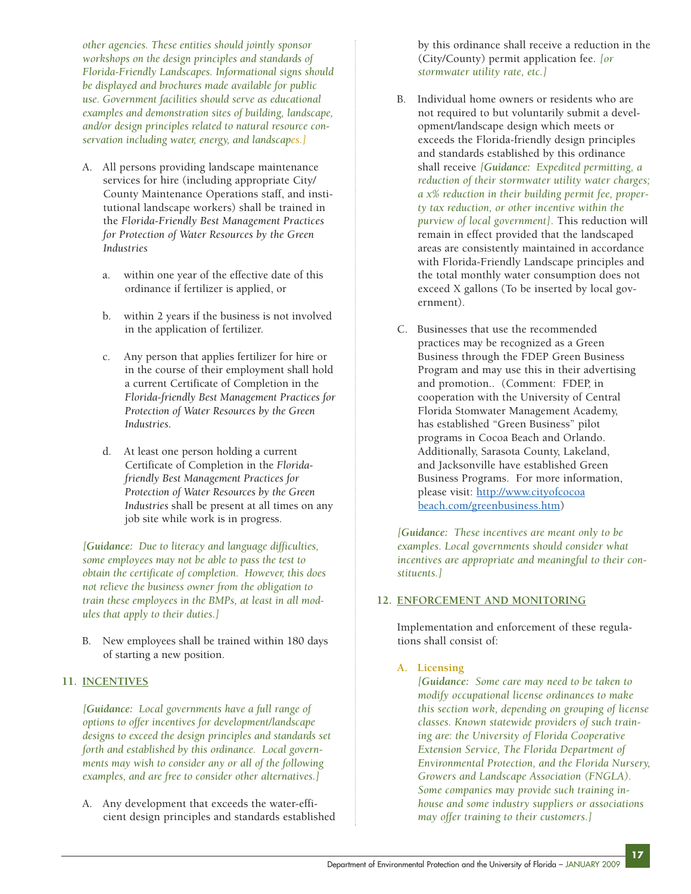*other agencies. These entities should jointly sponsor workshops on the design principles and standards of Florida-Friendly Landscapes. Informational signs should be displayed and brochures made available for public use. Government facilities should serve as educational examples and demonstration sites of building, landscape, and/or design principles related to natural resource conservation including water, energy, and landscapes.]*

A. All persons providing landscape maintenance services for hire (including appropriate City/County Maintenance Operations staff, and institutional landscape workers) shall be trained in the *Florida-Friendly Best Management Practices for Protection of Water Resources by the Green Industries*

   a. within one year of the effective date of this ordinance if fertilizer is applied, or

   b. within 2 years if the business is not involved in the application of fertilizer.

   c. Any person that applies fertilizer for hire or in the course of their employment shall hold a current Certificate of Completion in the *Florida-friendly Best Management Practices for Protection of Water Resources by the Green Industries*.

   d. At least one person holding a current Certificate of Completion in the *Florida-friendly Best Management Practices for Protection of Water Resources by the Green Industries* shall be present at all times on any job site while work is in progress.

*[**Guidance:** Due to literacy and language difficulties, some employees may not be able to pass the test to obtain the certificate of completion. However, this does not relieve the business owner from the obligation to train these employees in the BMPs, at least in all modules that apply to their duties.]*

B. New employees shall be trained within 180 days of starting a new position.

## 11. INCENTIVES

*[**Guidance:** Local governments have a full range of options to offer incentives for development/landscape designs to exceed the design principles and standards set forth and established by this ordinance. Local governments may wish to consider any or all of the following examples, and are free to consider other alternatives.]*

A. Any development that exceeds the water-efficient design principles and standards established by this ordinance shall receive a reduction in the (City/County) permit application fee. *[or stormwater utility rate, etc.]*

B. Individual home owners or residents who are not required to but voluntarily submit a development/landscape design which meets or exceeds the Florida-friendly design principles and standards established by this ordinance shall receive *[**Guidance:** Expedited permitting, a reduction of their stormwater utility water charges; a x% reduction in their building permit fee, property tax reduction, or other incentive within the purview of local government].* This reduction will remain in effect provided that the landscaped areas are consistently maintained in accordance with Florida-Friendly Landscape principles and the total monthly water consumption does not exceed X gallons (To be inserted by local government).

C. Businesses that use the recommended practices may be recognized as a Green Business through the FDEP Green Business Program and may use this in their advertising and promotion.. (Comment: FDEP, in cooperation with the University of Central Florida Stomwater Management Academy, has established "Green Business" pilot programs in Cocoa Beach and Orlando. Additionally, Sarasota County, Lakeland, and Jacksonville have established Green Business Programs. For more information, please visit: http://www.cityofcocoabeach.com/greenbusiness.htm)

*[**Guidance:** These incentives are meant only to be examples. Local governments should consider what incentives are appropriate and meaningful to their constituents.]*

## 12. ENFORCEMENT AND MONITORING

Implementation and enforcement of these regulations shall consist of:

**A. Licensing**

*[**Guidance:** Some care may need to be taken to modify occupational license ordinances to make this section work, depending on grouping of license classes. Known statewide providers of such training are: the University of Florida Cooperative Extension Service, The Florida Department of Environmental Protection, and the Florida Nursery, Growers and Landscape Association (FNGLA). Some companies may provide such training in-house and some industry suppliers or associations may offer training to their customers.]*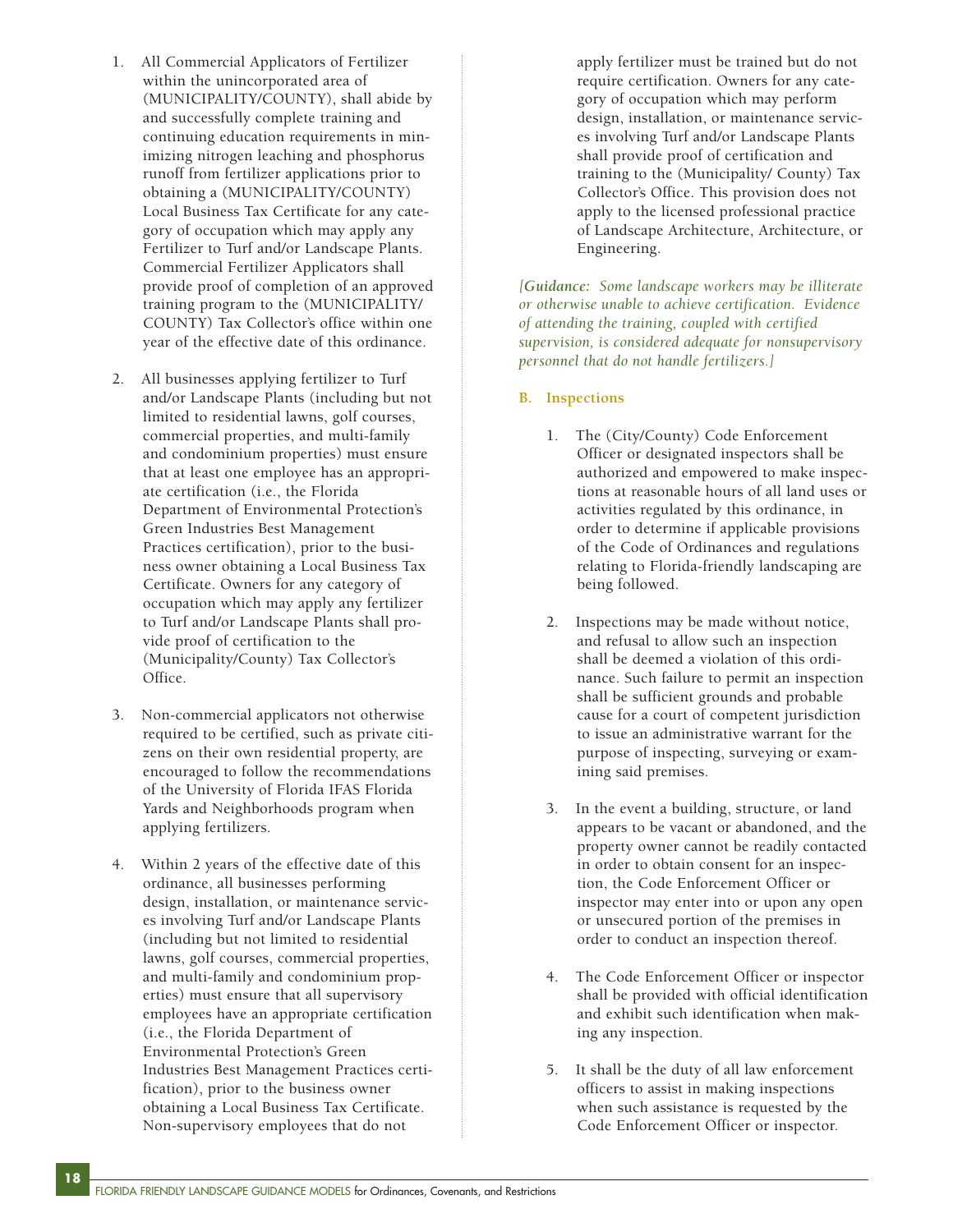1. All Commercial Applicators of Fertilizer within the unincorporated area of (MUNICIPALITY/COUNTY), shall abide by and successfully complete training and continuing education requirements in minimizing nitrogen leaching and phosphorus runoff from fertilizer applications prior to obtaining a (MUNICIPALITY/COUNTY) Local Business Tax Certificate for any category of occupation which may apply any Fertilizer to Turf and/or Landscape Plants. Commercial Fertilizer Applicators shall provide proof of completion of an approved training program to the (MUNICIPALITY/ COUNTY) Tax Collector's office within one year of the effective date of this ordinance.

2. All businesses applying fertilizer to Turf and/or Landscape Plants (including but not limited to residential lawns, golf courses, commercial properties, and multi-family and condominium properties) must ensure that at least one employee has an appropriate certification (i.e., the Florida Department of Environmental Protection's Green Industries Best Management Practices certification), prior to the business owner obtaining a Local Business Tax Certificate. Owners for any category of occupation which may apply any fertilizer to Turf and/or Landscape Plants shall provide proof of certification to the (Municipality/County) Tax Collector's Office.

3. Non-commercial applicators not otherwise required to be certified, such as private citizens on their own residential property, are encouraged to follow the recommendations of the University of Florida IFAS Florida Yards and Neighborhoods program when applying fertilizers.

4. Within 2 years of the effective date of this ordinance, all businesses performing design, installation, or maintenance services involving Turf and/or Landscape Plants (including but not limited to residential lawns, golf courses, commercial properties, and multi-family and condominium properties) must ensure that all supervisory employees have an appropriate certification (i.e., the Florida Department of Environmental Protection's Green Industries Best Management Practices certification), prior to the business owner obtaining a Local Business Tax Certificate. Non-supervisory employees that do not apply fertilizer must be trained but do not require certification. Owners for any category of occupation which may perform design, installation, or maintenance services involving Turf and/or Landscape Plants shall provide proof of certification and training to the (Municipality/ County) Tax Collector's Office. This provision does not apply to the licensed professional practice of Landscape Architecture, Architecture, or Engineering.

*[**Guidance:** Some landscape workers may be illiterate or otherwise unable to achieve certification. Evidence of attending the training, coupled with certified supervision, is considered adequate for nonsupervisory personnel that do not handle fertilizers.]*

### B. Inspections

1. The (City/County) Code Enforcement Officer or designated inspectors shall be authorized and empowered to make inspections at reasonable hours of all land uses or activities regulated by this ordinance, in order to determine if applicable provisions of the Code of Ordinances and regulations relating to Florida-friendly landscaping are being followed.

2. Inspections may be made without notice, and refusal to allow such an inspection shall be deemed a violation of this ordinance. Such failure to permit an inspection shall be sufficient grounds and probable cause for a court of competent jurisdiction to issue an administrative warrant for the purpose of inspecting, surveying or examining said premises.

3. In the event a building, structure, or land appears to be vacant or abandoned, and the property owner cannot be readily contacted in order to obtain consent for an inspection, the Code Enforcement Officer or inspector may enter into or upon any open or unsecured portion of the premises in order to conduct an inspection thereof.

4. The Code Enforcement Officer or inspector shall be provided with official identification and exhibit such identification when making any inspection.

5. It shall be the duty of all law enforcement officers to assist in making inspections when such assistance is requested by the Code Enforcement Officer or inspector.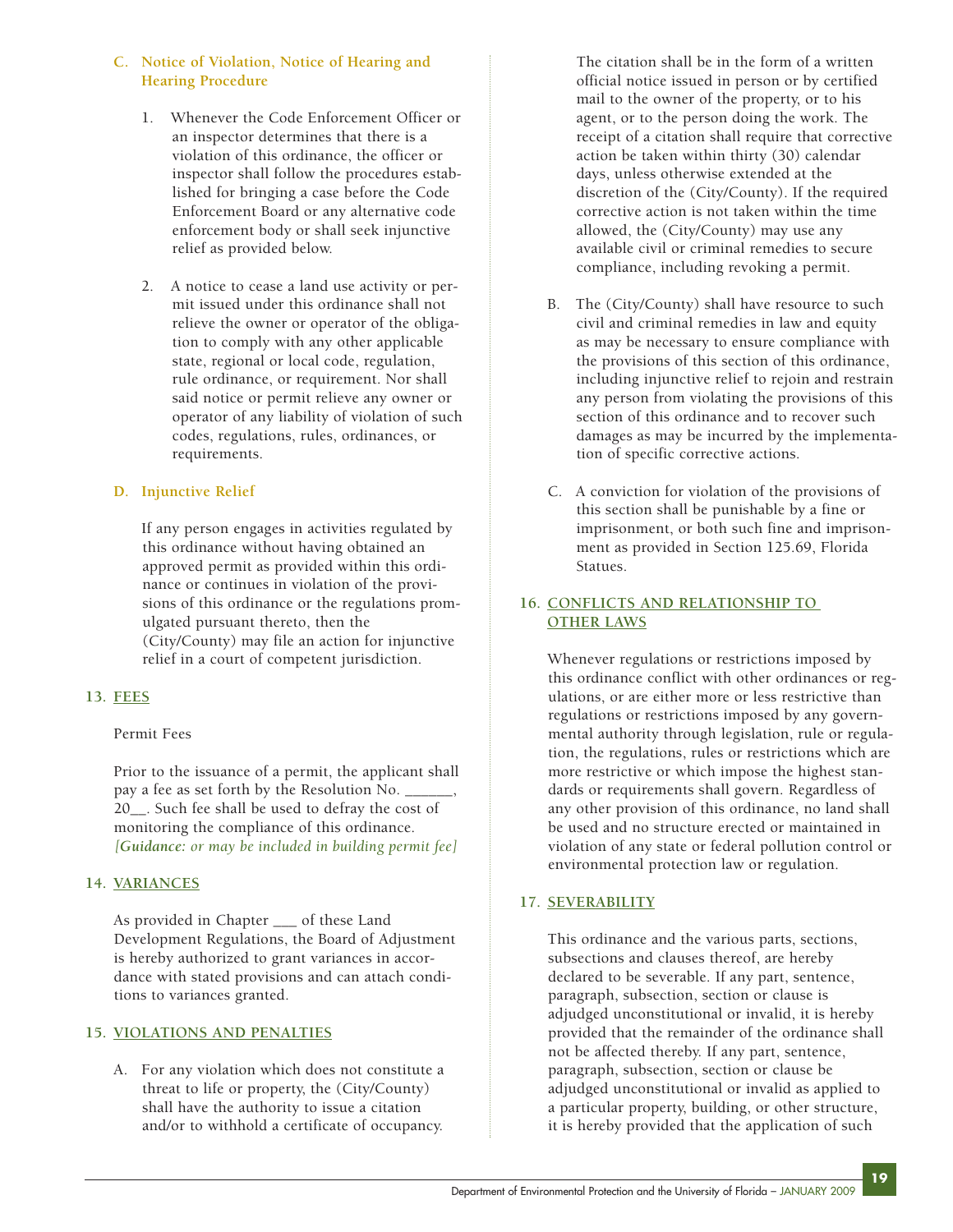**C. Notice of Violation, Notice of Hearing and Hearing Procedure**

1. Whenever the Code Enforcement Officer or an inspector determines that there is a violation of this ordinance, the officer or inspector shall follow the procedures established for bringing a case before the Code Enforcement Board or any alternative code enforcement body or shall seek injunctive relief as provided below.

2. A notice to cease a land use activity or permit issued under this ordinance shall not relieve the owner or operator of the obligation to comply with any other applicable state, regional or local code, regulation, rule ordinance, or requirement. Nor shall said notice or permit relieve any owner or operator of any liability of violation of such codes, regulations, rules, ordinances, or requirements.

**D. Injunctive Relief**

If any person engages in activities regulated by this ordinance without having obtained an approved permit as provided within this ordinance or continues in violation of the provisions of this ordinance or the regulations promulgated pursuant thereto, then the (City/County) may file an action for injunctive relief in a court of competent jurisdiction.

## 13. FEES

Permit Fees

Prior to the issuance of a permit, the applicant shall pay a fee as set forth by the Resolution No. ______, 20__. Such fee shall be used to defray the cost of monitoring the compliance of this ordinance. *[**Guidance**: or may be included in building permit fee]*

## 14. VARIANCES

As provided in Chapter ___ of these Land Development Regulations, the Board of Adjustment is hereby authorized to grant variances in accordance with stated provisions and can attach conditions to variances granted.

## 15. VIOLATIONS AND PENALTIES

A. For any violation which does not constitute a threat to life or property, the (City/County) shall have the authority to issue a citation and/or to withhold a certificate of occupancy. The citation shall be in the form of a written official notice issued in person or by certified mail to the owner of the property, or to his agent, or to the person doing the work. The receipt of a citation shall require that corrective action be taken within thirty (30) calendar days, unless otherwise extended at the discretion of the (City/County). If the required corrective action is not taken within the time allowed, the (City/County) may use any available civil or criminal remedies to secure compliance, including revoking a permit.

B. The (City/County) shall have resource to such civil and criminal remedies in law and equity as may be necessary to ensure compliance with the provisions of this section of this ordinance, including injunctive relief to rejoin and restrain any person from violating the provisions of this section of this ordinance and to recover such damages as may be incurred by the implementation of specific corrective actions.

C. A conviction for violation of the provisions of this section shall be punishable by a fine or imprisonment, or both such fine and imprisonment as provided in Section 125.69, Florida Statues.

## 16. CONFLICTS AND RELATIONSHIP TO OTHER LAWS

Whenever regulations or restrictions imposed by this ordinance conflict with other ordinances or regulations, or are either more or less restrictive than regulations or restrictions imposed by any governmental authority through legislation, rule or regulation, the regulations, rules or restrictions which are more restrictive or which impose the highest standards or requirements shall govern. Regardless of any other provision of this ordinance, no land shall be used and no structure erected or maintained in violation of any state or federal pollution control or environmental protection law or regulation.

## 17. SEVERABILITY

This ordinance and the various parts, sections, subsections and clauses thereof, are hereby declared to be severable. If any part, sentence, paragraph, subsection, section or clause is adjudged unconstitutional or invalid, it is hereby provided that the remainder of the ordinance shall not be affected thereby. If any part, sentence, paragraph, subsection, section or clause be adjudged unconstitutional or invalid as applied to a particular property, building, or other structure, it is hereby provided that the application of such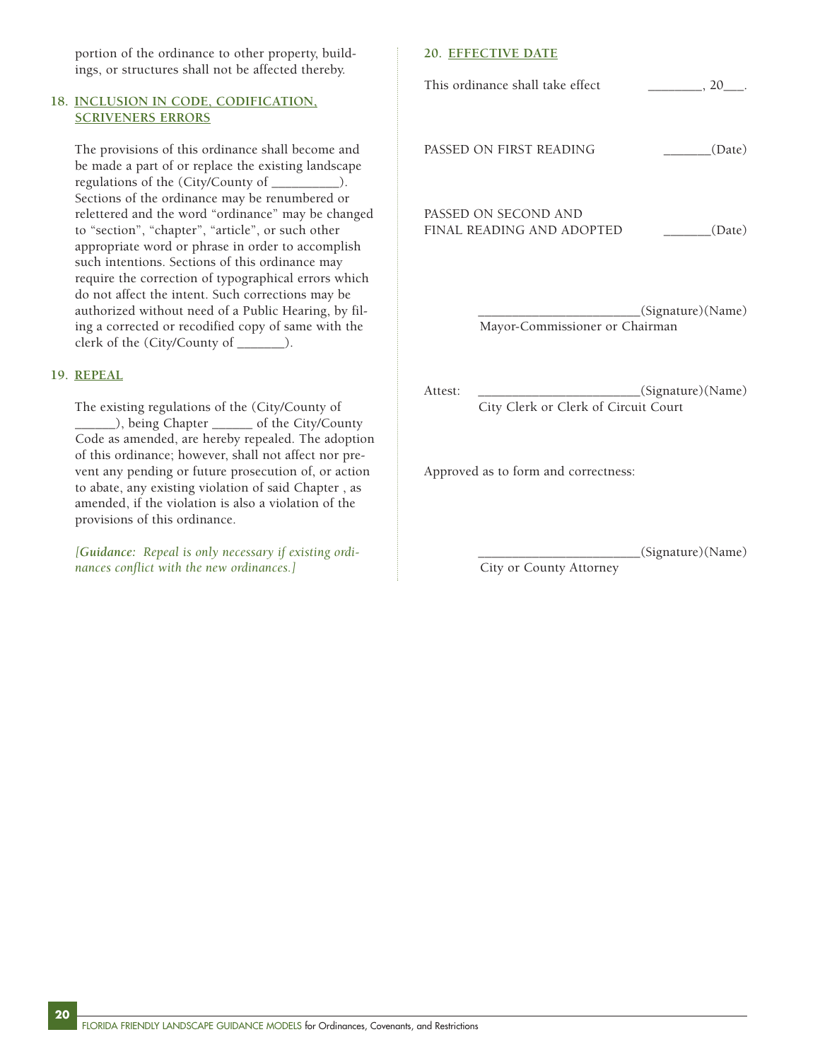portion of the ordinance to other property, buildings, or structures shall not be affected thereby.

### 18. INCLUSION IN CODE, CODIFICATION, SCRIVENERS ERRORS

The provisions of this ordinance shall become and be made a part of or replace the existing landscape regulations of the (City/County of __________). Sections of the ordinance may be renumbered or relettered and the word "ordinance" may be changed to "section", "chapter", "article", or such other appropriate word or phrase in order to accomplish such intentions. Sections of this ordinance may require the correction of typographical errors which do not affect the intent. Such corrections may be authorized without need of a Public Hearing, by filing a corrected or recodified copy of same with the clerk of the (City/County of _______).

### 19. REPEAL

The existing regulations of the (City/County of ______), being Chapter ______ of the City/County Code as amended, are hereby repealed. The adoption of this ordinance; however, shall not affect nor prevent any pending or future prosecution of, or action to abate, any existing violation of said Chapter , as amended, if the violation is also a violation of the provisions of this ordinance.

*[**Guidance:** Repeal is only necessary if existing ordinances conflict with the new ordinances.]*

### 20. EFFECTIVE DATE

This ordinance shall take effect ________, 20___.

PASSED ON FIRST READING _______(Date)

PASSED ON SECOND AND FINAL READING AND ADOPTED _______(Date)

_______________________(Signature)(Name)
Mayor-Commissioner or Chairman

Attest: _______________________(Signature)(Name)
City Clerk or Clerk of Circuit Court

Approved as to form and correctness:

_______________________(Signature)(Name)
City or County Attorney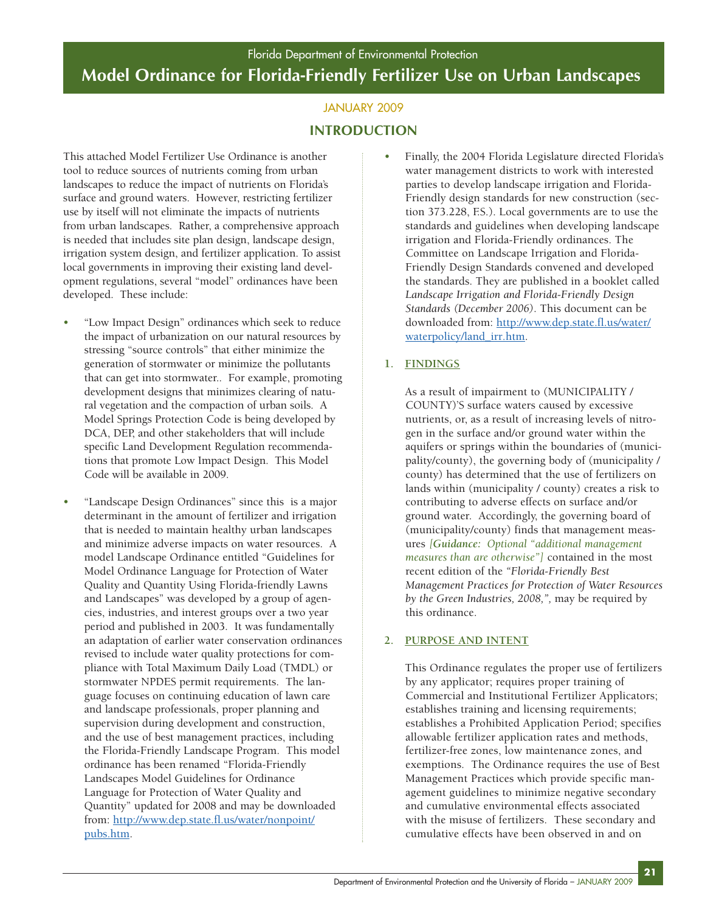Florida Department of Environmental Protection

# Model Ordinance for Florida-Friendly Fertilizer Use on Urban Landscapes

JANUARY 2009

## INTRODUCTION

This attached Model Fertilizer Use Ordinance is another tool to reduce sources of nutrients coming from urban landscapes to reduce the impact of nutrients on Florida's surface and ground waters. However, restricting fertilizer use by itself will not eliminate the impacts of nutrients from urban landscapes. Rather, a comprehensive approach is needed that includes site plan design, landscape design, irrigation system design, and fertilizer application. To assist local governments in improving their existing land development regulations, several "model" ordinances have been developed. These include:

- "Low Impact Design" ordinances which seek to reduce the impact of urbanization on our natural resources by stressing "source controls" that either minimize the generation of stormwater or minimize the pollutants that can get into stormwater.. For example, promoting development designs that minimizes clearing of natural vegetation and the compaction of urban soils. A Model Springs Protection Code is being developed by DCA, DEP, and other stakeholders that will include specific Land Development Regulation recommendations that promote Low Impact Design. This Model Code will be available in 2009.

- "Landscape Design Ordinances" since this is a major determinant in the amount of fertilizer and irrigation that is needed to maintain healthy urban landscapes and minimize adverse impacts on water resources. A model Landscape Ordinance entitled "Guidelines for Model Ordinance Language for Protection of Water Quality and Quantity Using Florida-friendly Lawns and Landscapes" was developed by a group of agencies, industries, and interest groups over a two year period and published in 2003. It was fundamentally an adaptation of earlier water conservation ordinances revised to include water quality protections for compliance with Total Maximum Daily Load (TMDL) or stormwater NPDES permit requirements. The language focuses on continuing education of lawn care and landscape professionals, proper planning and supervision during development and construction, and the use of best management practices, including the Florida-Friendly Landscape Program. This model ordinance has been renamed "Florida-Friendly Landscapes Model Guidelines for Ordinance Language for Protection of Water Quality and Quantity" updated for 2008 and may be downloaded from: http://www.dep.state.fl.us/water/nonpoint/pubs.htm.

- Finally, the 2004 Florida Legislature directed Florida's water management districts to work with interested parties to develop landscape irrigation and Florida-Friendly design standards for new construction (section 373.228, F.S.). Local governments are to use the standards and guidelines when developing landscape irrigation and Florida-Friendly ordinances. The Committee on Landscape Irrigation and Florida-Friendly Design Standards convened and developed the standards. They are published in a booklet called *Landscape Irrigation and Florida-Friendly Design Standards (December 2006)*. This document can be downloaded from: http://www.dep.state.fl.us/water/waterpolicy/land_irr.htm.

### 1. FINDINGS

As a result of impairment to (MUNICIPALITY / COUNTY)'S surface waters caused by excessive nutrients, or, as a result of increasing levels of nitrogen in the surface and/or ground water within the aquifers or springs within the boundaries of (municipality/county), the governing body of (municipality / county) has determined that the use of fertilizers on lands within (municipality / county) creates a risk to contributing to adverse effects on surface and/or ground water. Accordingly, the governing board of (municipality/county) finds that management measures *[**Guidance:** Optional "additional management measures than are otherwise"]* contained in the most recent edition of the *"Florida-Friendly Best Management Practices for Protection of Water Resources by the Green Industries, 2008,"*, may be required by this ordinance.

### 2. PURPOSE AND INTENT

This Ordinance regulates the proper use of fertilizers by any applicator; requires proper training of Commercial and Institutional Fertilizer Applicators; establishes training and licensing requirements; establishes a Prohibited Application Period; specifies allowable fertilizer application rates and methods, fertilizer-free zones, low maintenance zones, and exemptions. The Ordinance requires the use of Best Management Practices which provide specific management guidelines to minimize negative secondary and cumulative environmental effects associated with the misuse of fertilizers. These secondary and cumulative effects have been observed in and on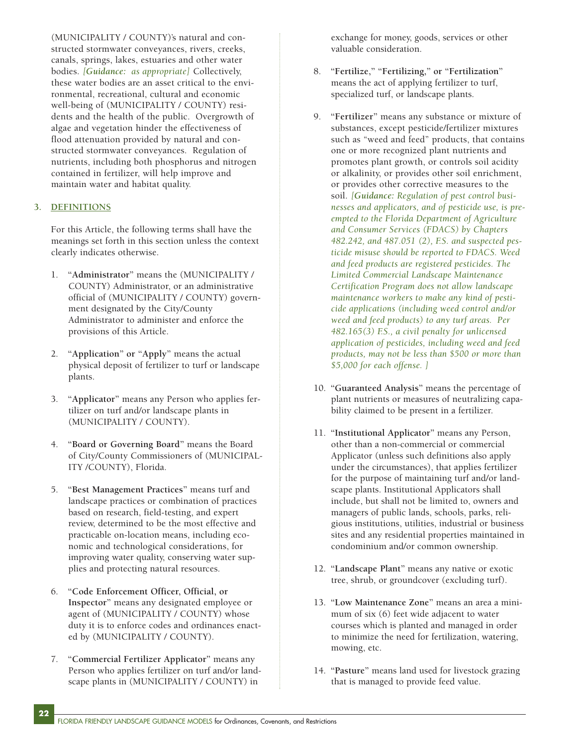(MUNICIPALITY / COUNTY)'s natural and constructed stormwater conveyances, rivers, creeks, canals, springs, lakes, estuaries and other water bodies. *[Guidance: as appropriate]* Collectively, these water bodies are an asset critical to the environmental, recreational, cultural and economic well-being of (MUNICIPALITY / COUNTY) residents and the health of the public. Overgrowth of algae and vegetation hinder the effectiveness of flood attenuation provided by natural and constructed stormwater conveyances. Regulation of nutrients, including both phosphorus and nitrogen contained in fertilizer, will help improve and maintain water and habitat quality.

## 3. DEFINITIONS

For this Article, the following terms shall have the meanings set forth in this section unless the context clearly indicates otherwise.

1. "**Administrator**" means the (MUNICIPALITY / COUNTY) Administrator, or an administrative official of (MUNICIPALITY / COUNTY) government designated by the City/County Administrator to administer and enforce the provisions of this Article.

2. "**Application**" **or** "**Apply**" means the actual physical deposit of fertilizer to turf or landscape plants.

3. "**Applicator**" means any Person who applies fertilizer on turf and/or landscape plants in (MUNICIPALITY / COUNTY).

4. "**Board or Governing Board**" means the Board of City/County Commissioners of (MUNICIPALITY /COUNTY), Florida.

5. "**Best Management Practices**" means turf and landscape practices or combination of practices based on research, field-testing, and expert review, determined to be the most effective and practicable on-location means, including economic and technological considerations, for improving water quality, conserving water supplies and protecting natural resources.

6. "**Code Enforcement Officer, Official, or Inspector**" means any designated employee or agent of (MUNICIPALITY / COUNTY) whose duty it is to enforce codes and ordinances enacted by (MUNICIPALITY / COUNTY).

7. "**Commercial Fertilizer Applicator**" means any Person who applies fertilizer on turf and/or landscape plants in (MUNICIPALITY / COUNTY) in exchange for money, goods, services or other valuable consideration.

8. "**Fertilize,**" "**Fertilizing,**" **or** "**Fertilization**" means the act of applying fertilizer to turf, specialized turf, or landscape plants.

9. "**Fertilizer**" means any substance or mixture of substances, except pesticide/fertilizer mixtures such as "weed and feed" products, that contains one or more recognized plant nutrients and promotes plant growth, or controls soil acidity or alkalinity, or provides other soil enrichment, or provides other corrective measures to the soil. *[Guidance: Regulation of pest control businesses and applicators, and of pesticide use, is preempted to the Florida Department of Agriculture and Consumer Services (FDACS) by Chapters 482.242, and 487.051 (2), F.S. and suspected pesticide misuse should be reported to FDACS. Weed and feed products are registered pesticides. The Limited Commercial Landscape Maintenance Certification Program does not allow landscape maintenance workers to make any kind of pesticide applications (including weed control and/or weed and feed products) to any turf areas. Per 482.165(3) F.S., a civil penalty for unlicensed application of pesticides, including weed and feed products, may not be less than $500 or more than $5,000 for each offense. ]*

10. "**Guaranteed Analysis**" means the percentage of plant nutrients or measures of neutralizing capability claimed to be present in a fertilizer.

11. "**Institutional Applicator**" means any Person, other than a non-commercial or commercial Applicator (unless such definitions also apply under the circumstances), that applies fertilizer for the purpose of maintaining turf and/or landscape plants. Institutional Applicators shall include, but shall not be limited to, owners and managers of public lands, schools, parks, religious institutions, utilities, industrial or business sites and any residential properties maintained in condominium and/or common ownership.

12. "**Landscape Plant**" means any native or exotic tree, shrub, or groundcover (excluding turf).

13. "**Low Maintenance Zone**" means an area a minimum of six (6) feet wide adjacent to water courses which is planted and managed in order to minimize the need for fertilization, watering, mowing, etc.

14. "**Pasture**" means land used for livestock grazing that is managed to provide feed value.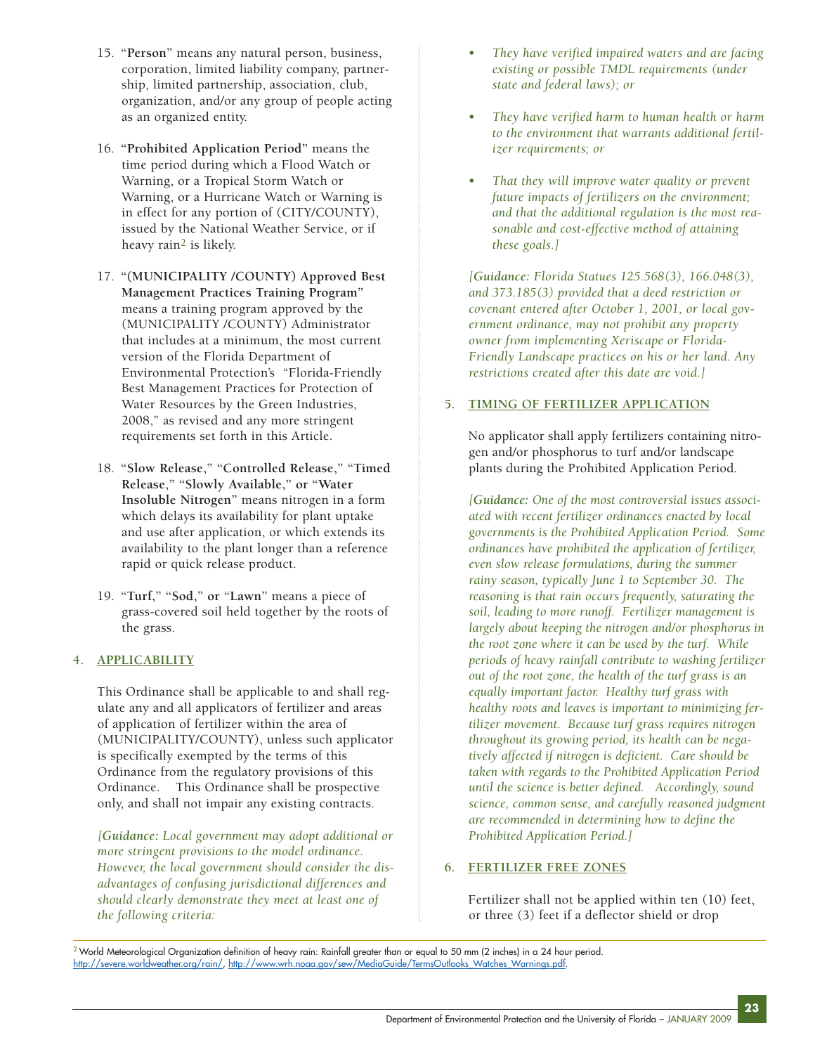15. "**Person**" means any natural person, business, corporation, limited liability company, partnership, limited partnership, association, club, organization, and/or any group of people acting as an organized entity.

16. "**Prohibited Application Period**" means the time period during which a Flood Watch or Warning, or a Tropical Storm Watch or Warning, or a Hurricane Watch or Warning is in effect for any portion of (CITY/COUNTY), issued by the National Weather Service, or if heavy rain[2] is likely.

17. "**(MUNICIPALITY /COUNTY) Approved Best Management Practices Training Program**" means a training program approved by the (MUNICIPALITY /COUNTY) Administrator that includes at a minimum, the most current version of the Florida Department of Environmental Protection's "Florida-Friendly Best Management Practices for Protection of Water Resources by the Green Industries, 2008," as revised and any more stringent requirements set forth in this Article.

18. "**Slow Release**," "**Controlled Release**," "**Timed Release**," "**Slowly Available**," **or** "**Water Insoluble Nitrogen**" means nitrogen in a form which delays its availability for plant uptake and use after application, or which extends its availability to the plant longer than a reference rapid or quick release product.

19. "**Turf**," "**Sod**," **or** "**Lawn**" means a piece of grass-covered soil held together by the roots of the grass.

## 4. APPLICABILITY

This Ordinance shall be applicable to and shall regulate any and all applicators of fertilizer and areas of application of fertilizer within the area of (MUNICIPALITY/COUNTY), unless such applicator is specifically exempted by the terms of this Ordinance from the regulatory provisions of this Ordinance. This Ordinance shall be prospective only, and shall not impair any existing contracts.

*[**Guidance:** Local government may adopt additional or more stringent provisions to the model ordinance. However, the local government should consider the disadvantages of confusing jurisdictional differences and should clearly demonstrate they meet at least one of the following criteria:*

- *They have verified impaired waters and are facing existing or possible TMDL requirements (under state and federal laws); or*
- *They have verified harm to human health or harm to the environment that warrants additional fertilizer requirements; or*
- *That they will improve water quality or prevent future impacts of fertilizers on the environment; and that the additional regulation is the most reasonable and cost-effective method of attaining these goals.]*

*[**Guidance:** Florida Statues 125.568(3), 166.048(3), and 373.185(3) provided that a deed restriction or covenant entered after October 1, 2001, or local government ordinance, may not prohibit any property owner from implementing Xeriscape or Florida-Friendly Landscape practices on his or her land. Any restrictions created after this date are void.]*

## 5. TIMING OF FERTILIZER APPLICATION

No applicator shall apply fertilizers containing nitrogen and/or phosphorus to turf and/or landscape plants during the Prohibited Application Period.

*[**Guidance:** One of the most controversial issues associated with recent fertilizer ordinances enacted by local governments is the Prohibited Application Period. Some ordinances have prohibited the application of fertilizer, even slow release formulations, during the summer rainy season, typically June 1 to September 30. The reasoning is that rain occurs frequently, saturating the soil, leading to more runoff. Fertilizer management is largely about keeping the nitrogen and/or phosphorus in the root zone where it can be used by the turf. While periods of heavy rainfall contribute to washing fertilizer out of the root zone, the health of the turf grass is an equally important factor. Healthy turf grass with healthy roots and leaves is important to minimizing fertilizer movement. Because turf grass requires nitrogen throughout its growing period, its health can be negatively affected if nitrogen is deficient. Care should be taken with regards to the Prohibited Application Period until the science is better defined. Accordingly, sound science, common sense, and carefully reasoned judgment are recommended in determining how to define the Prohibited Application Period.]*

## 6. FERTILIZER FREE ZONES

Fertilizer shall not be applied within ten (10) feet, or three (3) feet if a deflector shield or drop

[2] World Meteorological Organization definition of heavy rain: Rainfall greater than or equal to 50 mm (2 inches) in a 24 hour period. http://severe.worldweather.org/rain/, http://www.wrh.noaa.gov/sew/MediaGuide/TermsOutlooks_Watches_Warnings.pdf.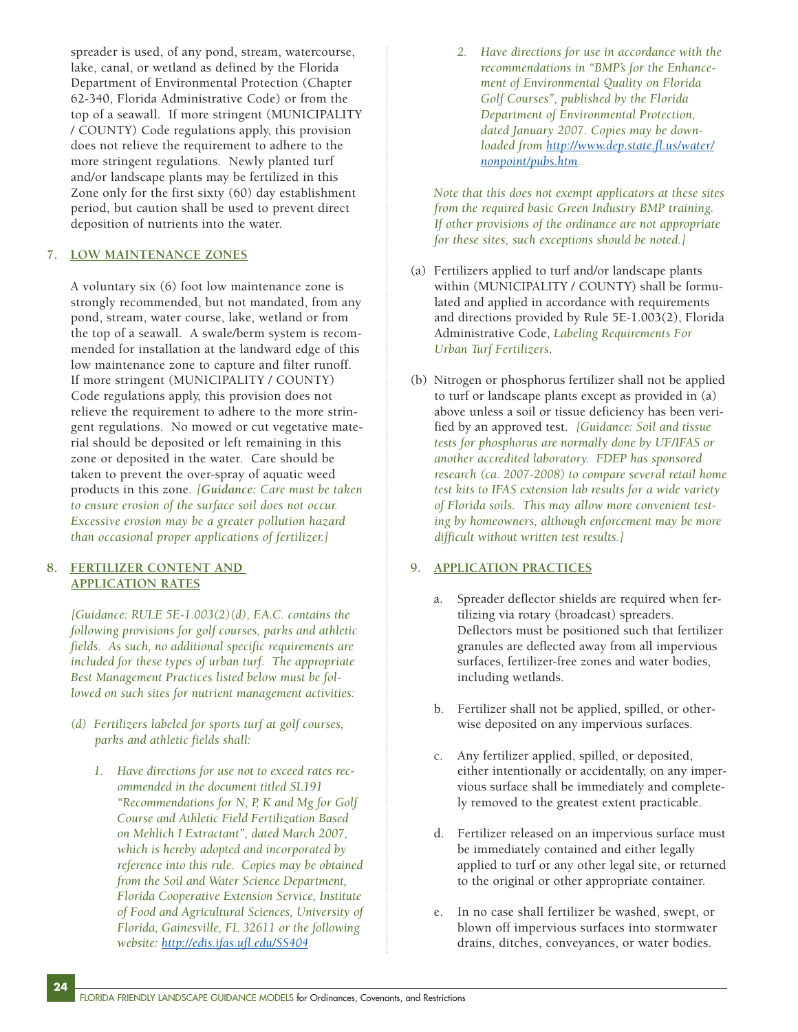spreader is used, of any pond, stream, watercourse, lake, canal, or wetland as defined by the Florida Department of Environmental Protection (Chapter 62-340, Florida Administrative Code) or from the top of a seawall. If more stringent (MUNICIPALITY / COUNTY) Code regulations apply, this provision does not relieve the requirement to adhere to the more stringent regulations. Newly planted turf and/or landscape plants may be fertilized in this Zone only for the first sixty (60) day establishment period, but caution shall be used to prevent direct deposition of nutrients into the water.

## 7. LOW MAINTENANCE ZONES

A voluntary six (6) foot low maintenance zone is strongly recommended, but not mandated, from any pond, stream, water course, lake, wetland or from the top of a seawall. A swale/berm system is recommended for installation at the landward edge of this low maintenance zone to capture and filter runoff. If more stringent (MUNICIPALITY / COUNTY) Code regulations apply, this provision does not relieve the requirement to adhere to the more stringent regulations. No mowed or cut vegetative material should be deposited or left remaining in this zone or deposited in the water. Care should be taken to prevent the over-spray of aquatic weed products in this zone. *[**Guidance:** Care must be taken to ensure erosion of the surface soil does not occur. Excessive erosion may be a greater pollution hazard than occasional proper applications of fertilizer.]*

## 8. FERTILIZER CONTENT AND APPLICATION RATES

*[Guidance: RULE 5E-1.003(2)(d), F.A.C. contains the following provisions for golf courses, parks and athletic fields. As such, no additional specific requirements are included for these types of urban turf. The appropriate Best Management Practices listed below must be followed on such sites for nutrient management activities:*

*(d) Fertilizers labeled for sports turf at golf courses, parks and athletic fields shall:*

*1. Have directions for use not to exceed rates recommended in the document titled SL191 "Recommendations for N, P, K and Mg for Golf Course and Athletic Field Fertilization Based on Mehlich I Extractant", dated March 2007, which is hereby adopted and incorporated by reference into this rule. Copies may be obtained from the Soil and Water Science Department, Florida Cooperative Extension Service, Institute of Food and Agricultural Sciences, University of Florida, Gainesville, FL 32611 or the following website: http://edis.ifas.ufl.edu/SS404.*

*2. Have directions for use in accordance with the recommendations in "BMP's for the Enhancement of Environmental Quality on Florida Golf Courses", published by the Florida Department of Environmental Protection, dated January 2007. Copies may be downloaded from http://www.dep.state.fl.us/water/nonpoint/pubs.htm.*

*Note that this does not exempt applicators at these sites from the required basic Green Industry BMP training. If other provisions of the ordinance are not appropriate for these sites, such exceptions should be noted.]*

(a) Fertilizers applied to turf and/or landscape plants within (MUNICIPALITY / COUNTY) shall be formulated and applied in accordance with requirements and directions provided by Rule 5E-1.003(2), Florida Administrative Code, *Labeling Requirements For Urban Turf Fertilizers*.

(b) Nitrogen or phosphorus fertilizer shall not be applied to turf or landscape plants except as provided in (a) above unless a soil or tissue deficiency has been verified by an approved test. *[Guidance: Soil and tissue tests for phosphorus are normally done by UF/IFAS or another accredited laboratory. FDEP has sponsored research (ca. 2007-2008) to compare several retail home test kits to IFAS extension lab results for a wide variety of Florida soils. This may allow more convenient testing by homeowners, although enforcement may be more difficult without written test results.]*

## 9. APPLICATION PRACTICES

a. Spreader deflector shields are required when fertilizing via rotary (broadcast) spreaders. Deflectors must be positioned such that fertilizer granules are deflected away from all impervious surfaces, fertilizer-free zones and water bodies, including wetlands.

b. Fertilizer shall not be applied, spilled, or otherwise deposited on any impervious surfaces.

c. Any fertilizer applied, spilled, or deposited, either intentionally or accidentally, on any impervious surface shall be immediately and completely removed to the greatest extent practicable.

d. Fertilizer released on an impervious surface must be immediately contained and either legally applied to turf or any other legal site, or returned to the original or other appropriate container.

e. In no case shall fertilizer be washed, swept, or blown off impervious surfaces into stormwater drains, ditches, conveyances, or water bodies.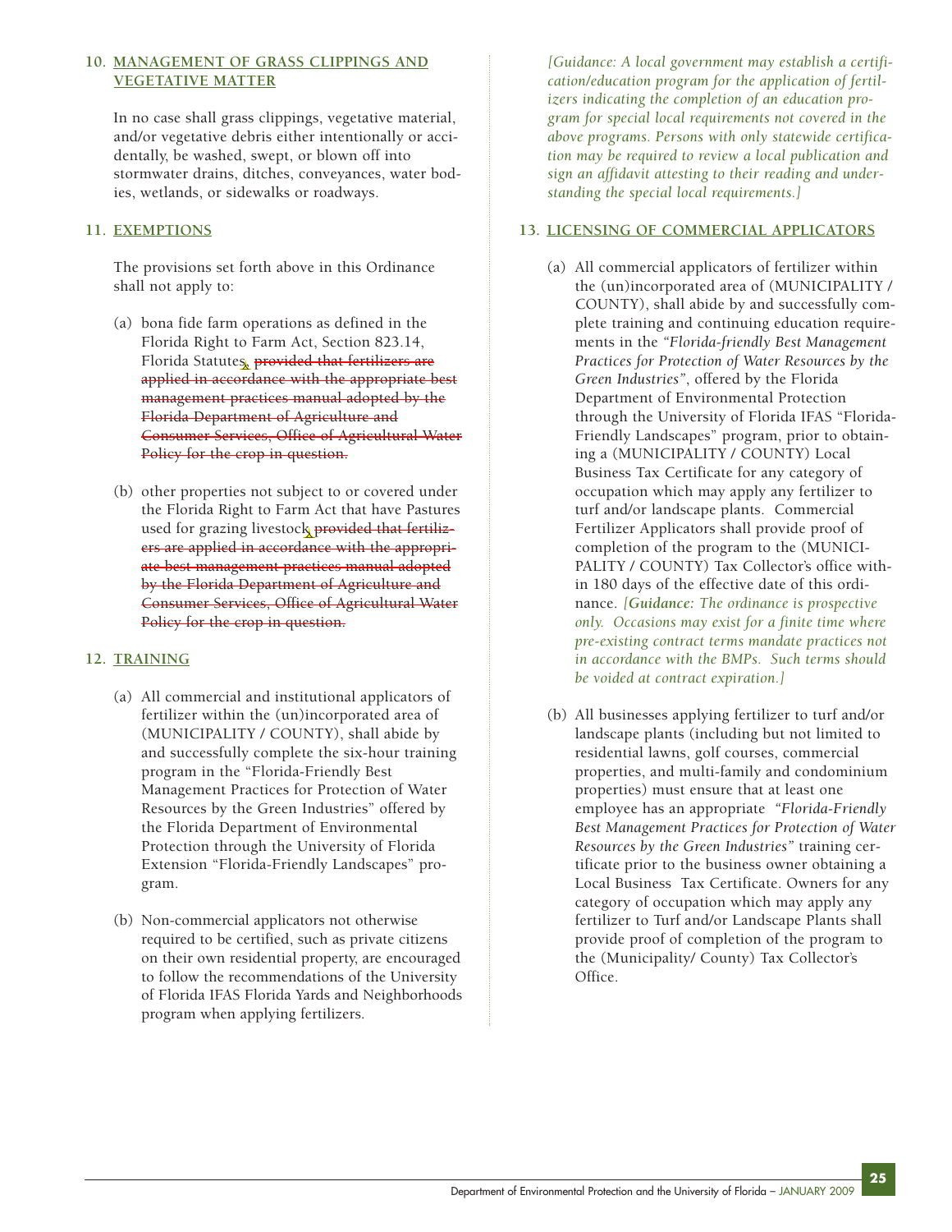### 10. MANAGEMENT OF GRASS CLIPPINGS AND VEGETATIVE MATTER

In no case shall grass clippings, vegetative material, and/or vegetative debris either intentionally or accidentally, be washed, swept, or blown off into stormwater drains, ditches, conveyances, water bodies, wetlands, or sidewalks or roadways.

### 11. EXEMPTIONS

The provisions set forth above in this Ordinance shall not apply to:

(a) bona fide farm operations as defined in the Florida Right to Farm Act, Section 823.14, Florida Statutes, ~~provided that fertilizers are applied in accordance with the appropriate best management practices manual adopted by the Florida Department of Agriculture and Consumer Services, Office of Agricultural Water Policy for the crop in question.~~

(b) other properties not subject to or covered under the Florida Right to Farm Act that have Pastures used for grazing livestock ~~provided that fertilizers are applied in accordance with the appropriate best management practices manual adopted by the Florida Department of Agriculture and Consumer Services, Office of Agricultural Water Policy for the crop in question.~~

### 12. TRAINING

(a) All commercial and institutional applicators of fertilizer within the (un)incorporated area of (MUNICIPALITY / COUNTY), shall abide by and successfully complete the six-hour training program in the "Florida-Friendly Best Management Practices for Protection of Water Resources by the Green Industries" offered by the Florida Department of Environmental Protection through the University of Florida Extension "Florida-Friendly Landscapes" program.

(b) Non-commercial applicators not otherwise required to be certified, such as private citizens on their own residential property, are encouraged to follow the recommendations of the University of Florida IFAS Florida Yards and Neighborhoods program when applying fertilizers.

*[Guidance: A local government may establish a certification/education program for the application of fertilizers indicating the completion of an education program for special local requirements not covered in the above programs. Persons with only statewide certification may be required to review a local publication and sign an affidavit attesting to their reading and understanding the special local requirements.]*

### 13. LICENSING OF COMMERCIAL APPLICATORS

(a) All commercial applicators of fertilizer within the (un)incorporated area of (MUNICIPALITY / COUNTY), shall abide by and successfully complete training and continuing education requirements in the *"Florida-friendly Best Management Practices for Protection of Water Resources by the Green Industries"*, offered by the Florida Department of Environmental Protection through the University of Florida IFAS "Florida-Friendly Landscapes" program, prior to obtaining a (MUNICIPALITY / COUNTY) Local Business Tax Certificate for any category of occupation which may apply any fertilizer to turf and/or landscape plants. Commercial Fertilizer Applicators shall provide proof of completion of the program to the (MUNICIPALITY / COUNTY) Tax Collector's office within 180 days of the effective date of this ordinance. *[**Guidance:** The ordinance is prospective only. Occasions may exist for a finite time where pre-existing contract terms mandate practices not in accordance with the BMPs. Such terms should be voided at contract expiration.]*

(b) All businesses applying fertilizer to turf and/or landscape plants (including but not limited to residential lawns, golf courses, commercial properties, and multi-family and condominium properties) must ensure that at least one employee has an appropriate *"Florida-Friendly Best Management Practices for Protection of Water Resources by the Green Industries"* training certificate prior to the business owner obtaining a Local Business Tax Certificate. Owners for any category of occupation which may apply any fertilizer to Turf and/or Landscape Plants shall provide proof of completion of the program to the (Municipality/ County) Tax Collector's Office.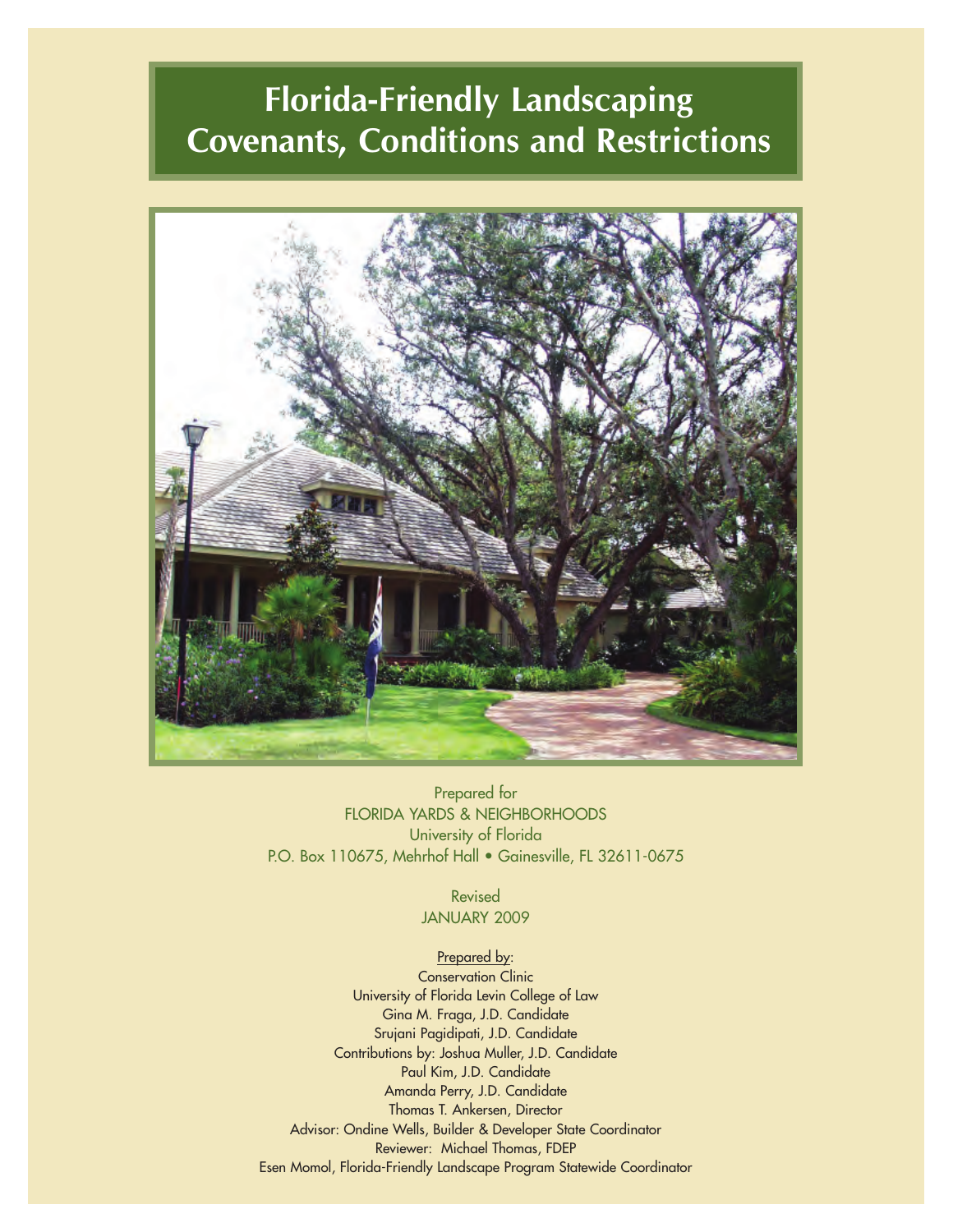# Florida-Friendly Landscaping Covenants, Conditions and Restrictions

Prepared for
FLORIDA YARDS & NEIGHBORHOODS
University of Florida
P.O. Box 110675, Mehrhof Hall • Gainesville, FL 32611-0675

Revised
JANUARY 2009

Prepared by:
Conservation Clinic
University of Florida Levin College of Law
Gina M. Fraga, J.D. Candidate
Srujani Pagidipati, J.D. Candidate
Contributions by: Joshua Muller, J.D. Candidate
Paul Kim, J.D. Candidate
Amanda Perry, J.D. Candidate
Thomas T. Ankersen, Director
Advisor: Ondine Wells, Builder & Developer State Coordinator
Reviewer: Michael Thomas, FDEP
Esen Momol, Florida-Friendly Landscape Program Statewide Coordinator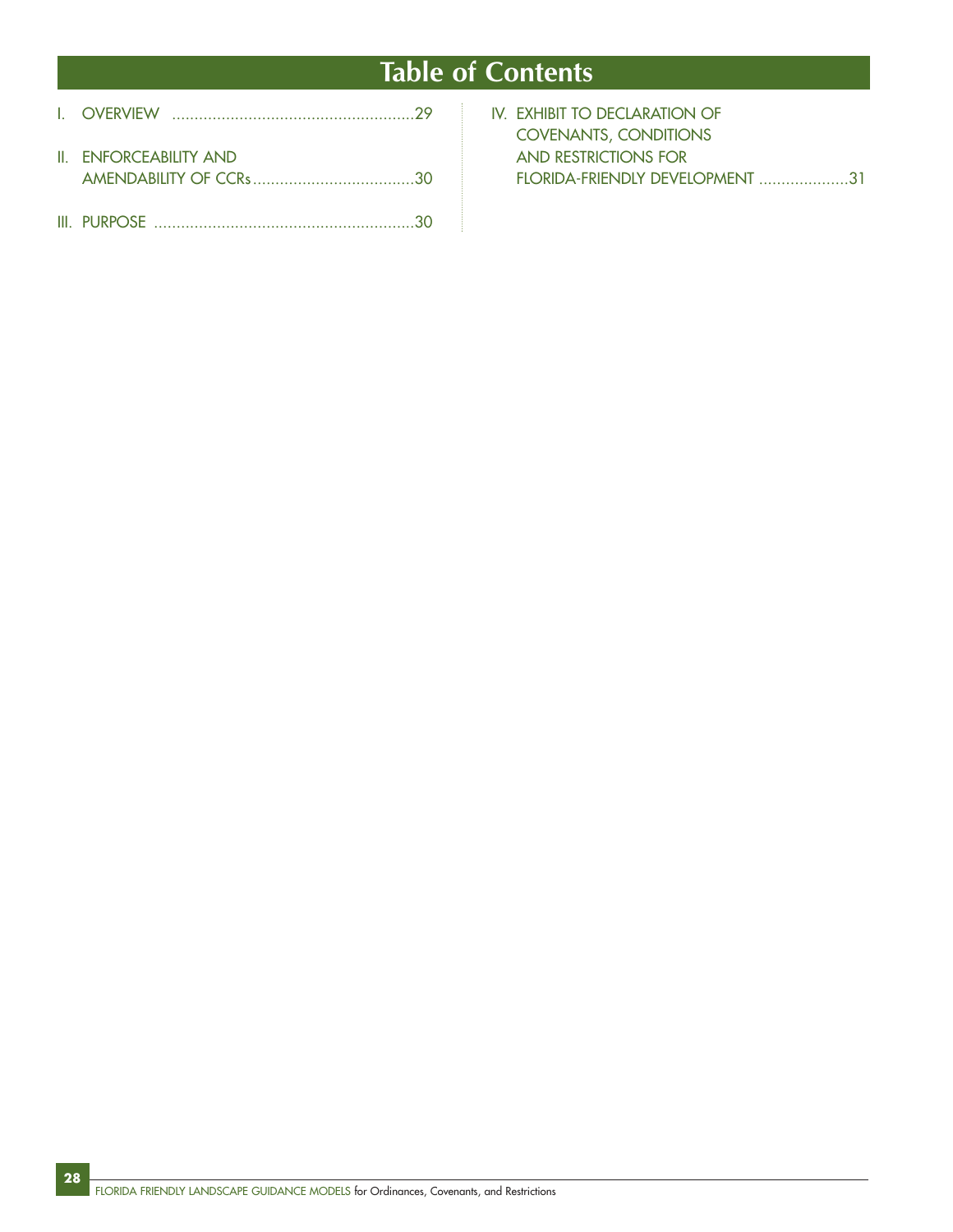# Table of Contents

I. OVERVIEW .....................................................29

II. ENFORCEABILITY AND AMENDABILITY OF CCRs....................................30

III. PURPOSE .........................................................30

IV. EXHIBIT TO DECLARATION OF COVENANTS, CONDITIONS AND RESTRICTIONS FOR FLORIDA-FRIENDLY DEVELOPMENT ....................31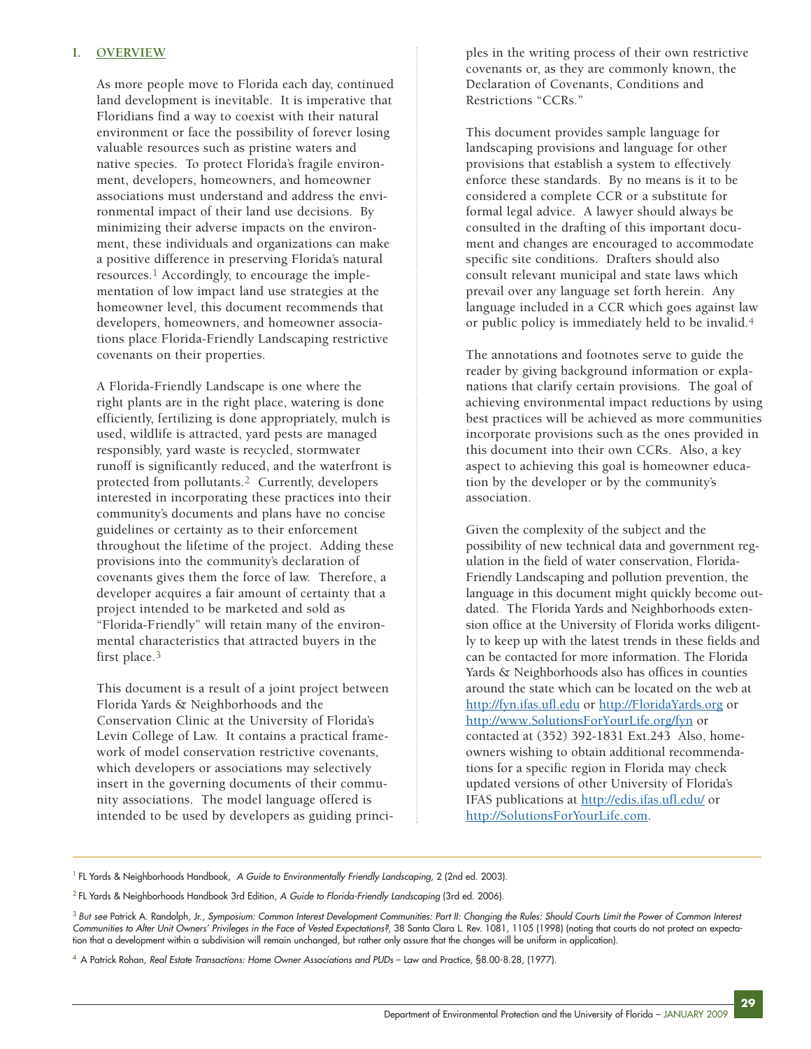## I. OVERVIEW

As more people move to Florida each day, continued land development is inevitable. It is imperative that Floridians find a way to coexist with their natural environment or face the possibility of forever losing valuable resources such as pristine waters and native species. To protect Florida's fragile environment, developers, homeowners, and homeowner associations must understand and address the environmental impact of their land use decisions. By minimizing their adverse impacts on the environment, these individuals and organizations can make a positive difference in preserving Florida's natural resources.[1] Accordingly, to encourage the implementation of low impact land use strategies at the homeowner level, this document recommends that developers, homeowners, and homeowner associations place Florida-Friendly Landscaping restrictive covenants on their properties.

A Florida-Friendly Landscape is one where the right plants are in the right place, watering is done efficiently, fertilizing is done appropriately, mulch is used, wildlife is attracted, yard pests are managed responsibly, yard waste is recycled, stormwater runoff is significantly reduced, and the waterfront is protected from pollutants.[2] Currently, developers interested in incorporating these practices into their community's documents and plans have no concise guidelines or certainty as to their enforcement throughout the lifetime of the project. Adding these provisions into the community's declaration of covenants gives them the force of law. Therefore, a developer acquires a fair amount of certainty that a project intended to be marketed and sold as "Florida-Friendly" will retain many of the environmental characteristics that attracted buyers in the first place.[3]

This document is a result of a joint project between Florida Yards & Neighborhoods and the Conservation Clinic at the University of Florida's Levin College of Law. It contains a practical framework of model conservation restrictive covenants, which developers or associations may selectively insert in the governing documents of their community associations. The model language offered is intended to be used by developers as guiding principles in the writing process of their own restrictive covenants or, as they are commonly known, the Declaration of Covenants, Conditions and Restrictions "CCRs."

This document provides sample language for landscaping provisions and language for other provisions that establish a system to effectively enforce these standards. By no means is it to be considered a complete CCR or a substitute for formal legal advice. A lawyer should always be consulted in the drafting of this important document and changes are encouraged to accommodate specific site conditions. Drafters should also consult relevant municipal and state laws which prevail over any language set forth herein. Any language included in a CCR which goes against law or public policy is immediately held to be invalid.[4]

The annotations and footnotes serve to guide the reader by giving background information or explanations that clarify certain provisions. The goal of achieving environmental impact reductions by using best practices will be achieved as more communities incorporate provisions such as the ones provided in this document into their own CCRs. Also, a key aspect to achieving this goal is homeowner education by the developer or by the community's association.

Given the complexity of the subject and the possibility of new technical data and government regulation in the field of water conservation, Florida-Friendly Landscaping and pollution prevention, the language in this document might quickly become outdated. The Florida Yards and Neighborhoods extension office at the University of Florida works diligently to keep up with the latest trends in these fields and can be contacted for more information. The Florida Yards & Neighborhoods also has offices in counties around the state which can be located on the web at http://fyn.ifas.ufl.edu or http://FloridaYards.org or http://www.SolutionsForYourLife.org/fyn or contacted at (352) 392-1831 Ext.243 Also, homeowners wishing to obtain additional recommendations for a specific region in Florida may check updated versions of other University of Florida's IFAS publications at http://edis.ifas.ufl.edu/ or http://SolutionsForYourLife.com.

---

[1] FL Yards & Neighborhoods Handbook, *A Guide to Environmentally Friendly Landscaping*, 2 (2nd ed. 2003).

[2] FL Yards & Neighborhoods Handbook 3rd Edition, *A Guide to Florida-Friendly Landscaping* (3rd ed. 2006).

[3] *But see* Patrick A. Randolph, Jr., *Symposium: Common Interest Development Communities: Part II: Changing the Rules: Should Courts Limit the Power of Common Interest Communities to Alter Unit Owners' Privileges in the Face of Vested Expectations?*, 38 Santa Clara L. Rev. 1081, 1105 (1998) (noting that courts do not protect an expectation that a development within a subdivision will remain unchanged, but rather only assure that the changes will be uniform in application).

[4] A Patrick Rohan, *Real Estate Transactions: Home Owner Associations and PUDs* – Law and Practice, §8.00-8.28, (1977).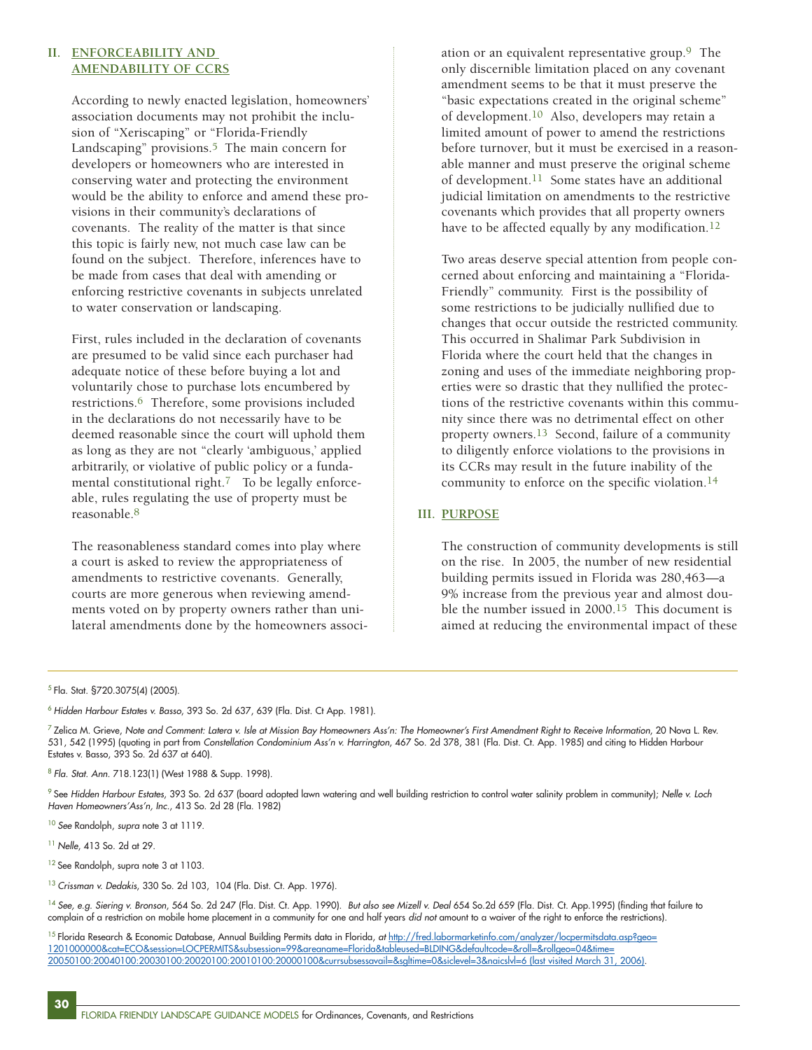## II. ENFORCEABILITY AND AMENDABILITY OF CCRS

According to newly enacted legislation, homeowners' association documents may not prohibit the inclusion of "Xeriscaping" or "Florida-Friendly Landscaping" provisions.[5] The main concern for developers or homeowners who are interested in conserving water and protecting the environment would be the ability to enforce and amend these provisions in their community's declarations of covenants. The reality of the matter is that since this topic is fairly new, not much case law can be found on the subject. Therefore, inferences have to be made from cases that deal with amending or enforcing restrictive covenants in subjects unrelated to water conservation or landscaping.

First, rules included in the declaration of covenants are presumed to be valid since each purchaser had adequate notice of these before buying a lot and voluntarily chose to purchase lots encumbered by restrictions.[6] Therefore, some provisions included in the declarations do not necessarily have to be deemed reasonable since the court will uphold them as long as they are not "clearly 'ambiguous,' applied arbitrarily, or violative of public policy or a fundamental constitutional right.[7] To be legally enforceable, rules regulating the use of property must be reasonable.[8]

The reasonableness standard comes into play where a court is asked to review the appropriateness of amendments to restrictive covenants. Generally, courts are more generous when reviewing amendments voted on by property owners rather than unilateral amendments done by the homeowners association or an equivalent representative group.[9] The only discernible limitation placed on any covenant amendment seems to be that it must preserve the "basic expectations created in the original scheme" of development.[10] Also, developers may retain a limited amount of power to amend the restrictions before turnover, but it must be exercised in a reasonable manner and must preserve the original scheme of development.[11] Some states have an additional judicial limitation on amendments to the restrictive covenants which provides that all property owners have to be affected equally by any modification.[12]

Two areas deserve special attention from people concerned about enforcing and maintaining a "Florida-Friendly" community. First is the possibility of some restrictions to be judicially nullified due to changes that occur outside the restricted community. This occurred in Shalimar Park Subdivision in Florida where the court held that the changes in zoning and uses of the immediate neighboring properties were so drastic that they nullified the protections of the restrictive covenants within this community since there was no detrimental effect on other property owners.[13] Second, failure of a community to diligently enforce violations to the provisions in its CCRs may result in the future inability of the community to enforce on the specific violation.[14]

## III. PURPOSE

The construction of community developments is still on the rise. In 2005, the number of new residential building permits issued in Florida was 280,463—a 9% increase from the previous year and almost double the number issued in 2000.[15] This document is aimed at reducing the environmental impact of these

---

[5] Fla. Stat. §720.3075(4) (2005).

[6] *Hidden Harbour Estates v. Basso*, 393 So. 2d 637, 639 (Fla. Dist. Ct App. 1981).

[7] Zelica M. Grieve, *Note and Comment: Latera v. Isle at Mission Bay Homeowners Ass'n: The Homeowner's First Amendment Right to Receive Information*, 20 Nova L. Rev. 531, 542 (1995) (quoting in part from *Constellation Condominium Ass'n v. Harrington*, 467 So. 2d 378, 381 (Fla. Dist. Ct. App. 1985) and citing to Hidden Harbour Estates v. Basso, 393 So. 2d 637 at 640).

[8] *Fla. Stat. Ann.* 718.123(1) (West 1988 & Supp. 1998).

[9] See *Hidden Harbour Estates*, 393 So. 2d 637 (board adopted lawn watering and well building restriction to control water salinity problem in community); *Nelle v. Loch Haven Homeowners'Ass'n, Inc.*, 413 So. 2d 28 (Fla. 1982)

[10] *See* Randolph, *supra* note 3 at 1119.

[11] *Nelle*, 413 So. 2d at 29.

[12] See Randolph, supra note 3 at 1103.

[13] *Crissman v. Dedakis*, 330 So. 2d 103, 104 (Fla. Dist. Ct. App. 1976).

[14] *See, e.g. Siering v. Bronson*, 564 So. 2d 247 (Fla. Dist. Ct. App. 1990). *But also see Mizell v. Deal* 654 So.2d 659 (Fla. Dist. Ct. App.1995) (finding that failure to complain of a restriction on mobile home placement in a community for one and half years *did not* amount to a waiver of the right to enforce the restrictions).

[15] Florida Research & Economic Database, Annual Building Permits data in Florida, *at* http://fred.labormarketinfo.com/analyzer/locpermitsdata.asp?geo=1201000000&cat=ECO&session=LOCPERMITS&subsession=99&areaname=Florida&tableused=BLDING&defaultcode=&roll=&rollgeo=04&time=20050100:20040100:20030100:20020100:20010100:20000100&currsubsessavail=&sgltime=0&siclevel=3&naicslvl=6 (last visited March 31, 2006).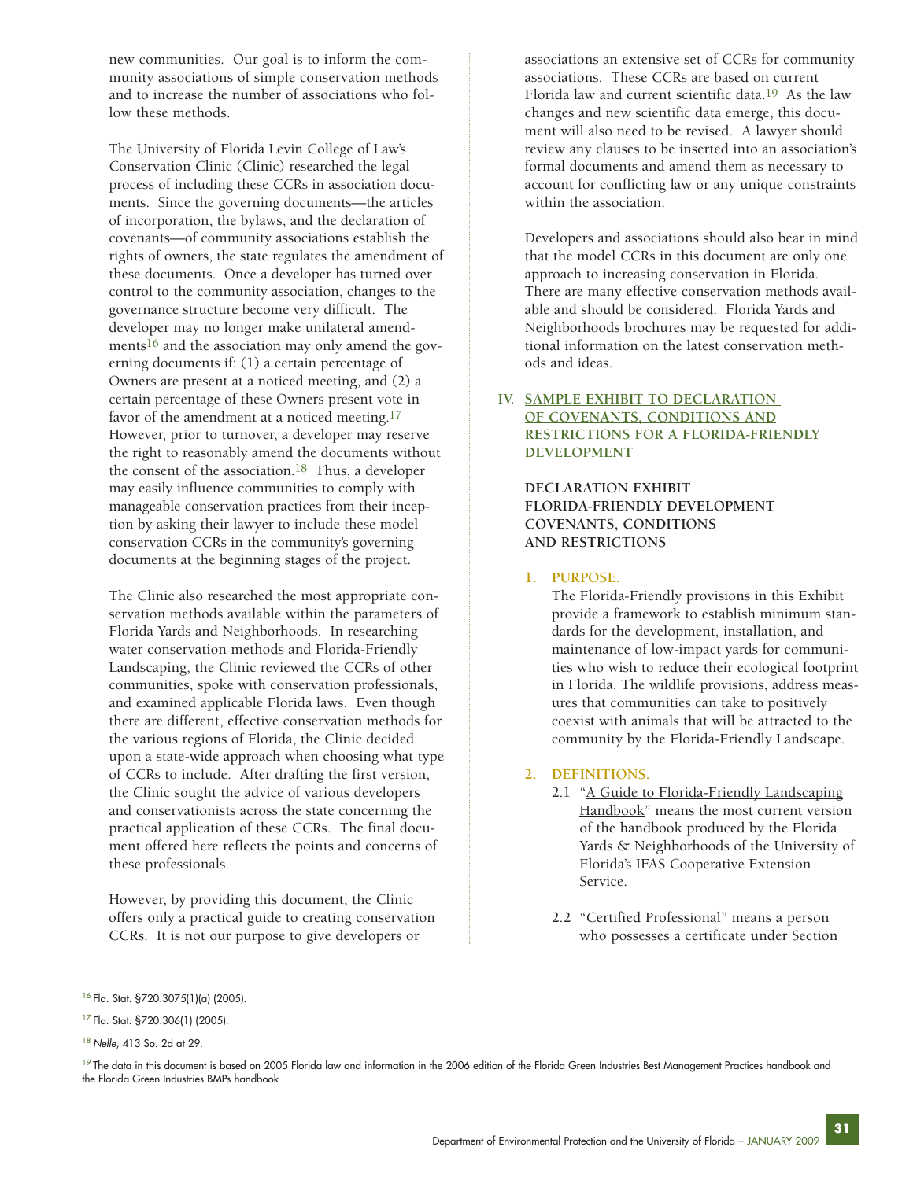new communities. Our goal is to inform the community associations of simple conservation methods and to increase the number of associations who follow these methods.

The University of Florida Levin College of Law's Conservation Clinic (Clinic) researched the legal process of including these CCRs in association documents. Since the governing documents—the articles of incorporation, the bylaws, and the declaration of covenants—of community associations establish the rights of owners, the state regulates the amendment of these documents. Once a developer has turned over control to the community association, changes to the governance structure become very difficult. The developer may no longer make unilateral amendments[16] and the association may only amend the governing documents if: (1) a certain percentage of Owners are present at a noticed meeting, and (2) a certain percentage of these Owners present vote in favor of the amendment at a noticed meeting.[17] However, prior to turnover, a developer may reserve the right to reasonably amend the documents without the consent of the association.[18] Thus, a developer may easily influence communities to comply with manageable conservation practices from their inception by asking their lawyer to include these model conservation CCRs in the community's governing documents at the beginning stages of the project.

The Clinic also researched the most appropriate conservation methods available within the parameters of Florida Yards and Neighborhoods. In researching water conservation methods and Florida-Friendly Landscaping, the Clinic reviewed the CCRs of other communities, spoke with conservation professionals, and examined applicable Florida laws. Even though there are different, effective conservation methods for the various regions of Florida, the Clinic decided upon a state-wide approach when choosing what type of CCRs to include. After drafting the first version, the Clinic sought the advice of various developers and conservationists across the state concerning the practical application of these CCRs. The final document offered here reflects the points and concerns of these professionals.

However, by providing this document, the Clinic offers only a practical guide to creating conservation CCRs. It is not our purpose to give developers or associations an extensive set of CCRs for community associations. These CCRs are based on current Florida law and current scientific data.[19] As the law changes and new scientific data emerge, this document will also need to be revised. A lawyer should review any clauses to be inserted into an association's formal documents and amend them as necessary to account for conflicting law or any unique constraints within the association.

Developers and associations should also bear in mind that the model CCRs in this document are only one approach to increasing conservation in Florida. There are many effective conservation methods available and should be considered. Florida Yards and Neighborhoods brochures may be requested for additional information on the latest conservation methods and ideas.

## IV. SAMPLE EXHIBIT TO DECLARATION OF COVENANTS, CONDITIONS AND RESTRICTIONS FOR A FLORIDA-FRIENDLY DEVELOPMENT

### DECLARATION EXHIBIT FLORIDA-FRIENDLY DEVELOPMENT COVENANTS, CONDITIONS AND RESTRICTIONS

**1. PURPOSE.**

The Florida-Friendly provisions in this Exhibit provide a framework to establish minimum standards for the development, installation, and maintenance of low-impact yards for communities who wish to reduce their ecological footprint in Florida. The wildlife provisions, address measures that communities can take to positively coexist with animals that will be attracted to the community by the Florida-Friendly Landscape.

**2. DEFINITIONS.**

2.1 "A Guide to Florida-Friendly Landscaping Handbook" means the most current version of the handbook produced by the Florida Yards & Neighborhoods of the University of Florida's IFAS Cooperative Extension Service.

2.2 "Certified Professional" means a person who possesses a certificate under Section

---

[16] Fla. Stat. §720.3075(1)(a) (2005).

[17] Fla. Stat. §720.306(1) (2005).

[18] *Nelle,* 413 So. 2d at 29.

[19] The data in this document is based on 2005 Florida law and information in the 2006 edition of the Florida Green Industries Best Management Practices handbook and the Florida Green Industries BMPs handbook.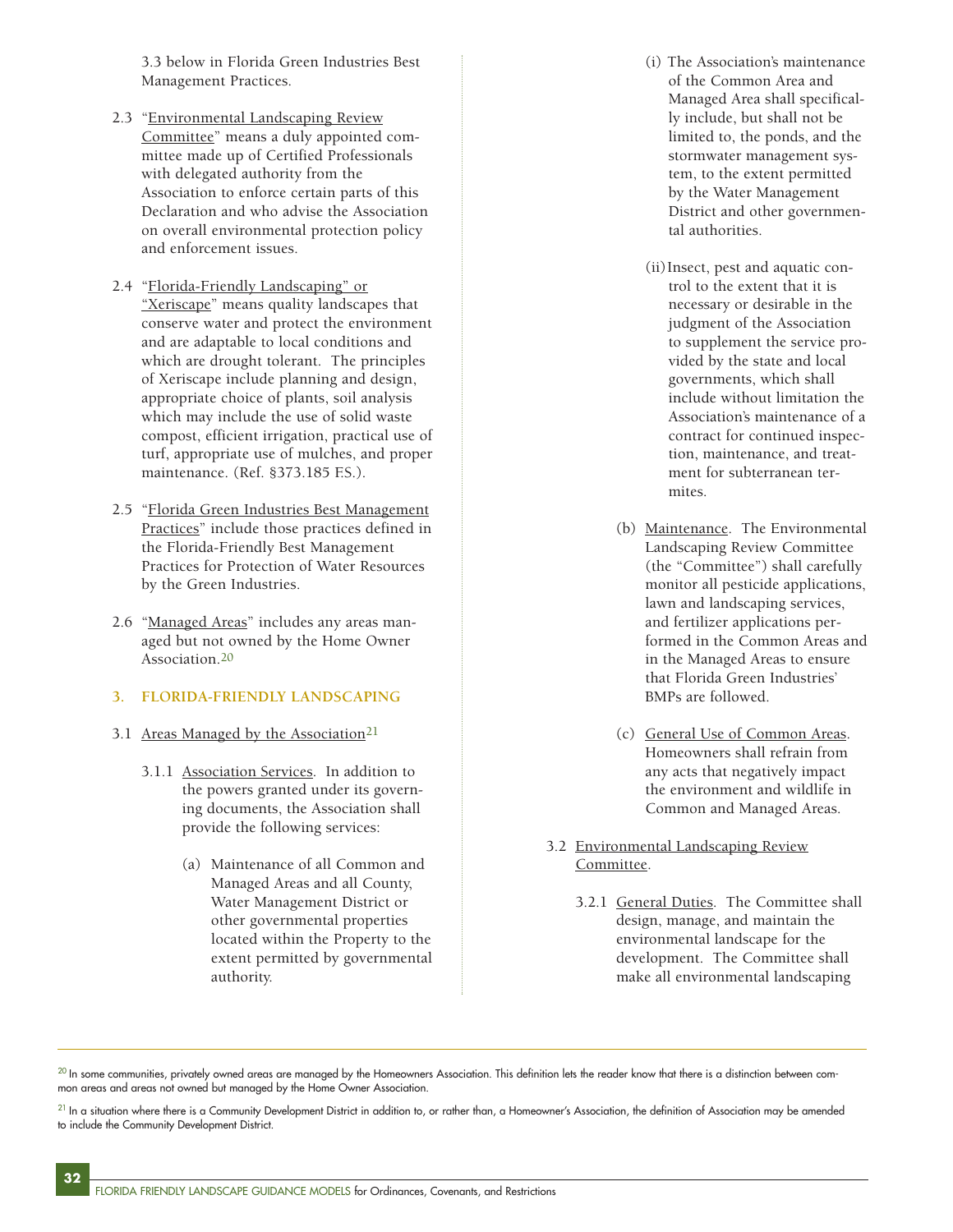3.3 below in Florida Green Industries Best Management Practices.

2.3 "Environmental Landscaping Review Committee" means a duly appointed committee made up of Certified Professionals with delegated authority from the Association to enforce certain parts of this Declaration and who advise the Association on overall environmental protection policy and enforcement issues.

2.4 "Florida-Friendly Landscaping" or "Xeriscape" means quality landscapes that conserve water and protect the environment and are adaptable to local conditions and which are drought tolerant. The principles of Xeriscape include planning and design, appropriate choice of plants, soil analysis which may include the use of solid waste compost, efficient irrigation, practical use of turf, appropriate use of mulches, and proper maintenance. (Ref. §373.185 F.S.).

2.5 "Florida Green Industries Best Management Practices" include those practices defined in the Florida-Friendly Best Management Practices for Protection of Water Resources by the Green Industries.

2.6 "Managed Areas" includes any areas managed but not owned by the Home Owner Association.[20]

## 3. FLORIDA-FRIENDLY LANDSCAPING

3.1 Areas Managed by the Association[21]

3.1.1 Association Services. In addition to the powers granted under its governing documents, the Association shall provide the following services:

(a) Maintenance of all Common and Managed Areas and all County, Water Management District or other governmental properties located within the Property to the extent permitted by governmental authority.

(i) The Association's maintenance of the Common Area and Managed Area shall specifically include, but shall not be limited to, the ponds, and the stormwater management system, to the extent permitted by the Water Management District and other governmental authorities.

(ii) Insect, pest and aquatic control to the extent that it is necessary or desirable in the judgment of the Association to supplement the service provided by the state and local governments, which shall include without limitation the Association's maintenance of a contract for continued inspection, maintenance, and treatment for subterranean termites.

(b) Maintenance. The Environmental Landscaping Review Committee (the "Committee") shall carefully monitor all pesticide applications, lawn and landscaping services, and fertilizer applications performed in the Common Areas and in the Managed Areas to ensure that Florida Green Industries' BMPs are followed.

(c) General Use of Common Areas. Homeowners shall refrain from any acts that negatively impact the environment and wildlife in Common and Managed Areas.

3.2 Environmental Landscaping Review Committee.

3.2.1 General Duties. The Committee shall design, manage, and maintain the environmental landscape for the development. The Committee shall make all environmental landscaping

---

[20] In some communities, privately owned areas are managed by the Homeowners Association. This definition lets the reader know that there is a distinction between common areas and areas not owned but managed by the Home Owner Association.

[21] In a situation where there is a Community Development District in addition to, or rather than, a Homeowner's Association, the definition of Association may be amended to include the Community Development District.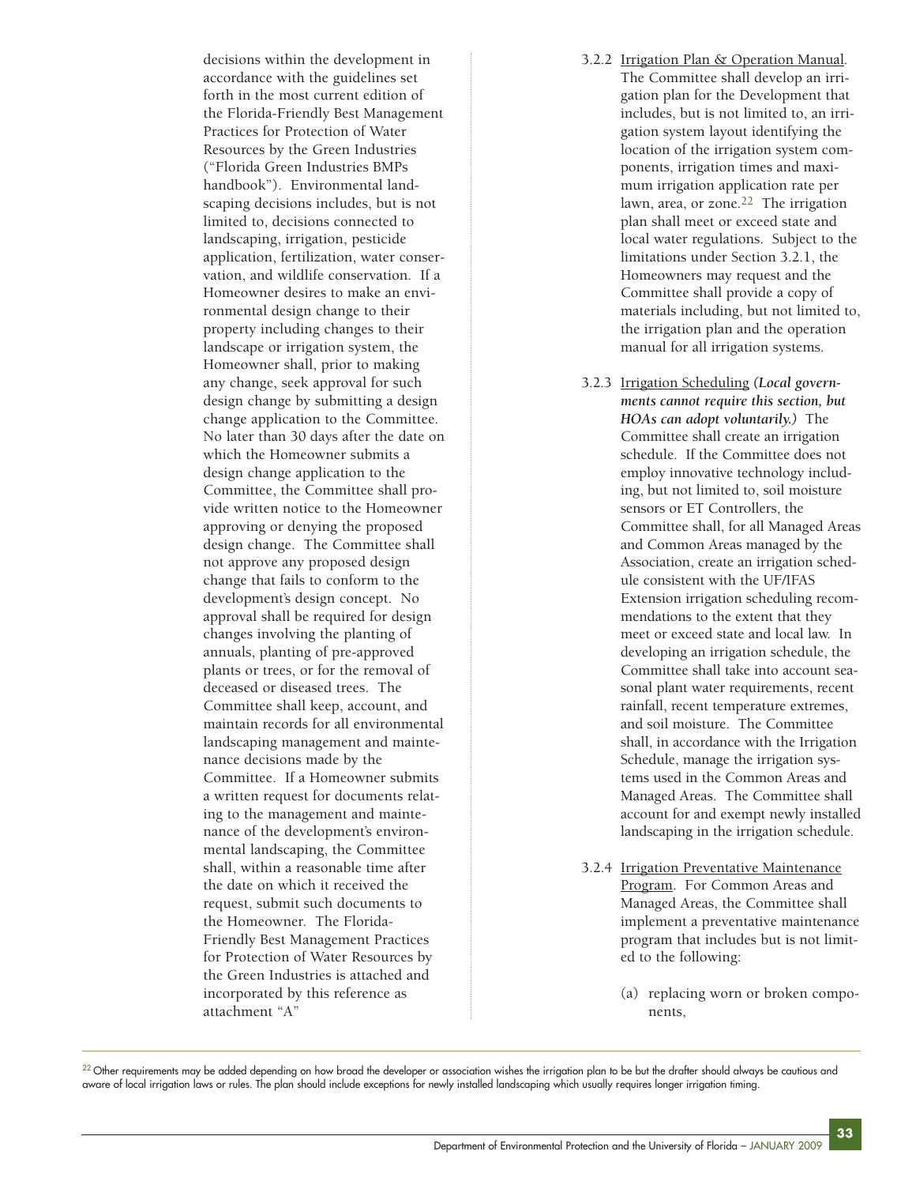decisions within the development in accordance with the guidelines set forth in the most current edition of the Florida-Friendly Best Management Practices for Protection of Water Resources by the Green Industries ("Florida Green Industries BMPs handbook"). Environmental landscaping decisions includes, but is not limited to, decisions connected to landscaping, irrigation, pesticide application, fertilization, water conservation, and wildlife conservation. If a Homeowner desires to make an environmental design change to their property including changes to their landscape or irrigation system, the Homeowner shall, prior to making any change, seek approval for such design change by submitting a design change application to the Committee. No later than 30 days after the date on which the Homeowner submits a design change application to the Committee, the Committee shall provide written notice to the Homeowner approving or denying the proposed design change. The Committee shall not approve any proposed design change that fails to conform to the development's design concept. No approval shall be required for design changes involving the planting of annuals, planting of pre-approved plants or trees, or for the removal of deceased or diseased trees. The Committee shall keep, account, and maintain records for all environmental landscaping management and maintenance decisions made by the Committee. If a Homeowner submits a written request for documents relating to the management and maintenance of the development's environmental landscaping, the Committee shall, within a reasonable time after the date on which it received the request, submit such documents to the Homeowner. The Florida-Friendly Best Management Practices for Protection of Water Resources by the Green Industries is attached and incorporated by this reference as attachment "A"

3.2.2 Irrigation Plan & Operation Manual. The Committee shall develop an irrigation plan for the Development that includes, but is not limited to, an irrigation system layout identifying the location of the irrigation system components, irrigation times and maximum irrigation application rate per lawn, area, or zone.[22] The irrigation plan shall meet or exceed state and local water regulations. Subject to the limitations under Section 3.2.1, the Homeowners may request and the Committee shall provide a copy of materials including, but not limited to, the irrigation plan and the operation manual for all irrigation systems.

3.2.3 Irrigation Scheduling ***(Local governments cannot require this section, but HOAs can adopt voluntarily.)*** The Committee shall create an irrigation schedule. If the Committee does not employ innovative technology including, but not limited to, soil moisture sensors or ET Controllers, the Committee shall, for all Managed Areas and Common Areas managed by the Association, create an irrigation schedule consistent with the UF/IFAS Extension irrigation scheduling recommendations to the extent that they meet or exceed state and local law. In developing an irrigation schedule, the Committee shall take into account seasonal plant water requirements, recent rainfall, recent temperature extremes, and soil moisture. The Committee shall, in accordance with the Irrigation Schedule, manage the irrigation systems used in the Common Areas and Managed Areas. The Committee shall account for and exempt newly installed landscaping in the irrigation schedule.

3.2.4 Irrigation Preventative Maintenance Program. For Common Areas and Managed Areas, the Committee shall implement a preventative maintenance program that includes but is not limited to the following:

(a) replacing worn or broken components,

---

[22] Other requirements may be added depending on how broad the developer or association wishes the irrigation plan to be but the drafter should always be cautious and aware of local irrigation laws or rules. The plan should include exceptions for newly installed landscaping which usually requires longer irrigation timing.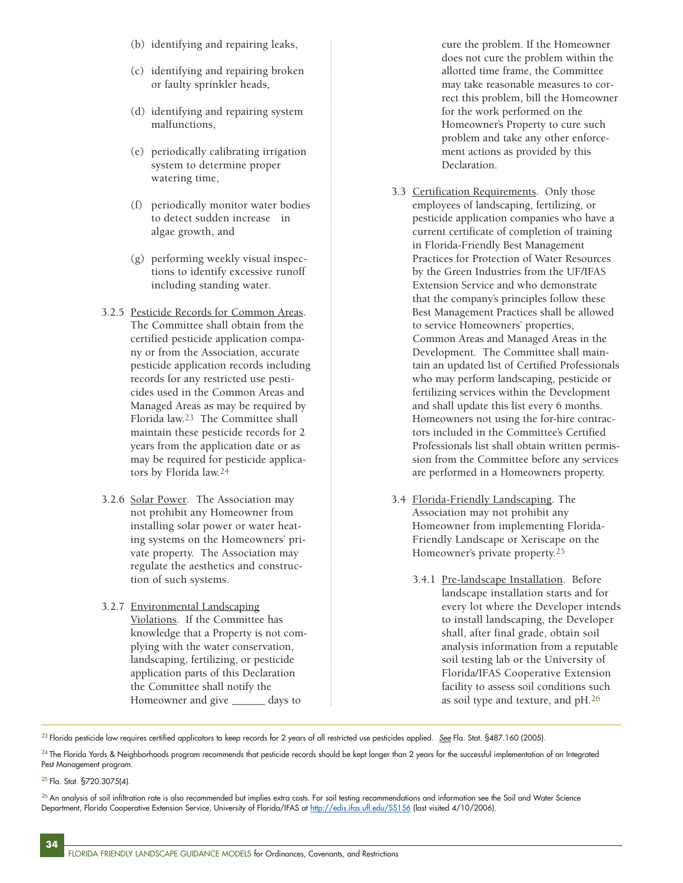(b) identifying and repairing leaks,

(c) identifying and repairing broken or faulty sprinkler heads,

(d) identifying and repairing system malfunctions,

(e) periodically calibrating irrigation system to determine proper watering time,

(f) periodically monitor water bodies to detect sudden increase in algae growth, and

(g) performing weekly visual inspections to identify excessive runoff including standing water.

3.2.5 Pesticide Records for Common Areas. The Committee shall obtain from the certified pesticide application company or from the Association, accurate pesticide application records including records for any restricted use pesticides used in the Common Areas and Managed Areas as may be required by Florida law.[23] The Committee shall maintain these pesticide records for 2 years from the application date or as may be required for pesticide applicators by Florida law.[24]

3.2.6 Solar Power. The Association may not prohibit any Homeowner from installing solar power or water heating systems on the Homeowners' private property. The Association may regulate the aesthetics and construction of such systems.

3.2.7 Environmental Landscaping Violations. If the Committee has knowledge that a Property is not complying with the water conservation, landscaping, fertilizing, or pesticide application parts of this Declaration the Committee shall notify the Homeowner and give ______ days to cure the problem. If the Homeowner does not cure the problem within the allotted time frame, the Committee may take reasonable measures to correct this problem, bill the Homeowner for the work performed on the Homeowner's Property to cure such problem and take any other enforcement actions as provided by this Declaration.

3.3 Certification Requirements. Only those employees of landscaping, fertilizing, or pesticide application companies who have a current certificate of completion of training in Florida-Friendly Best Management Practices for Protection of Water Resources by the Green Industries from the UF/IFAS Extension Service and who demonstrate that the company's principles follow these Best Management Practices shall be allowed to service Homeowners' properties, Common Areas and Managed Areas in the Development. The Committee shall maintain an updated list of Certified Professionals who may perform landscaping, pesticide or fertilizing services within the Development and shall update this list every 6 months. Homeowners not using the for-hire contractors included in the Committee's Certified Professionals list shall obtain written permission from the Committee before any services are performed in a Homeowners property.

3.4 Florida-Friendly Landscaping. The Association may not prohibit any Homeowner from implementing Florida-Friendly Landscape or Xeriscape on the Homeowner's private property.[25]

3.4.1 Pre-landscape Installation. Before landscape installation starts and for every lot where the Developer intends to install landscaping, the Developer shall, after final grade, obtain soil analysis information from a reputable soil testing lab or the University of Florida/IFAS Cooperative Extension facility to assess soil conditions such as soil type and texture, and pH.[26]

---

[23] Florida pesticide law requires certified applicators to keep records for 2 years of all restricted use pesticides applied. *See* Fla. Stat. §487.160 (2005).

[24] The Florida Yards & Neighborhoods program recommends that pesticide records should be kept longer than 2 years for the successful implementation of an Integrated Pest Management program.

[25] Fla. Stat. §720.3075(4).

[26] An analysis of soil infiltration rate is also recommended but implies extra costs. For soil testing recommendations and information see the Soil and Water Science Department, Florida Cooperative Extension Service, University of Florida/IFAS at http://edis.ifas.ufl.edu/SS156 (last visited 4/10/2006).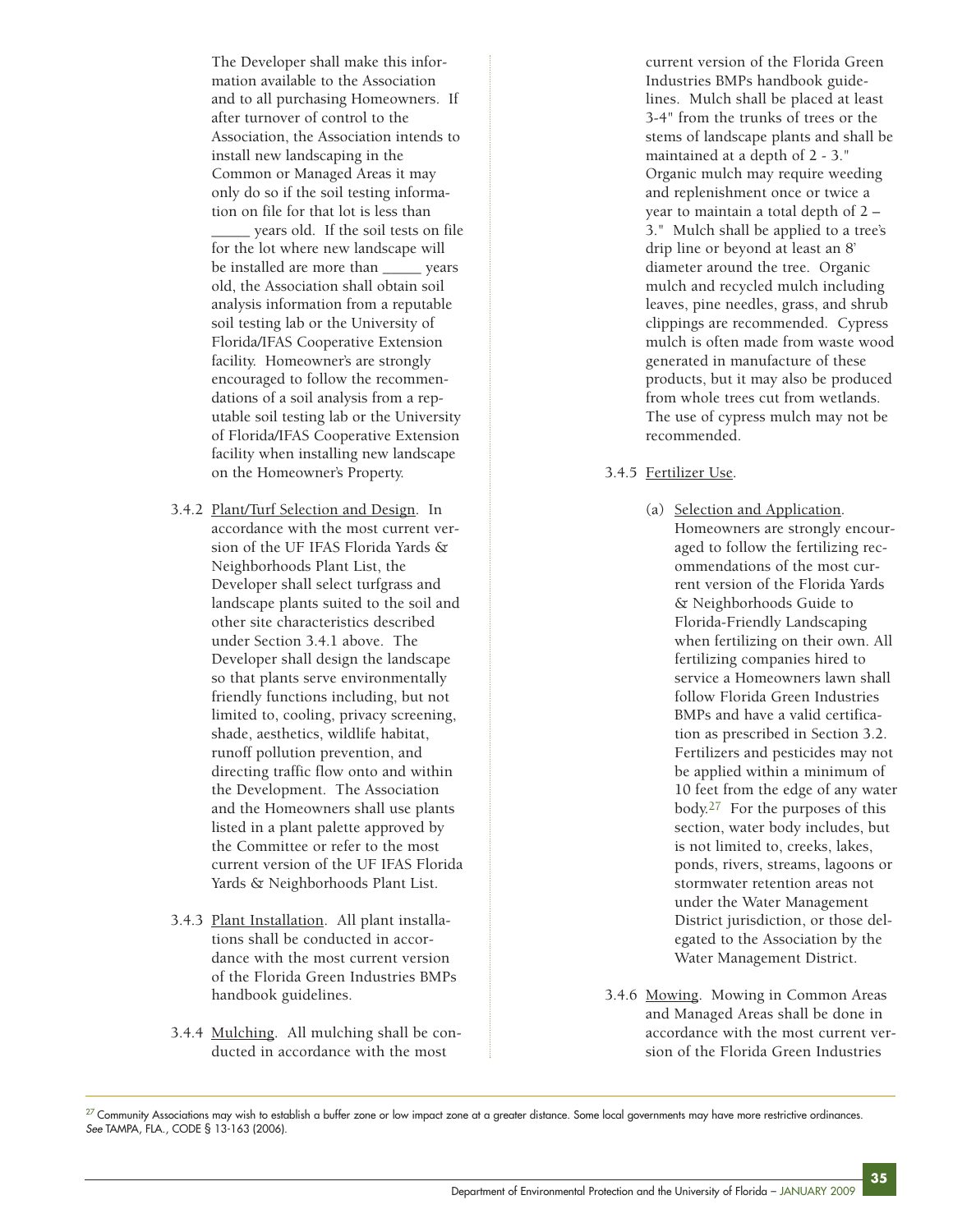The Developer shall make this information available to the Association and to all purchasing Homeowners. If after turnover of control to the Association, the Association intends to install new landscaping in the Common or Managed Areas it may only do so if the soil testing information on file for that lot is less than _____ years old. If the soil tests on file for the lot where new landscape will be installed are more than _____ years old, the Association shall obtain soil analysis information from a reputable soil testing lab or the University of Florida/IFAS Cooperative Extension facility. Homeowner's are strongly encouraged to follow the recommendations of a soil analysis from a reputable soil testing lab or the University of Florida/IFAS Cooperative Extension facility when installing new landscape on the Homeowner's Property.

3.4.2 Plant/Turf Selection and Design. In accordance with the most current version of the UF IFAS Florida Yards & Neighborhoods Plant List, the Developer shall select turfgrass and landscape plants suited to the soil and other site characteristics described under Section 3.4.1 above. The Developer shall design the landscape so that plants serve environmentally friendly functions including, but not limited to, cooling, privacy screening, shade, aesthetics, wildlife habitat, runoff pollution prevention, and directing traffic flow onto and within the Development. The Association and the Homeowners shall use plants listed in a plant palette approved by the Committee or refer to the most current version of the UF IFAS Florida Yards & Neighborhoods Plant List.

3.4.3 Plant Installation. All plant installations shall be conducted in accordance with the most current version of the Florida Green Industries BMPs handbook guidelines.

3.4.4 Mulching. All mulching shall be conducted in accordance with the most current version of the Florida Green Industries BMPs handbook guidelines. Mulch shall be placed at least 3-4" from the trunks of trees or the stems of landscape plants and shall be maintained at a depth of 2 - 3." Organic mulch may require weeding and replenishment once or twice a year to maintain a total depth of 2 – 3." Mulch shall be applied to a tree's drip line or beyond at least an 8' diameter around the tree. Organic mulch and recycled mulch including leaves, pine needles, grass, and shrub clippings are recommended. Cypress mulch is often made from waste wood generated in manufacture of these products, but it may also be produced from whole trees cut from wetlands. The use of cypress mulch may not be recommended.

3.4.5 Fertilizer Use.

(a) Selection and Application. Homeowners are strongly encouraged to follow the fertilizing recommendations of the most current version of the Florida Yards & Neighborhoods Guide to Florida-Friendly Landscaping when fertilizing on their own. All fertilizing companies hired to service a Homeowners lawn shall follow Florida Green Industries BMPs and have a valid certification as prescribed in Section 3.2. Fertilizers and pesticides may not be applied within a minimum of 10 feet from the edge of any water body.[27] For the purposes of this section, water body includes, but is not limited to, creeks, lakes, ponds, rivers, streams, lagoons or stormwater retention areas not under the Water Management District jurisdiction, or those delegated to the Association by the Water Management District.

3.4.6 Mowing. Mowing in Common Areas and Managed Areas shall be done in accordance with the most current version of the Florida Green Industries

[27] Community Associations may wish to establish a buffer zone or low impact zone at a greater distance. Some local governments may have more restrictive ordinances. *See* TAMPA, FLA., CODE § 13-163 (2006).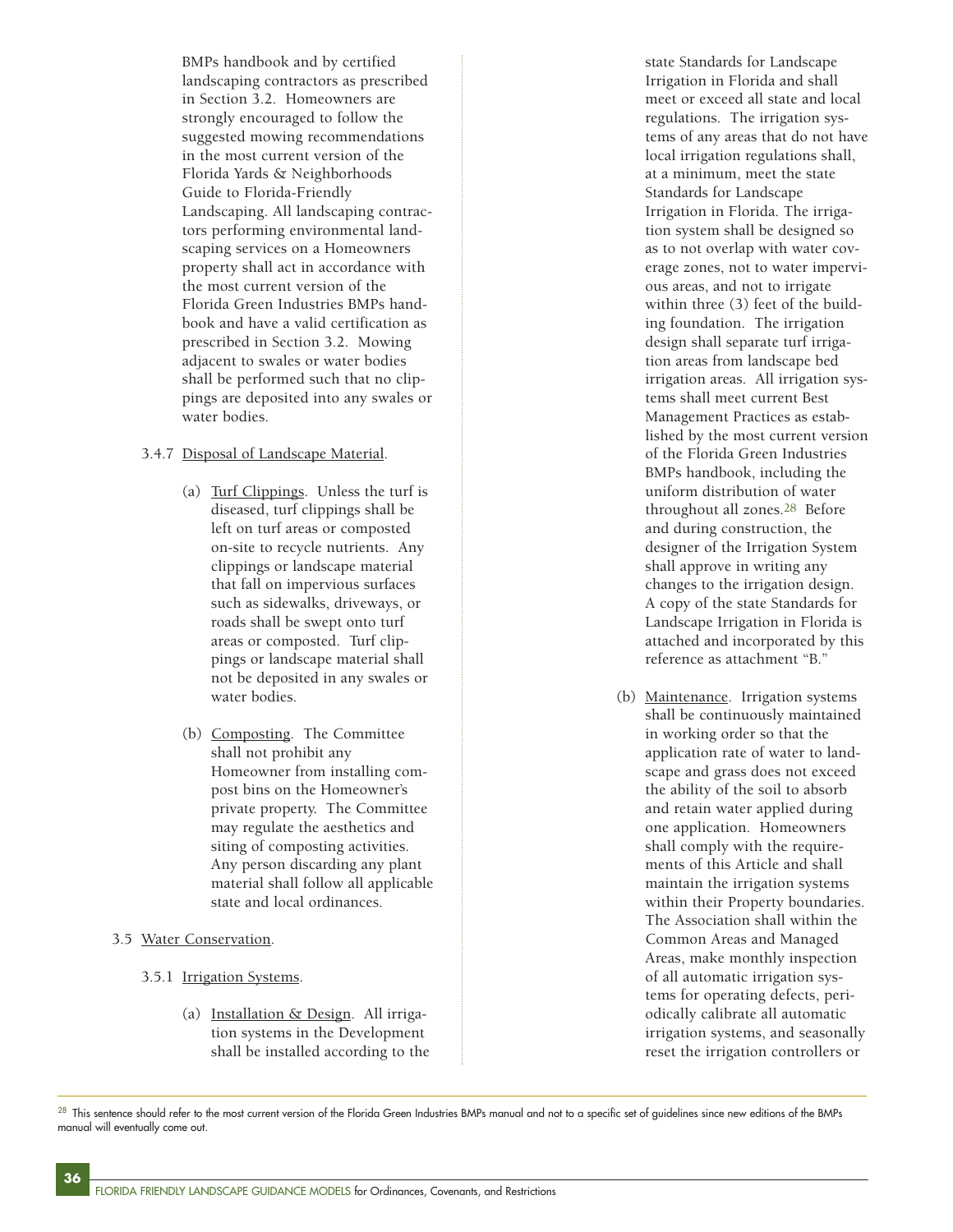BMPs handbook and by certified landscaping contractors as prescribed in Section 3.2. Homeowners are strongly encouraged to follow the suggested mowing recommendations in the most current version of the Florida Yards & Neighborhoods Guide to Florida-Friendly Landscaping. All landscaping contractors performing environmental landscaping services on a Homeowners property shall act in accordance with the most current version of the Florida Green Industries BMPs handbook and have a valid certification as prescribed in Section 3.2. Mowing adjacent to swales or water bodies shall be performed such that no clippings are deposited into any swales or water bodies.

3.4.7 Disposal of Landscape Material.

(a) Turf Clippings. Unless the turf is diseased, turf clippings shall be left on turf areas or composted on-site to recycle nutrients. Any clippings or landscape material that fall on impervious surfaces such as sidewalks, driveways, or roads shall be swept onto turf areas or composted. Turf clippings or landscape material shall not be deposited in any swales or water bodies.

(b) Composting. The Committee shall not prohibit any Homeowner from installing compost bins on the Homeowner's private property. The Committee may regulate the aesthetics and siting of composting activities. Any person discarding any plant material shall follow all applicable state and local ordinances.

3.5 Water Conservation.

3.5.1 Irrigation Systems.

(a) Installation & Design. All irrigation systems in the Development shall be installed according to the state Standards for Landscape Irrigation in Florida and shall meet or exceed all state and local regulations. The irrigation systems of any areas that do not have local irrigation regulations shall, at a minimum, meet the state Standards for Landscape Irrigation in Florida. The irrigation system shall be designed so as to not overlap with water coverage zones, not to water impervious areas, and not to irrigate within three (3) feet of the building foundation. The irrigation design shall separate turf irrigation areas from landscape bed irrigation areas. All irrigation systems shall meet current Best Management Practices as established by the most current version of the Florida Green Industries BMPs handbook, including the uniform distribution of water throughout all zones.[28] Before and during construction, the designer of the Irrigation System shall approve in writing any changes to the irrigation design. A copy of the state Standards for Landscape Irrigation in Florida is attached and incorporated by this reference as attachment "B."

(b) Maintenance. Irrigation systems shall be continuously maintained in working order so that the application rate of water to landscape and grass does not exceed the ability of the soil to absorb and retain water applied during one application. Homeowners shall comply with the requirements of this Article and shall maintain the irrigation systems within their Property boundaries. The Association shall within the Common Areas and Managed Areas, make monthly inspection of all automatic irrigation systems for operating defects, periodically calibrate all automatic irrigation systems, and seasonally reset the irrigation controllers or

---

[28] This sentence should refer to the most current version of the Florida Green Industries BMPs manual and not to a specific set of guidelines since new editions of the BMPs manual will eventually come out.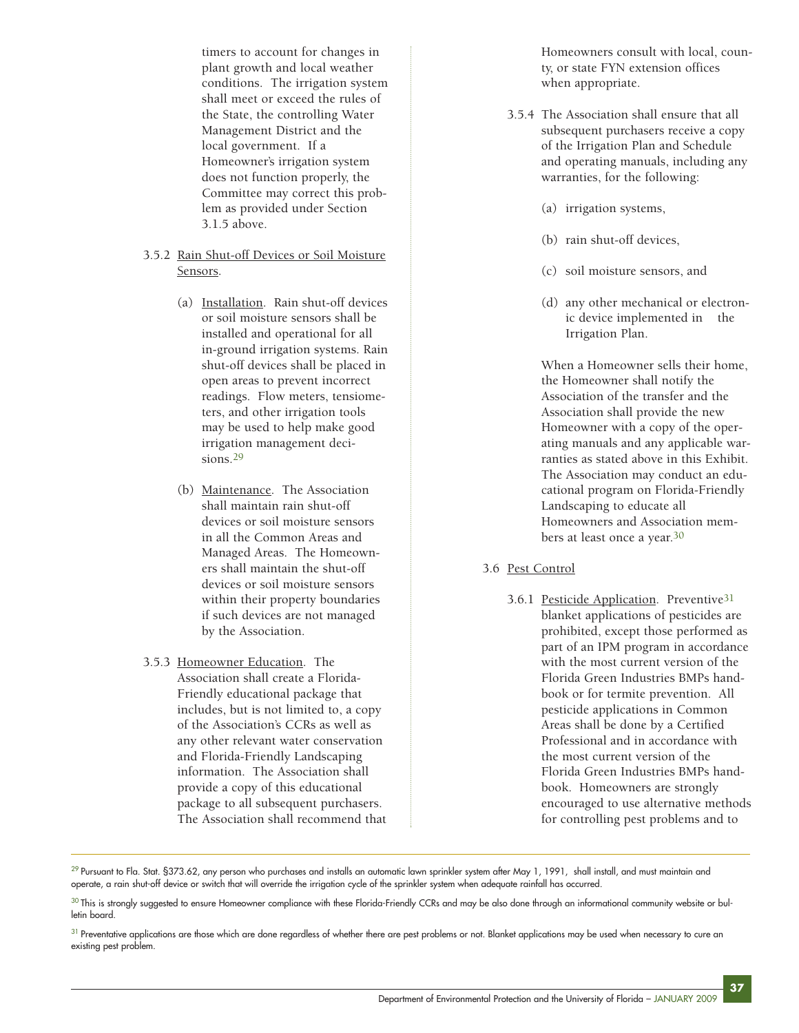timers to account for changes in plant growth and local weather conditions. The irrigation system shall meet or exceed the rules of the State, the controlling Water Management District and the local government. If a Homeowner's irrigation system does not function properly, the Committee may correct this problem as provided under Section 3.1.5 above.

3.5.2 Rain Shut-off Devices or Soil Moisture Sensors.

(a) Installation. Rain shut-off devices or soil moisture sensors shall be installed and operational for all in-ground irrigation systems. Rain shut-off devices shall be placed in open areas to prevent incorrect readings. Flow meters, tensiometers, and other irrigation tools may be used to help make good irrigation management decisions.[29]

(b) Maintenance. The Association shall maintain rain shut-off devices or soil moisture sensors in all the Common Areas and Managed Areas. The Homeowners shall maintain the shut-off devices or soil moisture sensors within their property boundaries if such devices are not managed by the Association.

3.5.3 Homeowner Education. The Association shall create a Florida-Friendly educational package that includes, but is not limited to, a copy of the Association's CCRs as well as any other relevant water conservation and Florida-Friendly Landscaping information. The Association shall provide a copy of this educational package to all subsequent purchasers. The Association shall recommend that Homeowners consult with local, county, or state FYN extension offices when appropriate.

3.5.4 The Association shall ensure that all subsequent purchasers receive a copy of the Irrigation Plan and Schedule and operating manuals, including any warranties, for the following:

(a) irrigation systems,

(b) rain shut-off devices,

(c) soil moisture sensors, and

(d) any other mechanical or electronic device implemented in the Irrigation Plan.

When a Homeowner sells their home, the Homeowner shall notify the Association of the transfer and the Association shall provide the new Homeowner with a copy of the operating manuals and any applicable warranties as stated above in this Exhibit. The Association may conduct an educational program on Florida-Friendly Landscaping to educate all Homeowners and Association members at least once a year.[30]

3.6 Pest Control

3.6.1 Pesticide Application. Preventive[31] blanket applications of pesticides are prohibited, except those performed as part of an IPM program in accordance with the most current version of the Florida Green Industries BMPs handbook or for termite prevention. All pesticide applications in Common Areas shall be done by a Certified Professional and in accordance with the most current version of the Florida Green Industries BMPs handbook. Homeowners are strongly encouraged to use alternative methods for controlling pest problems and to

---

[29] Pursuant to Fla. Stat. §373.62, any person who purchases and installs an automatic lawn sprinkler system after May 1, 1991, shall install, and must maintain and operate, a rain shut-off device or switch that will override the irrigation cycle of the sprinkler system when adequate rainfall has occurred.

[30] This is strongly suggested to ensure Homeowner compliance with these Florida-Friendly CCRs and may be also done through an informational community website or bulletin board.

[31] Preventative applications are those which are done regardless of whether there are pest problems or not. Blanket applications may be used when necessary to cure an existing pest problem.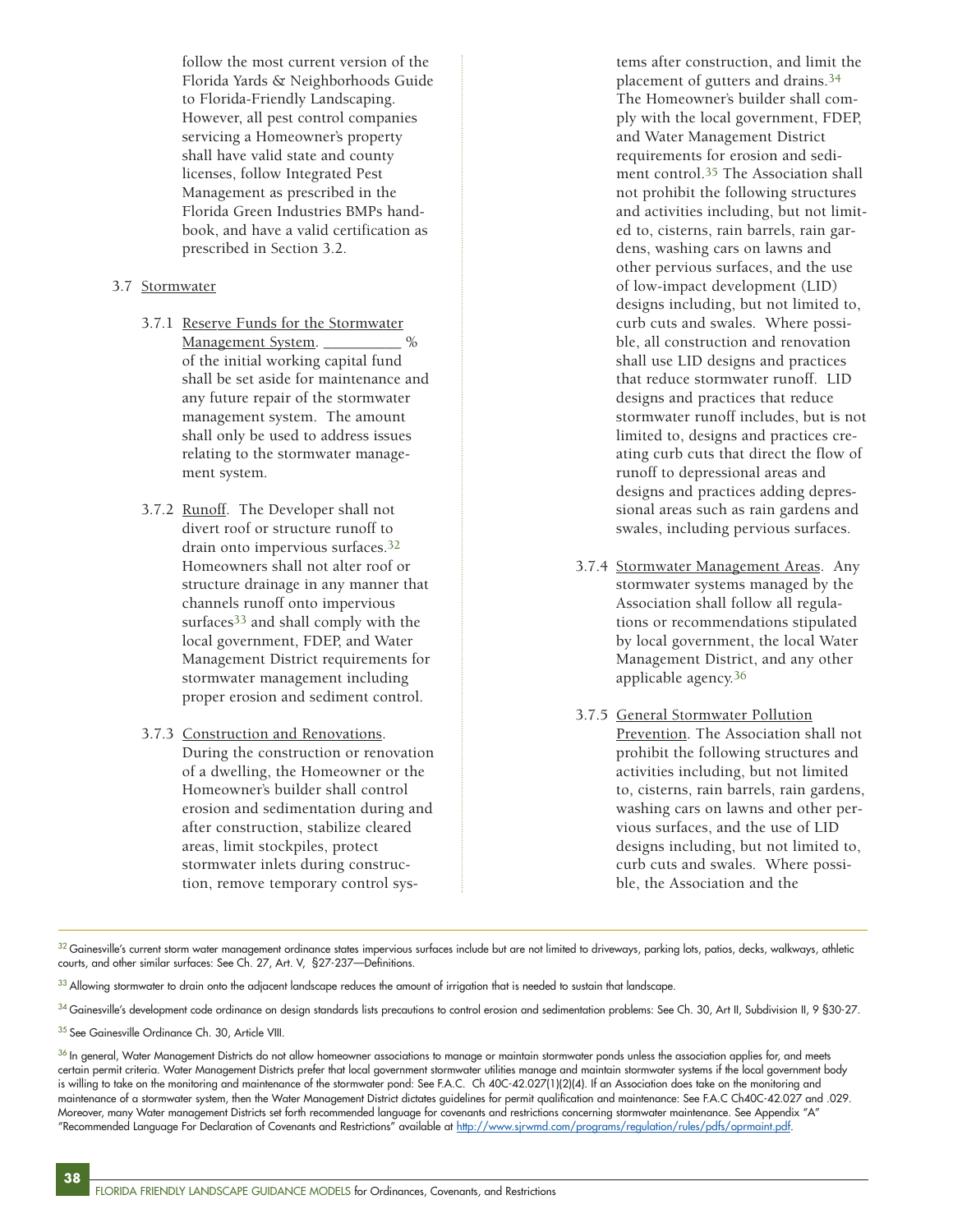follow the most current version of the Florida Yards & Neighborhoods Guide to Florida-Friendly Landscaping. However, all pest control companies servicing a Homeowner's property shall have valid state and county licenses, follow Integrated Pest Management as prescribed in the Florida Green Industries BMPs handbook, and have a valid certification as prescribed in Section 3.2.

3.7 Stormwater

3.7.1 Reserve Funds for the Stormwater Management System. __________ % of the initial working capital fund shall be set aside for maintenance and any future repair of the stormwater management system. The amount shall only be used to address issues relating to the stormwater management system.

3.7.2 Runoff. The Developer shall not divert roof or structure runoff to drain onto impervious surfaces.[32] Homeowners shall not alter roof or structure drainage in any manner that channels runoff onto impervious surfaces[33] and shall comply with the local government, FDEP, and Water Management District requirements for stormwater management including proper erosion and sediment control.

3.7.3 Construction and Renovations. During the construction or renovation of a dwelling, the Homeowner or the Homeowner's builder shall control erosion and sedimentation during and after construction, stabilize cleared areas, limit stockpiles, protect stormwater inlets during construction, remove temporary control systems after construction, and limit the placement of gutters and drains.[34] The Homeowner's builder shall comply with the local government, FDEP, and Water Management District requirements for erosion and sediment control.[35] The Association shall not prohibit the following structures and activities including, but not limited to, cisterns, rain barrels, rain gardens, washing cars on lawns and other pervious surfaces, and the use of low-impact development (LID) designs including, but not limited to, curb cuts and swales. Where possible, all construction and renovation shall use LID designs and practices that reduce stormwater runoff. LID designs and practices that reduce stormwater runoff includes, but is not limited to, designs and practices creating curb cuts that direct the flow of runoff to depressional areas and designs and practices adding depressional areas such as rain gardens and swales, including pervious surfaces.

3.7.4 Stormwater Management Areas. Any stormwater systems managed by the Association shall follow all regulations or recommendations stipulated by local government, the local Water Management District, and any other applicable agency.[36]

3.7.5 General Stormwater Pollution Prevention. The Association shall not prohibit the following structures and activities including, but not limited to, cisterns, rain barrels, rain gardens, washing cars on lawns and other pervious surfaces, and the use of LID designs including, but not limited to, curb cuts and swales. Where possible, the Association and the

---

[32] Gainesville's current storm water management ordinance states impervious surfaces include but are not limited to driveways, parking lots, patios, decks, walkways, athletic courts, and other similar surfaces: See Ch. 27, Art. V, §27-237—Definitions.

[33] Allowing stormwater to drain onto the adjacent landscape reduces the amount of irrigation that is needed to sustain that landscape.

[34] Gainesville's development code ordinance on design standards lists precautions to control erosion and sedimentation problems: See Ch. 30, Art II, Subdivision II, 9 §30-27.

[35] See Gainesville Ordinance Ch. 30, Article VIII.

[36] In general, Water Management Districts do not allow homeowner associations to manage or maintain stormwater ponds unless the association applies for, and meets certain permit criteria. Water Management Districts prefer that local government stormwater utilities manage and maintain stormwater systems if the local government body is willing to take on the monitoring and maintenance of the stormwater pond: See F.A.C. Ch 40C-42.027(1)(2)(4). If an Association does take on the monitoring and maintenance of a stormwater system, then the Water Management District dictates guidelines for permit qualification and maintenance: See F.A.C Ch40C-42.027 and .029. Moreover, many Water management Districts set forth recommended language for covenants and restrictions concerning stormwater maintenance. See Appendix "A" "Recommended Language For Declaration of Covenants and Restrictions" available at http://www.sjrwmd.com/programs/regulation/rules/pdfs/oprmaint.pdf.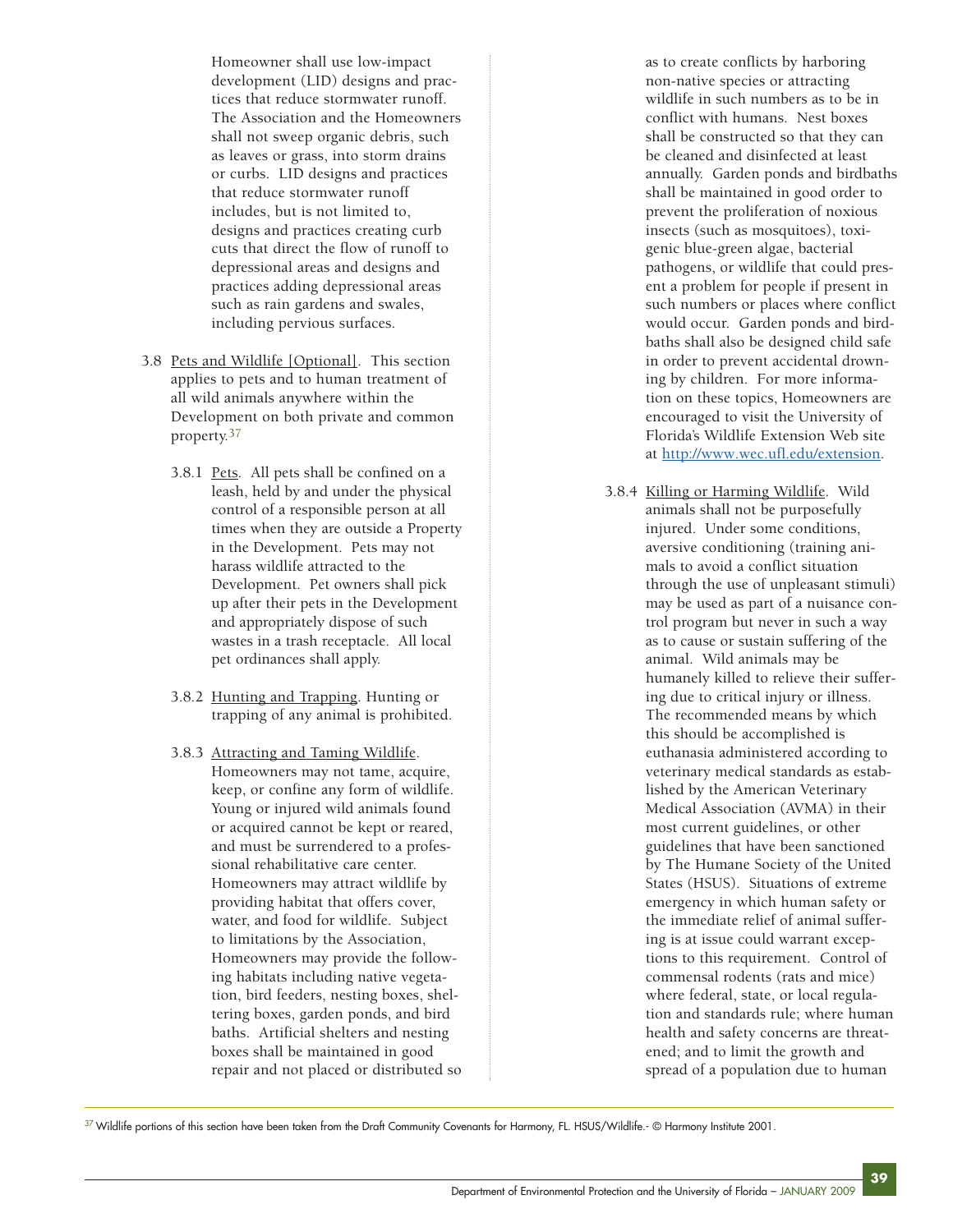Homeowner shall use low-impact development (LID) designs and practices that reduce stormwater runoff. The Association and the Homeowners shall not sweep organic debris, such as leaves or grass, into storm drains or curbs. LID designs and practices that reduce stormwater runoff includes, but is not limited to, designs and practices creating curb cuts that direct the flow of runoff to depressional areas and designs and practices adding depressional areas such as rain gardens and swales, including pervious surfaces.

3.8 Pets and Wildlife [Optional]. This section applies to pets and to human treatment of all wild animals anywhere within the Development on both private and common property.[37]

3.8.1 Pets. All pets shall be confined on a leash, held by and under the physical control of a responsible person at all times when they are outside a Property in the Development. Pets may not harass wildlife attracted to the Development. Pet owners shall pick up after their pets in the Development and appropriately dispose of such wastes in a trash receptacle. All local pet ordinances shall apply.

3.8.2 Hunting and Trapping. Hunting or trapping of any animal is prohibited.

3.8.3 Attracting and Taming Wildlife. Homeowners may not tame, acquire, keep, or confine any form of wildlife. Young or injured wild animals found or acquired cannot be kept or reared, and must be surrendered to a professional rehabilitative care center. Homeowners may attract wildlife by providing habitat that offers cover, water, and food for wildlife. Subject to limitations by the Association, Homeowners may provide the following habitats including native vegetation, bird feeders, nesting boxes, sheltering boxes, garden ponds, and bird baths. Artificial shelters and nesting boxes shall be maintained in good repair and not placed or distributed so as to create conflicts by harboring non-native species or attracting wildlife in such numbers as to be in conflict with humans. Nest boxes shall be constructed so that they can be cleaned and disinfected at least annually. Garden ponds and birdbaths shall be maintained in good order to prevent the proliferation of noxious insects (such as mosquitoes), toxigenic blue-green algae, bacterial pathogens, or wildlife that could present a problem for people if present in such numbers or places where conflict would occur. Garden ponds and birdbaths shall also be designed child safe in order to prevent accidental drowning by children. For more information on these topics, Homeowners are encouraged to visit the University of Florida's Wildlife Extension Web site at http://www.wec.ufl.edu/extension.

3.8.4 Killing or Harming Wildlife. Wild animals shall not be purposefully injured. Under some conditions, aversive conditioning (training animals to avoid a conflict situation through the use of unpleasant stimuli) may be used as part of a nuisance control program but never in such a way as to cause or sustain suffering of the animal. Wild animals may be humanely killed to relieve their suffering due to critical injury or illness. The recommended means by which this should be accomplished is euthanasia administered according to veterinary medical standards as established by the American Veterinary Medical Association (AVMA) in their most current guidelines, or other guidelines that have been sanctioned by The Humane Society of the United States (HSUS). Situations of extreme emergency in which human safety or the immediate relief of animal suffering is at issue could warrant exceptions to this requirement. Control of commensal rodents (rats and mice) where federal, state, or local regulation and standards rule; where human health and safety concerns are threatened; and to limit the growth and spread of a population due to human

---

[37] Wildlife portions of this section have been taken from the Draft Community Covenants for Harmony, FL. HSUS/Wildlife.- © Harmony Institute 2001.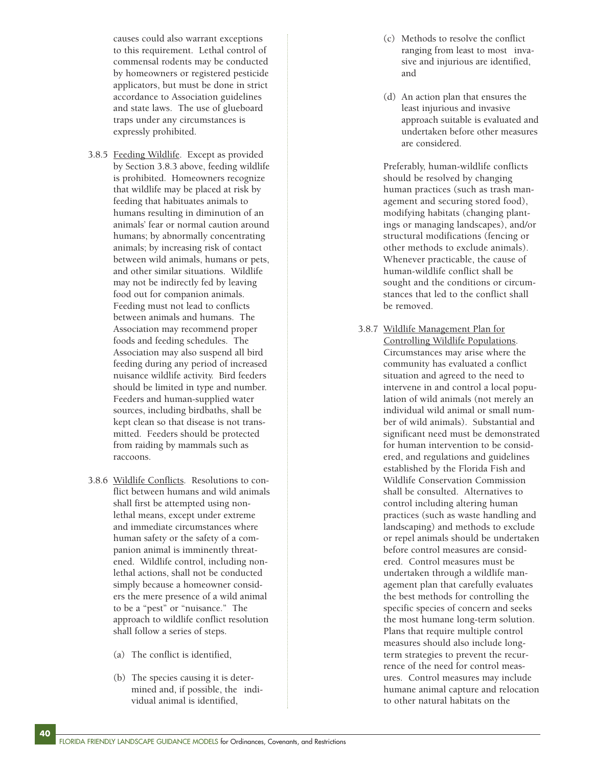causes could also warrant exceptions to this requirement. Lethal control of commensal rodents may be conducted by homeowners or registered pesticide applicators, but must be done in strict accordance to Association guidelines and state laws. The use of glueboard traps under any circumstances is expressly prohibited.

3.8.5 Feeding Wildlife. Except as provided by Section 3.8.3 above, feeding wildlife is prohibited. Homeowners recognize that wildlife may be placed at risk by feeding that habituates animals to humans resulting in diminution of an animals' fear or normal caution around humans; by abnormally concentrating animals; by increasing risk of contact between wild animals, humans or pets, and other similar situations. Wildlife may not be indirectly fed by leaving food out for companion animals. Feeding must not lead to conflicts between animals and humans. The Association may recommend proper foods and feeding schedules. The Association may also suspend all bird feeding during any period of increased nuisance wildlife activity. Bird feeders should be limited in type and number. Feeders and human-supplied water sources, including birdbaths, shall be kept clean so that disease is not transmitted. Feeders should be protected from raiding by mammals such as raccoons.

3.8.6 Wildlife Conflicts. Resolutions to conflict between humans and wild animals shall first be attempted using non-lethal means, except under extreme and immediate circumstances where human safety or the safety of a companion animal is imminently threatened. Wildlife control, including non-lethal actions, shall not be conducted simply because a homeowner considers the mere presence of a wild animal to be a "pest" or "nuisance." The approach to wildlife conflict resolution shall follow a series of steps.

(a) The conflict is identified,

(b) The species causing it is determined and, if possible, the individual animal is identified,

(c) Methods to resolve the conflict ranging from least to most invasive and injurious are identified, and

(d) An action plan that ensures the least injurious and invasive approach suitable is evaluated and undertaken before other measures are considered.

Preferably, human-wildlife conflicts should be resolved by changing human practices (such as trash management and securing stored food), modifying habitats (changing plantings or managing landscapes), and/or structural modifications (fencing or other methods to exclude animals). Whenever practicable, the cause of human-wildlife conflict shall be sought and the conditions or circumstances that led to the conflict shall be removed.

3.8.7 Wildlife Management Plan for Controlling Wildlife Populations. Circumstances may arise where the community has evaluated a conflict situation and agreed to the need to intervene in and control a local population of wild animals (not merely an individual wild animal or small number of wild animals). Substantial and significant need must be demonstrated for human intervention to be considered, and regulations and guidelines established by the Florida Fish and Wildlife Conservation Commission shall be consulted. Alternatives to control including altering human practices (such as waste handling and landscaping) and methods to exclude or repel animals should be undertaken before control measures are considered. Control measures must be undertaken through a wildlife management plan that carefully evaluates the best methods for controlling the specific species of concern and seeks the most humane long-term solution. Plans that require multiple control measures should also include long-term strategies to prevent the recurrence of the need for control measures. Control measures may include humane animal capture and relocation to other natural habitats on the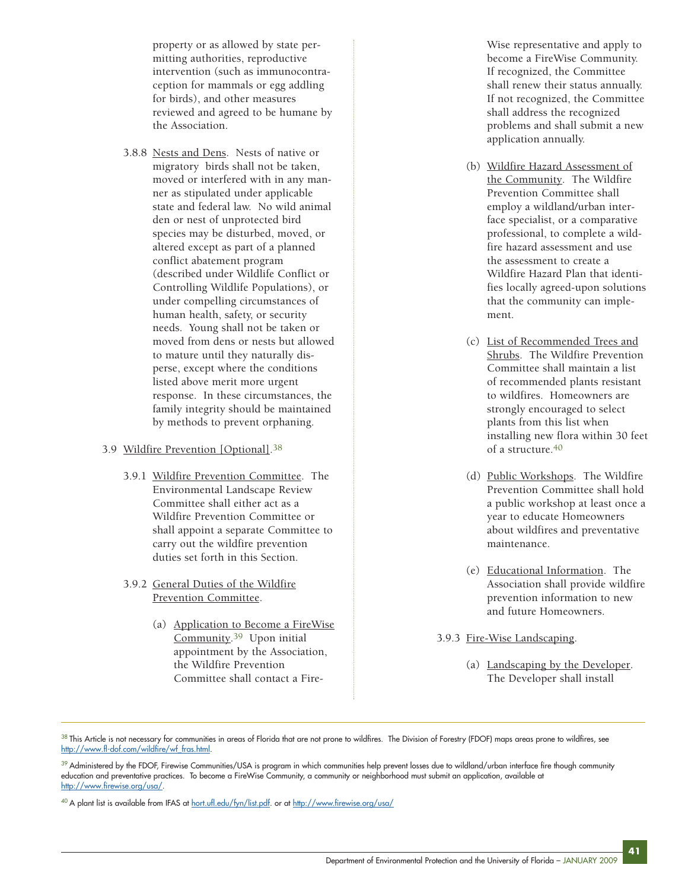property or as allowed by state permitting authorities, reproductive intervention (such as immunocontraception for mammals or egg addling for birds), and other measures reviewed and agreed to be humane by the Association.

3.8.8 Nests and Dens. Nests of native or migratory birds shall not be taken, moved or interfered with in any manner as stipulated under applicable state and federal law. No wild animal den or nest of unprotected bird species may be disturbed, moved, or altered except as part of a planned conflict abatement program (described under Wildlife Conflict or Controlling Wildlife Populations), or under compelling circumstances of human health, safety, or security needs. Young shall not be taken or moved from dens or nests but allowed to mature until they naturally disperse, except where the conditions listed above merit more urgent response. In these circumstances, the family integrity should be maintained by methods to prevent orphaning.

3.9 Wildfire Prevention [Optional].[38]

3.9.1 Wildfire Prevention Committee. The Environmental Landscape Review Committee shall either act as a Wildfire Prevention Committee or shall appoint a separate Committee to carry out the wildfire prevention duties set forth in this Section.

3.9.2 General Duties of the Wildfire Prevention Committee.

(a) Application to Become a FireWise Community.[39] Upon initial appointment by the Association, the Wildfire Prevention Committee shall contact a FireWise representative and apply to become a FireWise Community. If recognized, the Committee shall renew their status annually. If not recognized, the Committee shall address the recognized problems and shall submit a new application annually.

(b) Wildfire Hazard Assessment of the Community. The Wildfire Prevention Committee shall employ a wildland/urban interface specialist, or a comparative professional, to complete a wildfire hazard assessment and use the assessment to create a Wildfire Hazard Plan that identifies locally agreed-upon solutions that the community can implement.

(c) List of Recommended Trees and Shrubs. The Wildfire Prevention Committee shall maintain a list of recommended plants resistant to wildfires. Homeowners are strongly encouraged to select plants from this list when installing new flora within 30 feet of a structure.[40]

(d) Public Workshops. The Wildfire Prevention Committee shall hold a public workshop at least once a year to educate Homeowners about wildfires and preventative maintenance.

(e) Educational Information. The Association shall provide wildfire prevention information to new and future Homeowners.

3.9.3 Fire-Wise Landscaping.

(a) Landscaping by the Developer. The Developer shall install

---

[38] This Article is not necessary for communities in areas of Florida that are not prone to wildfires. The Division of Forestry (FDOF) maps areas prone to wildfires, see http://www.fl-dof.com/wildfire/wf_fras.html.

[39] Administered by the FDOF, Firewise Communities/USA is program in which communities help prevent losses due to wildland/urban interface fire though community education and preventative practices. To become a FireWise Community, a community or neighborhood must submit an application, available at http://www.firewise.org/usa/.

[40] A plant list is available from IFAS at hort.ufl.edu/fyn/list.pdf. or at http://www.firewise.org/usa/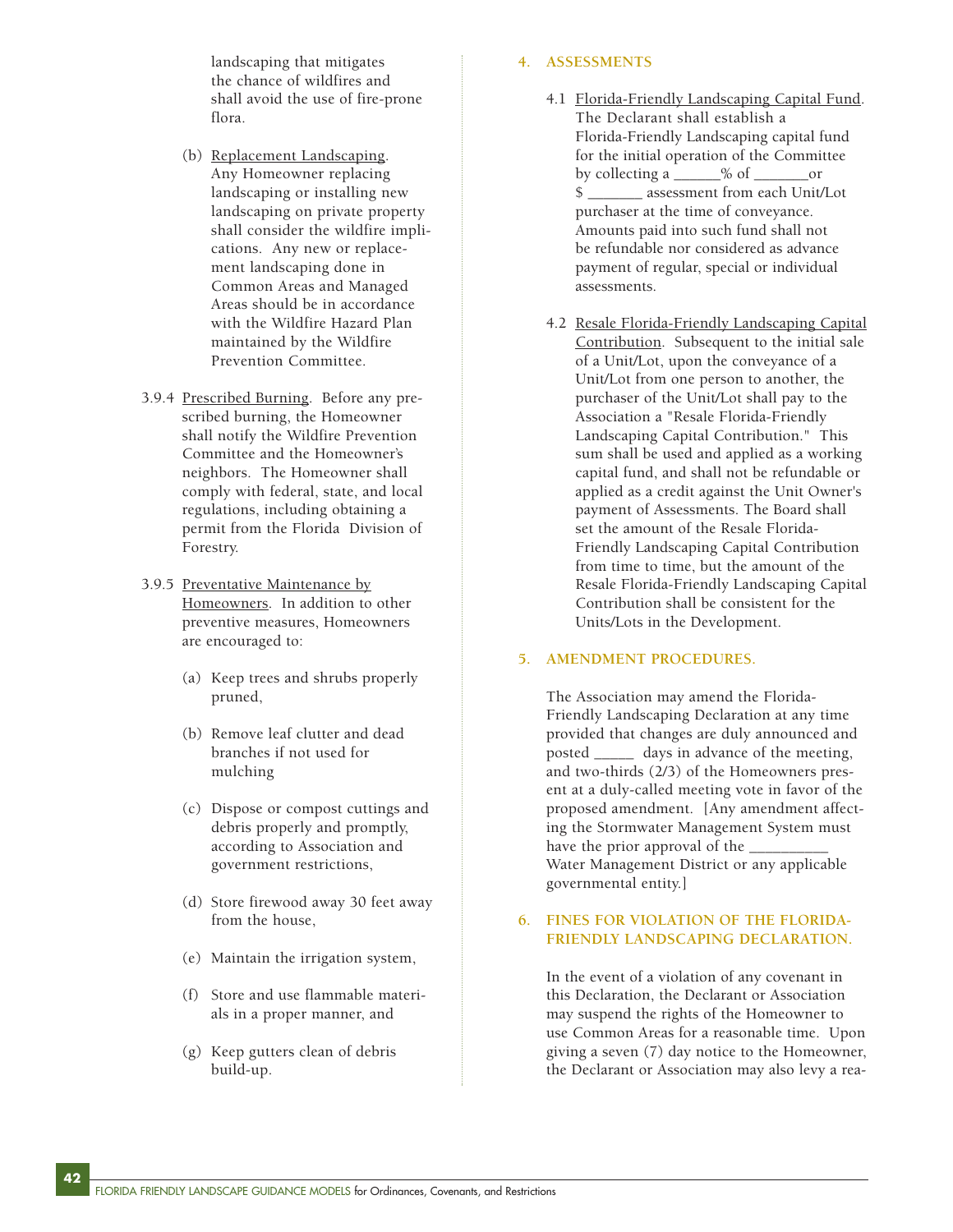landscaping that mitigates the chance of wildfires and shall avoid the use of fire-prone flora.

(b) Replacement Landscaping. Any Homeowner replacing landscaping or installing new landscaping on private property shall consider the wildfire implications. Any new or replacement landscaping done in Common Areas and Managed Areas should be in accordance with the Wildfire Hazard Plan maintained by the Wildfire Prevention Committee.

3.9.4 Prescribed Burning. Before any prescribed burning, the Homeowner shall notify the Wildfire Prevention Committee and the Homeowner's neighbors. The Homeowner shall comply with federal, state, and local regulations, including obtaining a permit from the Florida Division of Forestry.

3.9.5 Preventative Maintenance by Homeowners. In addition to other preventive measures, Homeowners are encouraged to:

(a) Keep trees and shrubs properly pruned,

(b) Remove leaf clutter and dead branches if not used for mulching

(c) Dispose or compost cuttings and debris properly and promptly, according to Association and government restrictions,

(d) Store firewood away 30 feet away from the house,

(e) Maintain the irrigation system,

(f) Store and use flammable materials in a proper manner, and

(g) Keep gutters clean of debris build-up.

## 4. ASSESSMENTS

4.1 Florida-Friendly Landscaping Capital Fund. The Declarant shall establish a Florida-Friendly Landscaping capital fund for the initial operation of the Committee by collecting a ______% of _______or $ _______ assessment from each Unit/Lot purchaser at the time of conveyance. Amounts paid into such fund shall not be refundable nor considered as advance payment of regular, special or individual assessments.

4.2 Resale Florida-Friendly Landscaping Capital Contribution. Subsequent to the initial sale of a Unit/Lot, upon the conveyance of a Unit/Lot from one person to another, the purchaser of the Unit/Lot shall pay to the Association a "Resale Florida-Friendly Landscaping Capital Contribution." This sum shall be used and applied as a working capital fund, and shall not be refundable or applied as a credit against the Unit Owner's payment of Assessments. The Board shall set the amount of the Resale Florida-Friendly Landscaping Capital Contribution from time to time, but the amount of the Resale Florida-Friendly Landscaping Capital Contribution shall be consistent for the Units/Lots in the Development.

## 5. AMENDMENT PROCEDURES.

The Association may amend the Florida-Friendly Landscaping Declaration at any time provided that changes are duly announced and posted _____ days in advance of the meeting, and two-thirds (2/3) of the Homeowners present at a duly-called meeting vote in favor of the proposed amendment. [Any amendment affecting the Stormwater Management System must have the prior approval of the __________ Water Management District or any applicable governmental entity.]

## 6. FINES FOR VIOLATION OF THE FLORIDA-FRIENDLY LANDSCAPING DECLARATION.

In the event of a violation of any covenant in this Declaration, the Declarant or Association may suspend the rights of the Homeowner to use Common Areas for a reasonable time. Upon giving a seven (7) day notice to the Homeowner, the Declarant or Association may also levy a rea-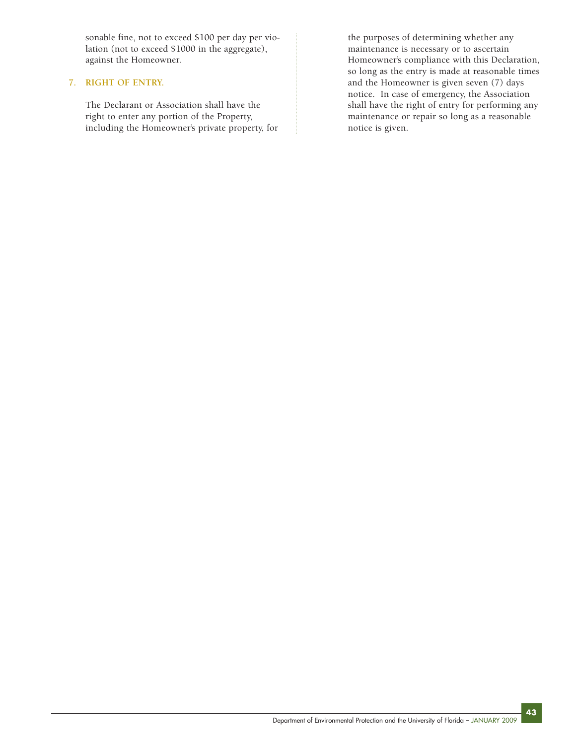sonable fine, not to exceed $100 per day per violation (not to exceed $1000 in the aggregate), against the Homeowner.

### 7. RIGHT OF ENTRY.

The Declarant or Association shall have the right to enter any portion of the Property, including the Homeowner's private property, for the purposes of determining whether any maintenance is necessary or to ascertain Homeowner's compliance with this Declaration, so long as the entry is made at reasonable times and the Homeowner is given seven (7) days notice. In case of emergency, the Association shall have the right of entry for performing any maintenance or repair so long as a reasonable notice is given.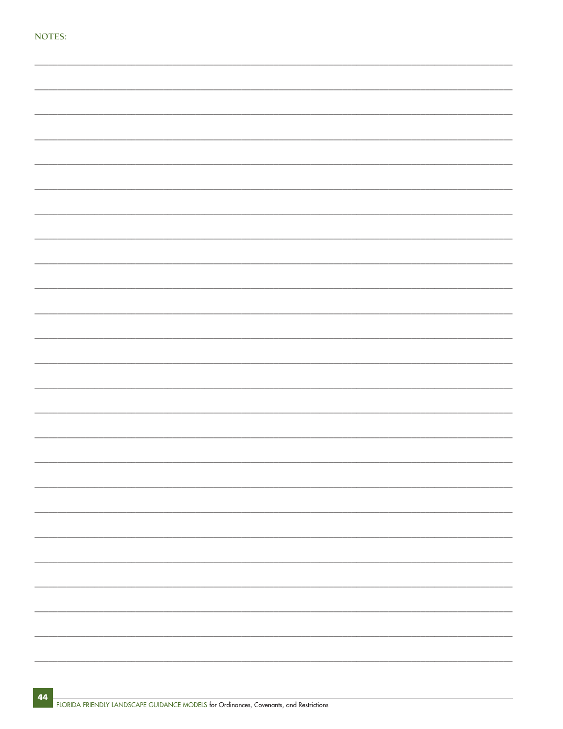**NOTES:**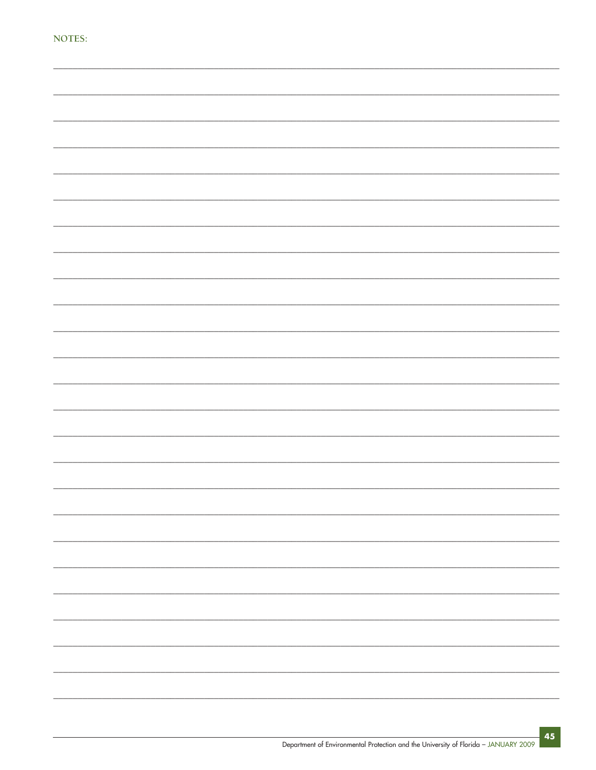NOTES: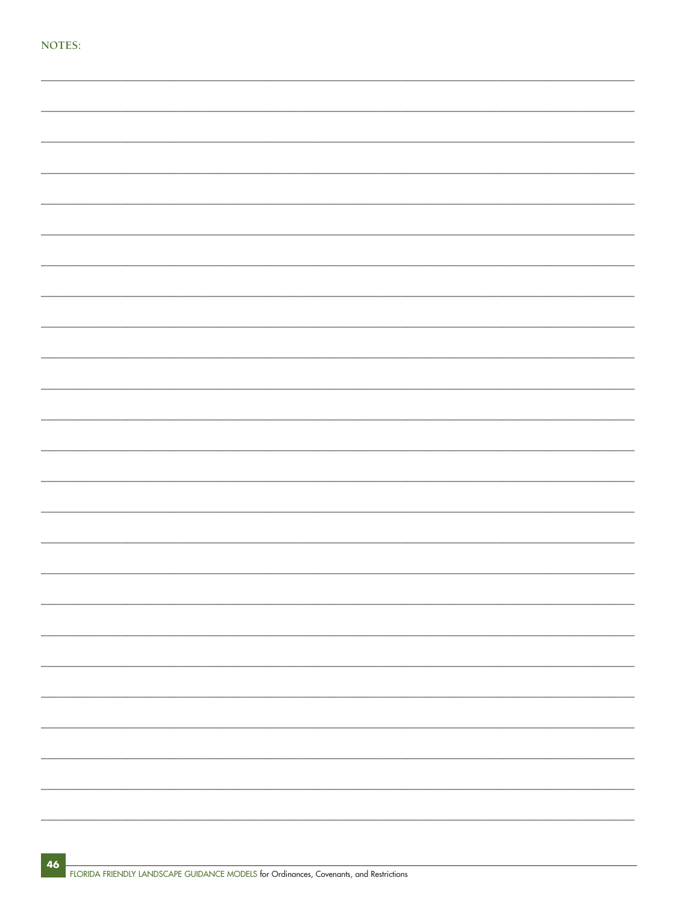NOTES: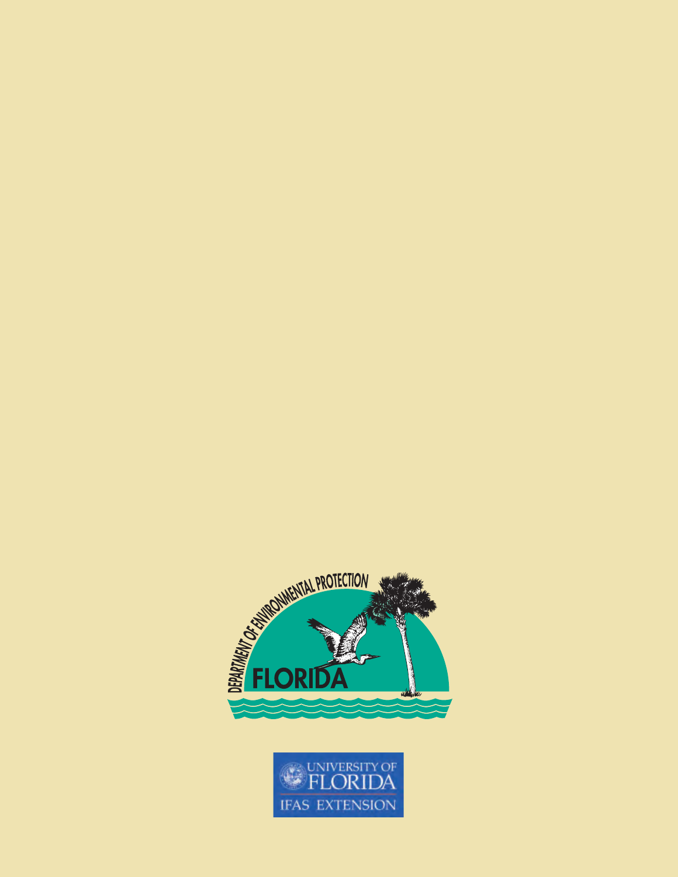DEPARTMENT OF ENVIRONMENTAL PROTECTION

FLORIDA

UNIVERSITY OF FLORIDA

IFAS EXTENSION